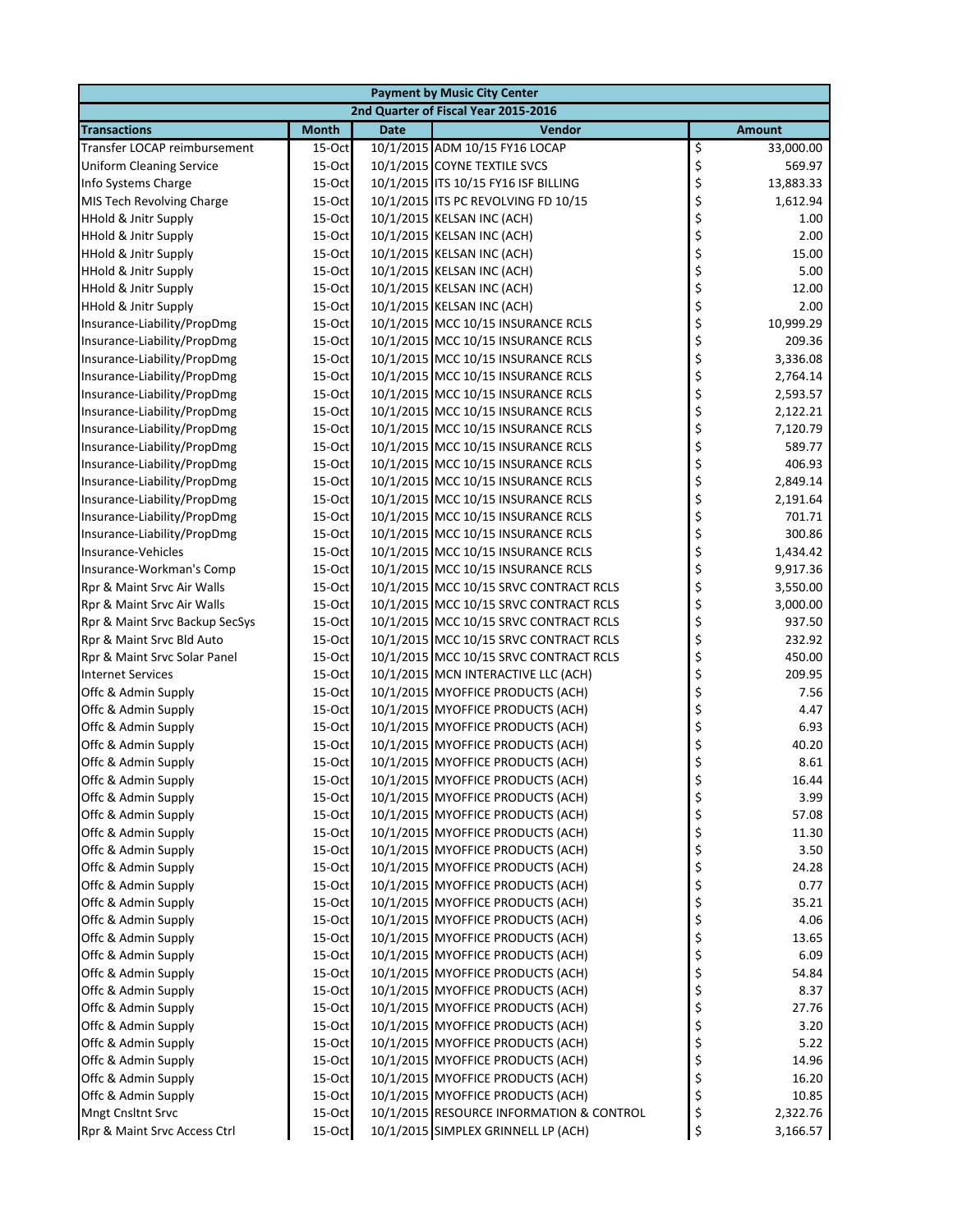| Payment by Music City Center | | | | |
|---|---|---|---|---|
| 2nd Quarter of Fiscal Year 2015-2016 | | | | |
| **Transactions** | **Month** | **Date** | **Vendor** | **Amount** |
| Transfer LOCAP reimbursement | 15-Oct | 10/1/2015 | ADM 10/15 FY16 LOCAP | $ 33,000.00 |
| Uniform Cleaning Service | 15-Oct | 10/1/2015 | COYNE TEXTILE SVCS | $ 569.97 |
| Info Systems Charge | 15-Oct | 10/1/2015 | ITS 10/15 FY16 ISF BILLING | $ 13,883.33 |
| MIS Tech Revolving Charge | 15-Oct | 10/1/2015 | ITS PC REVOLVING FD 10/15 | $ 1,612.94 |
| HHold & Jnitr Supply | 15-Oct | 10/1/2015 | KELSAN INC (ACH) | $ 1.00 |
| HHold & Jnitr Supply | 15-Oct | 10/1/2015 | KELSAN INC (ACH) | $ 2.00 |
| HHold & Jnitr Supply | 15-Oct | 10/1/2015 | KELSAN INC (ACH) | $ 15.00 |
| HHold & Jnitr Supply | 15-Oct | 10/1/2015 | KELSAN INC (ACH) | $ 5.00 |
| HHold & Jnitr Supply | 15-Oct | 10/1/2015 | KELSAN INC (ACH) | $ 12.00 |
| HHold & Jnitr Supply | 15-Oct | 10/1/2015 | KELSAN INC (ACH) | $ 2.00 |
| Insurance-Liability/PropDmg | 15-Oct | 10/1/2015 | MCC 10/15 INSURANCE RCLS | $ 10,999.29 |
| Insurance-Liability/PropDmg | 15-Oct | 10/1/2015 | MCC 10/15 INSURANCE RCLS | $ 209.36 |
| Insurance-Liability/PropDmg | 15-Oct | 10/1/2015 | MCC 10/15 INSURANCE RCLS | $ 3,336.08 |
| Insurance-Liability/PropDmg | 15-Oct | 10/1/2015 | MCC 10/15 INSURANCE RCLS | $ 2,764.14 |
| Insurance-Liability/PropDmg | 15-Oct | 10/1/2015 | MCC 10/15 INSURANCE RCLS | $ 2,593.57 |
| Insurance-Liability/PropDmg | 15-Oct | 10/1/2015 | MCC 10/15 INSURANCE RCLS | $ 2,122.21 |
| Insurance-Liability/PropDmg | 15-Oct | 10/1/2015 | MCC 10/15 INSURANCE RCLS | $ 7,120.79 |
| Insurance-Liability/PropDmg | 15-Oct | 10/1/2015 | MCC 10/15 INSURANCE RCLS | $ 589.77 |
| Insurance-Liability/PropDmg | 15-Oct | 10/1/2015 | MCC 10/15 INSURANCE RCLS | $ 406.93 |
| Insurance-Liability/PropDmg | 15-Oct | 10/1/2015 | MCC 10/15 INSURANCE RCLS | $ 2,849.14 |
| Insurance-Liability/PropDmg | 15-Oct | 10/1/2015 | MCC 10/15 INSURANCE RCLS | $ 2,191.64 |
| Insurance-Liability/PropDmg | 15-Oct | 10/1/2015 | MCC 10/15 INSURANCE RCLS | $ 701.71 |
| Insurance-Liability/PropDmg | 15-Oct | 10/1/2015 | MCC 10/15 INSURANCE RCLS | $ 300.86 |
| Insurance-Vehicles | 15-Oct | 10/1/2015 | MCC 10/15 INSURANCE RCLS | $ 1,434.42 |
| Insurance-Workman's Comp | 15-Oct | 10/1/2015 | MCC 10/15 INSURANCE RCLS | $ 9,917.36 |
| Rpr & Maint Srvc Air Walls | 15-Oct | 10/1/2015 | MCC 10/15 SRVC CONTRACT RCLS | $ 3,550.00 |
| Rpr & Maint Srvc Air Walls | 15-Oct | 10/1/2015 | MCC 10/15 SRVC CONTRACT RCLS | $ 3,000.00 |
| Rpr & Maint Srvc Backup SecSys | 15-Oct | 10/1/2015 | MCC 10/15 SRVC CONTRACT RCLS | $ 937.50 |
| Rpr & Maint Srvc Bld Auto | 15-Oct | 10/1/2015 | MCC 10/15 SRVC CONTRACT RCLS | $ 232.92 |
| Rpr & Maint Srvc Solar Panel | 15-Oct | 10/1/2015 | MCC 10/15 SRVC CONTRACT RCLS | $ 450.00 |
| Internet Services | 15-Oct | 10/1/2015 | MCN INTERACTIVE LLC (ACH) | $ 209.95 |
| Offc & Admin Supply | 15-Oct | 10/1/2015 | MYOFFICE PRODUCTS (ACH) | $ 7.56 |
| Offc & Admin Supply | 15-Oct | 10/1/2015 | MYOFFICE PRODUCTS (ACH) | $ 4.47 |
| Offc & Admin Supply | 15-Oct | 10/1/2015 | MYOFFICE PRODUCTS (ACH) | $ 6.93 |
| Offc & Admin Supply | 15-Oct | 10/1/2015 | MYOFFICE PRODUCTS (ACH) | $ 40.20 |
| Offc & Admin Supply | 15-Oct | 10/1/2015 | MYOFFICE PRODUCTS (ACH) | $ 8.61 |
| Offc & Admin Supply | 15-Oct | 10/1/2015 | MYOFFICE PRODUCTS (ACH) | $ 16.44 |
| Offc & Admin Supply | 15-Oct | 10/1/2015 | MYOFFICE PRODUCTS (ACH) | $ 3.99 |
| Offc & Admin Supply | 15-Oct | 10/1/2015 | MYOFFICE PRODUCTS (ACH) | $ 57.08 |
| Offc & Admin Supply | 15-Oct | 10/1/2015 | MYOFFICE PRODUCTS (ACH) | $ 11.30 |
| Offc & Admin Supply | 15-Oct | 10/1/2015 | MYOFFICE PRODUCTS (ACH) | $ 3.50 |
| Offc & Admin Supply | 15-Oct | 10/1/2015 | MYOFFICE PRODUCTS (ACH) | $ 24.28 |
| Offc & Admin Supply | 15-Oct | 10/1/2015 | MYOFFICE PRODUCTS (ACH) | $ 0.77 |
| Offc & Admin Supply | 15-Oct | 10/1/2015 | MYOFFICE PRODUCTS (ACH) | $ 35.21 |
| Offc & Admin Supply | 15-Oct | 10/1/2015 | MYOFFICE PRODUCTS (ACH) | $ 4.06 |
| Offc & Admin Supply | 15-Oct | 10/1/2015 | MYOFFICE PRODUCTS (ACH) | $ 13.65 |
| Offc & Admin Supply | 15-Oct | 10/1/2015 | MYOFFICE PRODUCTS (ACH) | $ 6.09 |
| Offc & Admin Supply | 15-Oct | 10/1/2015 | MYOFFICE PRODUCTS (ACH) | $ 54.84 |
| Offc & Admin Supply | 15-Oct | 10/1/2015 | MYOFFICE PRODUCTS (ACH) | $ 8.37 |
| Offc & Admin Supply | 15-Oct | 10/1/2015 | MYOFFICE PRODUCTS (ACH) | $ 27.76 |
| Offc & Admin Supply | 15-Oct | 10/1/2015 | MYOFFICE PRODUCTS (ACH) | $ 3.20 |
| Offc & Admin Supply | 15-Oct | 10/1/2015 | MYOFFICE PRODUCTS (ACH) | $ 5.22 |
| Offc & Admin Supply | 15-Oct | 10/1/2015 | MYOFFICE PRODUCTS (ACH) | $ 14.96 |
| Offc & Admin Supply | 15-Oct | 10/1/2015 | MYOFFICE PRODUCTS (ACH) | $ 16.20 |
| Offc & Admin Supply | 15-Oct | 10/1/2015 | MYOFFICE PRODUCTS (ACH) | $ 10.85 |
| Mngt Cnsltnt Srvc | 15-Oct | 10/1/2015 | RESOURCE INFORMATION & CONTROL | $ 2,322.76 |
| Rpr & Maint Srvc Access Ctrl | 15-Oct | 10/1/2015 | SIMPLEX GRINNELL LP (ACH) | $ 3,166.57 |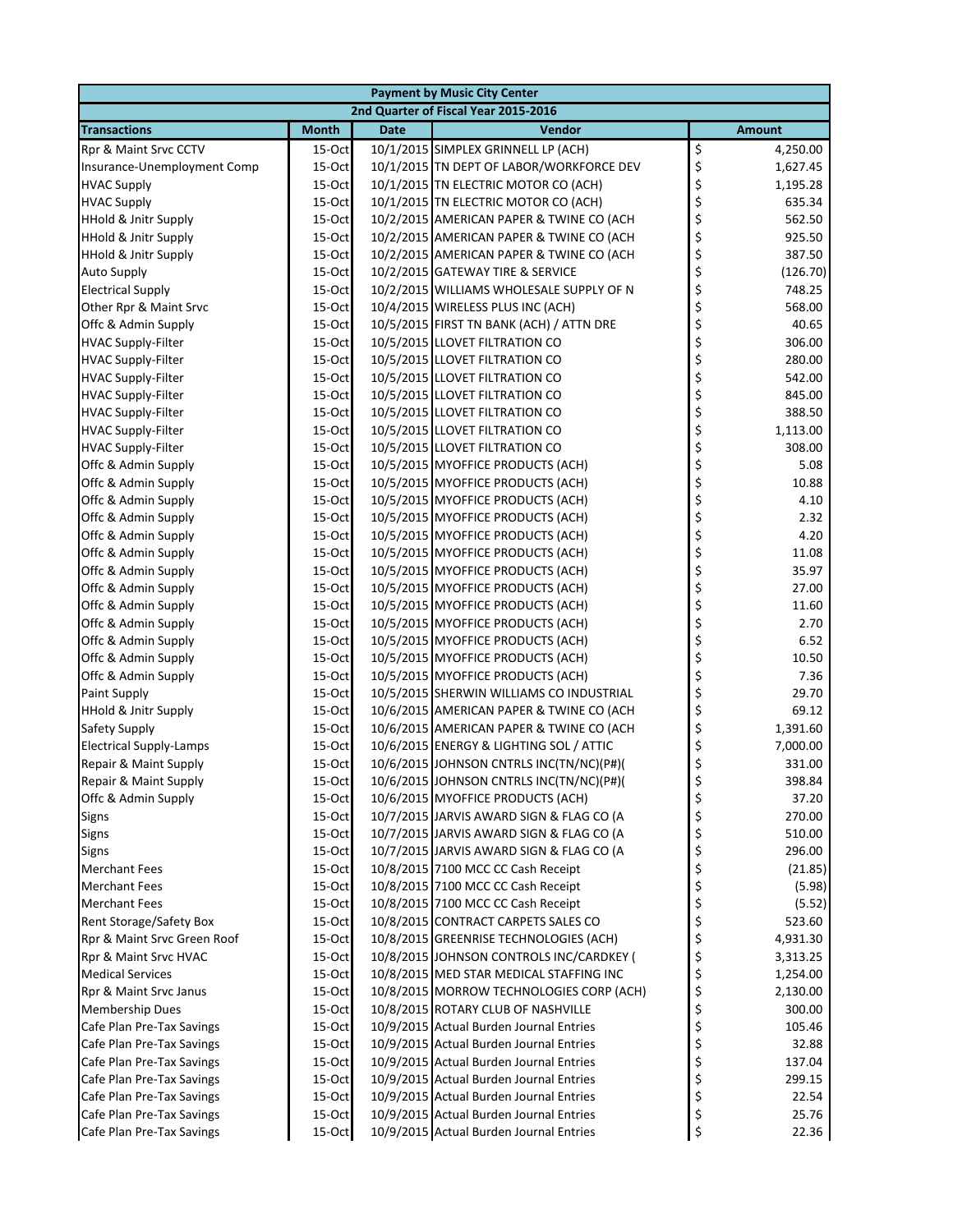| Payment by Music City Center | | | | |
|---|---|---|---|---|
| 2nd Quarter of Fiscal Year 2015-2016 | | | | |
| **Transactions** | **Month** | **Date** | **Vendor** | **Amount** |
| Rpr & Maint Srvc CCTV | 15-Oct | 10/1/2015 | SIMPLEX GRINNELL LP (ACH) | $ 4,250.00 |
| Insurance-Unemployment Comp | 15-Oct | 10/1/2015 | TN DEPT OF LABOR/WORKFORCE DEV | $ 1,627.45 |
| HVAC Supply | 15-Oct | 10/1/2015 | TN ELECTRIC MOTOR CO (ACH) | $ 1,195.28 |
| HVAC Supply | 15-Oct | 10/1/2015 | TN ELECTRIC MOTOR CO (ACH) | $ 635.34 |
| HHold & Jnitr Supply | 15-Oct | 10/2/2015 | AMERICAN PAPER & TWINE CO (ACH | $ 562.50 |
| HHold & Jnitr Supply | 15-Oct | 10/2/2015 | AMERICAN PAPER & TWINE CO (ACH | $ 925.50 |
| HHold & Jnitr Supply | 15-Oct | 10/2/2015 | AMERICAN PAPER & TWINE CO (ACH | $ 387.50 |
| Auto Supply | 15-Oct | 10/2/2015 | GATEWAY TIRE & SERVICE | $ (126.70) |
| Electrical Supply | 15-Oct | 10/2/2015 | WILLIAMS WHOLESALE SUPPLY OF N | $ 748.25 |
| Other Rpr & Maint Srvc | 15-Oct | 10/4/2015 | WIRELESS PLUS INC (ACH) | $ 568.00 |
| Offc & Admin Supply | 15-Oct | 10/5/2015 | FIRST TN BANK (ACH) / ATTN DRE | $ 40.65 |
| HVAC Supply-Filter | 15-Oct | 10/5/2015 | LLOVET FILTRATION CO | $ 306.00 |
| HVAC Supply-Filter | 15-Oct | 10/5/2015 | LLOVET FILTRATION CO | $ 280.00 |
| HVAC Supply-Filter | 15-Oct | 10/5/2015 | LLOVET FILTRATION CO | $ 542.00 |
| HVAC Supply-Filter | 15-Oct | 10/5/2015 | LLOVET FILTRATION CO | $ 845.00 |
| HVAC Supply-Filter | 15-Oct | 10/5/2015 | LLOVET FILTRATION CO | $ 388.50 |
| HVAC Supply-Filter | 15-Oct | 10/5/2015 | LLOVET FILTRATION CO | $ 1,113.00 |
| HVAC Supply-Filter | 15-Oct | 10/5/2015 | LLOVET FILTRATION CO | $ 308.00 |
| Offc & Admin Supply | 15-Oct | 10/5/2015 | MYOFFICE PRODUCTS (ACH) | $ 5.08 |
| Offc & Admin Supply | 15-Oct | 10/5/2015 | MYOFFICE PRODUCTS (ACH) | $ 10.88 |
| Offc & Admin Supply | 15-Oct | 10/5/2015 | MYOFFICE PRODUCTS (ACH) | $ 4.10 |
| Offc & Admin Supply | 15-Oct | 10/5/2015 | MYOFFICE PRODUCTS (ACH) | $ 2.32 |
| Offc & Admin Supply | 15-Oct | 10/5/2015 | MYOFFICE PRODUCTS (ACH) | $ 4.20 |
| Offc & Admin Supply | 15-Oct | 10/5/2015 | MYOFFICE PRODUCTS (ACH) | $ 11.08 |
| Offc & Admin Supply | 15-Oct | 10/5/2015 | MYOFFICE PRODUCTS (ACH) | $ 35.97 |
| Offc & Admin Supply | 15-Oct | 10/5/2015 | MYOFFICE PRODUCTS (ACH) | $ 27.00 |
| Offc & Admin Supply | 15-Oct | 10/5/2015 | MYOFFICE PRODUCTS (ACH) | $ 11.60 |
| Offc & Admin Supply | 15-Oct | 10/5/2015 | MYOFFICE PRODUCTS (ACH) | $ 2.70 |
| Offc & Admin Supply | 15-Oct | 10/5/2015 | MYOFFICE PRODUCTS (ACH) | $ 6.52 |
| Offc & Admin Supply | 15-Oct | 10/5/2015 | MYOFFICE PRODUCTS (ACH) | $ 10.50 |
| Offc & Admin Supply | 15-Oct | 10/5/2015 | MYOFFICE PRODUCTS (ACH) | $ 7.36 |
| Paint Supply | 15-Oct | 10/5/2015 | SHERWIN WILLIAMS CO INDUSTRIAL | $ 29.70 |
| HHold & Jnitr Supply | 15-Oct | 10/6/2015 | AMERICAN PAPER & TWINE CO (ACH | $ 69.12 |
| Safety Supply | 15-Oct | 10/6/2015 | AMERICAN PAPER & TWINE CO (ACH | $ 1,391.60 |
| Electrical Supply-Lamps | 15-Oct | 10/6/2015 | ENERGY & LIGHTING SOL / ATTIC | $ 7,000.00 |
| Repair & Maint Supply | 15-Oct | 10/6/2015 | JOHNSON CNTRLS INC(TN/NC)(P#)( | $ 331.00 |
| Repair & Maint Supply | 15-Oct | 10/6/2015 | JOHNSON CNTRLS INC(TN/NC)(P#)( | $ 398.84 |
| Offc & Admin Supply | 15-Oct | 10/6/2015 | MYOFFICE PRODUCTS (ACH) | $ 37.20 |
| Signs | 15-Oct | 10/7/2015 | JARVIS AWARD SIGN & FLAG CO (A | $ 270.00 |
| Signs | 15-Oct | 10/7/2015 | JARVIS AWARD SIGN & FLAG CO (A | $ 510.00 |
| Signs | 15-Oct | 10/7/2015 | JARVIS AWARD SIGN & FLAG CO (A | $ 296.00 |
| Merchant Fees | 15-Oct | 10/8/2015 | 7100 MCC CC Cash Receipt | $ (21.85) |
| Merchant Fees | 15-Oct | 10/8/2015 | 7100 MCC CC Cash Receipt | $ (5.98) |
| Merchant Fees | 15-Oct | 10/8/2015 | 7100 MCC CC Cash Receipt | $ (5.52) |
| Rent Storage/Safety Box | 15-Oct | 10/8/2015 | CONTRACT CARPETS SALES CO | $ 523.60 |
| Rpr & Maint Srvc Green Roof | 15-Oct | 10/8/2015 | GREENRISE TECHNOLOGIES (ACH) | $ 4,931.30 |
| Rpr & Maint Srvc HVAC | 15-Oct | 10/8/2015 | JOHNSON CONTROLS INC/CARDKEY ( | $ 3,313.25 |
| Medical Services | 15-Oct | 10/8/2015 | MED STAR MEDICAL STAFFING INC | $ 1,254.00 |
| Rpr & Maint Srvc Janus | 15-Oct | 10/8/2015 | MORROW TECHNOLOGIES CORP (ACH) | $ 2,130.00 |
| Membership Dues | 15-Oct | 10/8/2015 | ROTARY CLUB OF NASHVILLE | $ 300.00 |
| Cafe Plan Pre-Tax Savings | 15-Oct | 10/9/2015 | Actual Burden Journal Entries | $ 105.46 |
| Cafe Plan Pre-Tax Savings | 15-Oct | 10/9/2015 | Actual Burden Journal Entries | $ 32.88 |
| Cafe Plan Pre-Tax Savings | 15-Oct | 10/9/2015 | Actual Burden Journal Entries | $ 137.04 |
| Cafe Plan Pre-Tax Savings | 15-Oct | 10/9/2015 | Actual Burden Journal Entries | $ 299.15 |
| Cafe Plan Pre-Tax Savings | 15-Oct | 10/9/2015 | Actual Burden Journal Entries | $ 22.54 |
| Cafe Plan Pre-Tax Savings | 15-Oct | 10/9/2015 | Actual Burden Journal Entries | $ 25.76 |
| Cafe Plan Pre-Tax Savings | 15-Oct | 10/9/2015 | Actual Burden Journal Entries | $ 22.36 |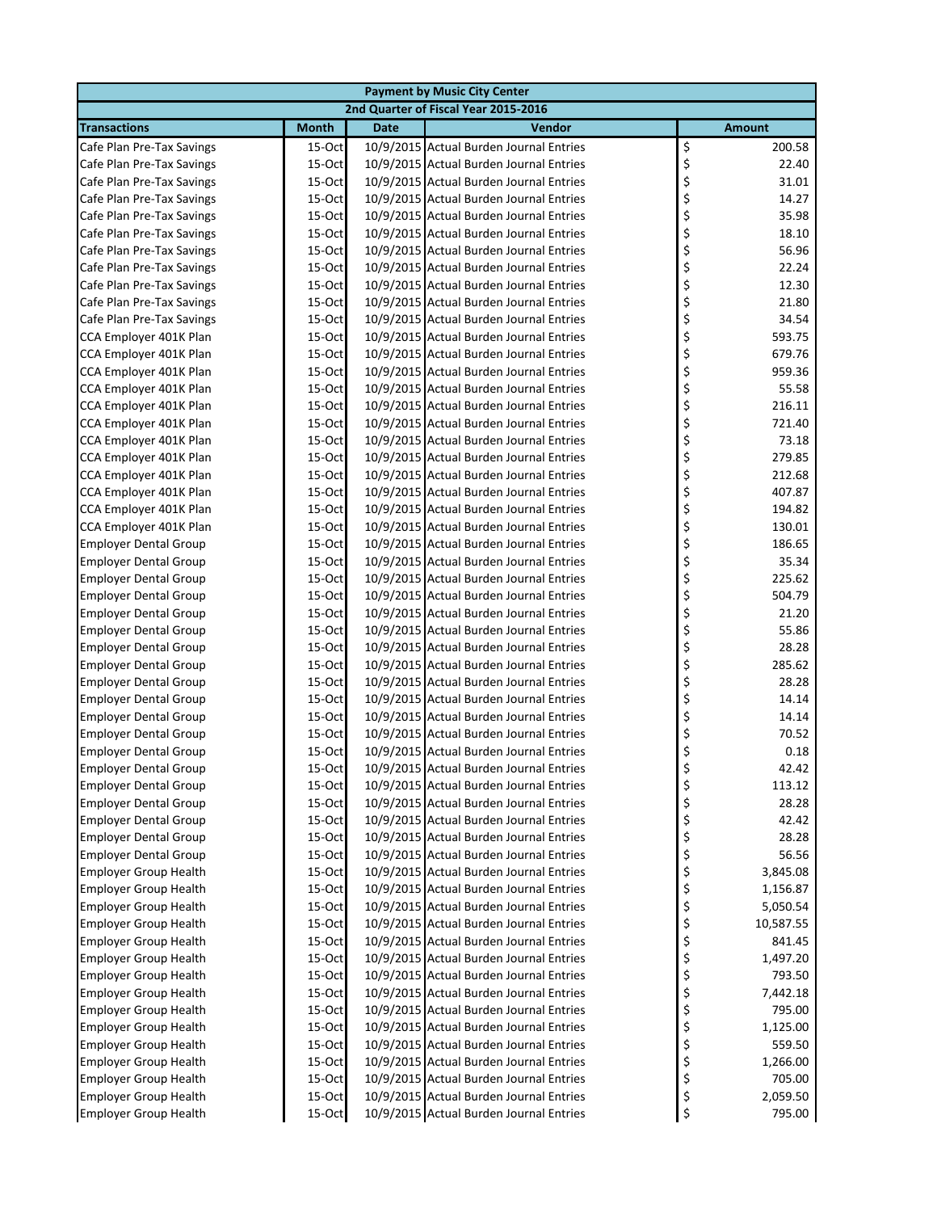| Payment by Music City Center | | | | |
|---|---|---|---|---|
| 2nd Quarter of Fiscal Year 2015-2016 | | | | |
| Transactions | Month | Date | Vendor | Amount |
| Cafe Plan Pre-Tax Savings | 15-Oct | 10/9/2015 | Actual Burden Journal Entries | $ 200.58 |
| Cafe Plan Pre-Tax Savings | 15-Oct | 10/9/2015 | Actual Burden Journal Entries | $ 22.40 |
| Cafe Plan Pre-Tax Savings | 15-Oct | 10/9/2015 | Actual Burden Journal Entries | $ 31.01 |
| Cafe Plan Pre-Tax Savings | 15-Oct | 10/9/2015 | Actual Burden Journal Entries | $ 14.27 |
| Cafe Plan Pre-Tax Savings | 15-Oct | 10/9/2015 | Actual Burden Journal Entries | $ 35.98 |
| Cafe Plan Pre-Tax Savings | 15-Oct | 10/9/2015 | Actual Burden Journal Entries | $ 18.10 |
| Cafe Plan Pre-Tax Savings | 15-Oct | 10/9/2015 | Actual Burden Journal Entries | $ 56.96 |
| Cafe Plan Pre-Tax Savings | 15-Oct | 10/9/2015 | Actual Burden Journal Entries | $ 22.24 |
| Cafe Plan Pre-Tax Savings | 15-Oct | 10/9/2015 | Actual Burden Journal Entries | $ 12.30 |
| Cafe Plan Pre-Tax Savings | 15-Oct | 10/9/2015 | Actual Burden Journal Entries | $ 21.80 |
| Cafe Plan Pre-Tax Savings | 15-Oct | 10/9/2015 | Actual Burden Journal Entries | $ 34.54 |
| CCA Employer 401K Plan | 15-Oct | 10/9/2015 | Actual Burden Journal Entries | $ 593.75 |
| CCA Employer 401K Plan | 15-Oct | 10/9/2015 | Actual Burden Journal Entries | $ 679.76 |
| CCA Employer 401K Plan | 15-Oct | 10/9/2015 | Actual Burden Journal Entries | $ 959.36 |
| CCA Employer 401K Plan | 15-Oct | 10/9/2015 | Actual Burden Journal Entries | $ 55.58 |
| CCA Employer 401K Plan | 15-Oct | 10/9/2015 | Actual Burden Journal Entries | $ 216.11 |
| CCA Employer 401K Plan | 15-Oct | 10/9/2015 | Actual Burden Journal Entries | $ 721.40 |
| CCA Employer 401K Plan | 15-Oct | 10/9/2015 | Actual Burden Journal Entries | $ 73.18 |
| CCA Employer 401K Plan | 15-Oct | 10/9/2015 | Actual Burden Journal Entries | $ 279.85 |
| CCA Employer 401K Plan | 15-Oct | 10/9/2015 | Actual Burden Journal Entries | $ 212.68 |
| CCA Employer 401K Plan | 15-Oct | 10/9/2015 | Actual Burden Journal Entries | $ 407.87 |
| CCA Employer 401K Plan | 15-Oct | 10/9/2015 | Actual Burden Journal Entries | $ 194.82 |
| CCA Employer 401K Plan | 15-Oct | 10/9/2015 | Actual Burden Journal Entries | $ 130.01 |
| Employer Dental Group | 15-Oct | 10/9/2015 | Actual Burden Journal Entries | $ 186.65 |
| Employer Dental Group | 15-Oct | 10/9/2015 | Actual Burden Journal Entries | $ 35.34 |
| Employer Dental Group | 15-Oct | 10/9/2015 | Actual Burden Journal Entries | $ 225.62 |
| Employer Dental Group | 15-Oct | 10/9/2015 | Actual Burden Journal Entries | $ 504.79 |
| Employer Dental Group | 15-Oct | 10/9/2015 | Actual Burden Journal Entries | $ 21.20 |
| Employer Dental Group | 15-Oct | 10/9/2015 | Actual Burden Journal Entries | $ 55.86 |
| Employer Dental Group | 15-Oct | 10/9/2015 | Actual Burden Journal Entries | $ 28.28 |
| Employer Dental Group | 15-Oct | 10/9/2015 | Actual Burden Journal Entries | $ 285.62 |
| Employer Dental Group | 15-Oct | 10/9/2015 | Actual Burden Journal Entries | $ 28.28 |
| Employer Dental Group | 15-Oct | 10/9/2015 | Actual Burden Journal Entries | $ 14.14 |
| Employer Dental Group | 15-Oct | 10/9/2015 | Actual Burden Journal Entries | $ 14.14 |
| Employer Dental Group | 15-Oct | 10/9/2015 | Actual Burden Journal Entries | $ 70.52 |
| Employer Dental Group | 15-Oct | 10/9/2015 | Actual Burden Journal Entries | $ 0.18 |
| Employer Dental Group | 15-Oct | 10/9/2015 | Actual Burden Journal Entries | $ 42.42 |
| Employer Dental Group | 15-Oct | 10/9/2015 | Actual Burden Journal Entries | $ 113.12 |
| Employer Dental Group | 15-Oct | 10/9/2015 | Actual Burden Journal Entries | $ 28.28 |
| Employer Dental Group | 15-Oct | 10/9/2015 | Actual Burden Journal Entries | $ 42.42 |
| Employer Dental Group | 15-Oct | 10/9/2015 | Actual Burden Journal Entries | $ 28.28 |
| Employer Dental Group | 15-Oct | 10/9/2015 | Actual Burden Journal Entries | $ 56.56 |
| Employer Group Health | 15-Oct | 10/9/2015 | Actual Burden Journal Entries | $ 3,845.08 |
| Employer Group Health | 15-Oct | 10/9/2015 | Actual Burden Journal Entries | $ 1,156.87 |
| Employer Group Health | 15-Oct | 10/9/2015 | Actual Burden Journal Entries | $ 5,050.54 |
| Employer Group Health | 15-Oct | 10/9/2015 | Actual Burden Journal Entries | $ 10,587.55 |
| Employer Group Health | 15-Oct | 10/9/2015 | Actual Burden Journal Entries | $ 841.45 |
| Employer Group Health | 15-Oct | 10/9/2015 | Actual Burden Journal Entries | $ 1,497.20 |
| Employer Group Health | 15-Oct | 10/9/2015 | Actual Burden Journal Entries | $ 793.50 |
| Employer Group Health | 15-Oct | 10/9/2015 | Actual Burden Journal Entries | $ 7,442.18 |
| Employer Group Health | 15-Oct | 10/9/2015 | Actual Burden Journal Entries | $ 795.00 |
| Employer Group Health | 15-Oct | 10/9/2015 | Actual Burden Journal Entries | $ 1,125.00 |
| Employer Group Health | 15-Oct | 10/9/2015 | Actual Burden Journal Entries | $ 559.50 |
| Employer Group Health | 15-Oct | 10/9/2015 | Actual Burden Journal Entries | $ 1,266.00 |
| Employer Group Health | 15-Oct | 10/9/2015 | Actual Burden Journal Entries | $ 705.00 |
| Employer Group Health | 15-Oct | 10/9/2015 | Actual Burden Journal Entries | $ 2,059.50 |
| Employer Group Health | 15-Oct | 10/9/2015 | Actual Burden Journal Entries | $ 795.00 |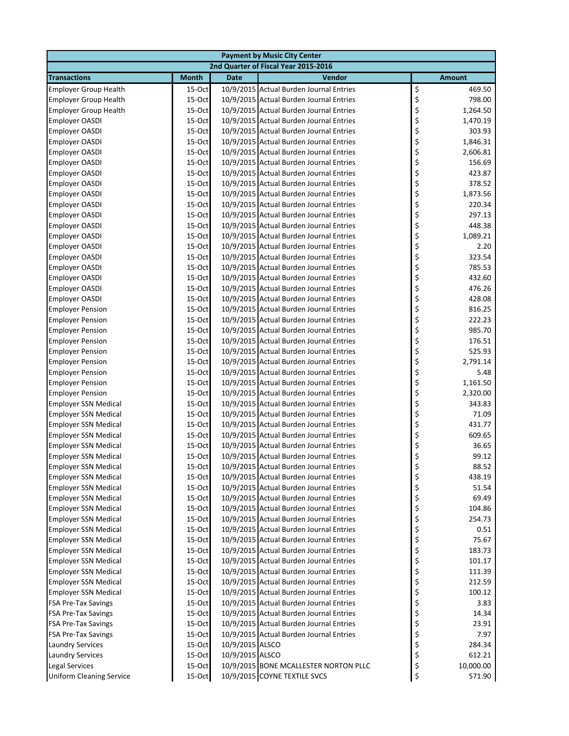| Payment by Music City Center | | | | |
|---|---|---|---|---|
| 2nd Quarter of Fiscal Year 2015-2016 | | | | |
| **Transactions** | **Month** | **Date** | **Vendor** | **Amount** |
| Employer Group Health | 15-Oct | 10/9/2015 | Actual Burden Journal Entries | $ 469.50 |
| Employer Group Health | 15-Oct | 10/9/2015 | Actual Burden Journal Entries | $ 798.00 |
| Employer Group Health | 15-Oct | 10/9/2015 | Actual Burden Journal Entries | $ 1,264.50 |
| Employer OASDI | 15-Oct | 10/9/2015 | Actual Burden Journal Entries | $ 1,470.19 |
| Employer OASDI | 15-Oct | 10/9/2015 | Actual Burden Journal Entries | $ 303.93 |
| Employer OASDI | 15-Oct | 10/9/2015 | Actual Burden Journal Entries | $ 1,846.31 |
| Employer OASDI | 15-Oct | 10/9/2015 | Actual Burden Journal Entries | $ 2,606.81 |
| Employer OASDI | 15-Oct | 10/9/2015 | Actual Burden Journal Entries | $ 156.69 |
| Employer OASDI | 15-Oct | 10/9/2015 | Actual Burden Journal Entries | $ 423.87 |
| Employer OASDI | 15-Oct | 10/9/2015 | Actual Burden Journal Entries | $ 378.52 |
| Employer OASDI | 15-Oct | 10/9/2015 | Actual Burden Journal Entries | $ 1,873.56 |
| Employer OASDI | 15-Oct | 10/9/2015 | Actual Burden Journal Entries | $ 220.34 |
| Employer OASDI | 15-Oct | 10/9/2015 | Actual Burden Journal Entries | $ 297.13 |
| Employer OASDI | 15-Oct | 10/9/2015 | Actual Burden Journal Entries | $ 448.38 |
| Employer OASDI | 15-Oct | 10/9/2015 | Actual Burden Journal Entries | $ 1,089.21 |
| Employer OASDI | 15-Oct | 10/9/2015 | Actual Burden Journal Entries | $ 2.20 |
| Employer OASDI | 15-Oct | 10/9/2015 | Actual Burden Journal Entries | $ 323.54 |
| Employer OASDI | 15-Oct | 10/9/2015 | Actual Burden Journal Entries | $ 785.53 |
| Employer OASDI | 15-Oct | 10/9/2015 | Actual Burden Journal Entries | $ 432.60 |
| Employer OASDI | 15-Oct | 10/9/2015 | Actual Burden Journal Entries | $ 476.26 |
| Employer OASDI | 15-Oct | 10/9/2015 | Actual Burden Journal Entries | $ 428.08 |
| Employer Pension | 15-Oct | 10/9/2015 | Actual Burden Journal Entries | $ 816.25 |
| Employer Pension | 15-Oct | 10/9/2015 | Actual Burden Journal Entries | $ 222.23 |
| Employer Pension | 15-Oct | 10/9/2015 | Actual Burden Journal Entries | $ 985.70 |
| Employer Pension | 15-Oct | 10/9/2015 | Actual Burden Journal Entries | $ 176.51 |
| Employer Pension | 15-Oct | 10/9/2015 | Actual Burden Journal Entries | $ 525.93 |
| Employer Pension | 15-Oct | 10/9/2015 | Actual Burden Journal Entries | $ 2,791.14 |
| Employer Pension | 15-Oct | 10/9/2015 | Actual Burden Journal Entries | $ 5.48 |
| Employer Pension | 15-Oct | 10/9/2015 | Actual Burden Journal Entries | $ 1,161.50 |
| Employer Pension | 15-Oct | 10/9/2015 | Actual Burden Journal Entries | $ 2,320.00 |
| Employer SSN Medical | 15-Oct | 10/9/2015 | Actual Burden Journal Entries | $ 343.83 |
| Employer SSN Medical | 15-Oct | 10/9/2015 | Actual Burden Journal Entries | $ 71.09 |
| Employer SSN Medical | 15-Oct | 10/9/2015 | Actual Burden Journal Entries | $ 431.77 |
| Employer SSN Medical | 15-Oct | 10/9/2015 | Actual Burden Journal Entries | $ 609.65 |
| Employer SSN Medical | 15-Oct | 10/9/2015 | Actual Burden Journal Entries | $ 36.65 |
| Employer SSN Medical | 15-Oct | 10/9/2015 | Actual Burden Journal Entries | $ 99.12 |
| Employer SSN Medical | 15-Oct | 10/9/2015 | Actual Burden Journal Entries | $ 88.52 |
| Employer SSN Medical | 15-Oct | 10/9/2015 | Actual Burden Journal Entries | $ 438.19 |
| Employer SSN Medical | 15-Oct | 10/9/2015 | Actual Burden Journal Entries | $ 51.54 |
| Employer SSN Medical | 15-Oct | 10/9/2015 | Actual Burden Journal Entries | $ 69.49 |
| Employer SSN Medical | 15-Oct | 10/9/2015 | Actual Burden Journal Entries | $ 104.86 |
| Employer SSN Medical | 15-Oct | 10/9/2015 | Actual Burden Journal Entries | $ 254.73 |
| Employer SSN Medical | 15-Oct | 10/9/2015 | Actual Burden Journal Entries | $ 0.51 |
| Employer SSN Medical | 15-Oct | 10/9/2015 | Actual Burden Journal Entries | $ 75.67 |
| Employer SSN Medical | 15-Oct | 10/9/2015 | Actual Burden Journal Entries | $ 183.73 |
| Employer SSN Medical | 15-Oct | 10/9/2015 | Actual Burden Journal Entries | $ 101.17 |
| Employer SSN Medical | 15-Oct | 10/9/2015 | Actual Burden Journal Entries | $ 111.39 |
| Employer SSN Medical | 15-Oct | 10/9/2015 | Actual Burden Journal Entries | $ 212.59 |
| Employer SSN Medical | 15-Oct | 10/9/2015 | Actual Burden Journal Entries | $ 100.12 |
| FSA Pre-Tax Savings | 15-Oct | 10/9/2015 | Actual Burden Journal Entries | $ 3.83 |
| FSA Pre-Tax Savings | 15-Oct | 10/9/2015 | Actual Burden Journal Entries | $ 14.34 |
| FSA Pre-Tax Savings | 15-Oct | 10/9/2015 | Actual Burden Journal Entries | $ 23.91 |
| FSA Pre-Tax Savings | 15-Oct | 10/9/2015 | Actual Burden Journal Entries | $ 7.97 |
| Laundry Services | 15-Oct | 10/9/2015 | ALSCO | $ 284.34 |
| Laundry Services | 15-Oct | 10/9/2015 | ALSCO | $ 612.21 |
| Legal Services | 15-Oct | 10/9/2015 | BONE MCALLESTER NORTON PLLC | $ 10,000.00 |
| Uniform Cleaning Service | 15-Oct | 10/9/2015 | COYNE TEXTILE SVCS | $ 571.90 |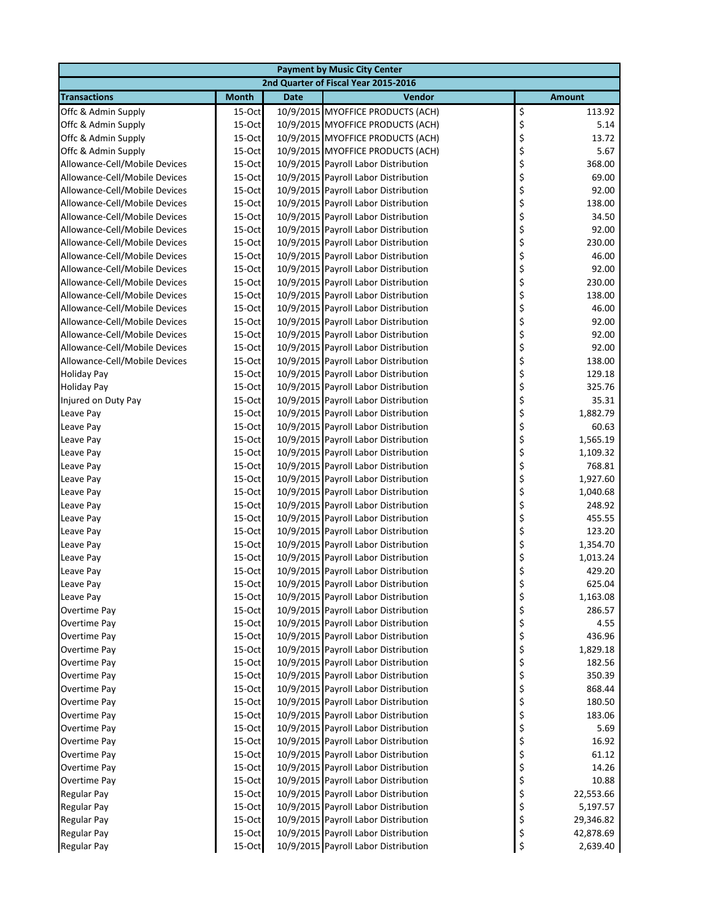| Payment by Music City Center | | | | |
|---|---|---|---|---|
| 2nd Quarter of Fiscal Year 2015-2016 | | | | |
| **Transactions** | **Month** | **Date** | **Vendor** | **Amount** |
| Offc & Admin Supply | 15-Oct | 10/9/2015 | MYOFFICE PRODUCTS (ACH) | $ 113.92 |
| Offc & Admin Supply | 15-Oct | 10/9/2015 | MYOFFICE PRODUCTS (ACH) | $ 5.14 |
| Offc & Admin Supply | 15-Oct | 10/9/2015 | MYOFFICE PRODUCTS (ACH) | $ 13.72 |
| Offc & Admin Supply | 15-Oct | 10/9/2015 | MYOFFICE PRODUCTS (ACH) | $ 5.67 |
| Allowance-Cell/Mobile Devices | 15-Oct | 10/9/2015 | Payroll Labor Distribution | $ 368.00 |
| Allowance-Cell/Mobile Devices | 15-Oct | 10/9/2015 | Payroll Labor Distribution | $ 69.00 |
| Allowance-Cell/Mobile Devices | 15-Oct | 10/9/2015 | Payroll Labor Distribution | $ 92.00 |
| Allowance-Cell/Mobile Devices | 15-Oct | 10/9/2015 | Payroll Labor Distribution | $ 138.00 |
| Allowance-Cell/Mobile Devices | 15-Oct | 10/9/2015 | Payroll Labor Distribution | $ 34.50 |
| Allowance-Cell/Mobile Devices | 15-Oct | 10/9/2015 | Payroll Labor Distribution | $ 92.00 |
| Allowance-Cell/Mobile Devices | 15-Oct | 10/9/2015 | Payroll Labor Distribution | $ 230.00 |
| Allowance-Cell/Mobile Devices | 15-Oct | 10/9/2015 | Payroll Labor Distribution | $ 46.00 |
| Allowance-Cell/Mobile Devices | 15-Oct | 10/9/2015 | Payroll Labor Distribution | $ 92.00 |
| Allowance-Cell/Mobile Devices | 15-Oct | 10/9/2015 | Payroll Labor Distribution | $ 230.00 |
| Allowance-Cell/Mobile Devices | 15-Oct | 10/9/2015 | Payroll Labor Distribution | $ 138.00 |
| Allowance-Cell/Mobile Devices | 15-Oct | 10/9/2015 | Payroll Labor Distribution | $ 46.00 |
| Allowance-Cell/Mobile Devices | 15-Oct | 10/9/2015 | Payroll Labor Distribution | $ 92.00 |
| Allowance-Cell/Mobile Devices | 15-Oct | 10/9/2015 | Payroll Labor Distribution | $ 92.00 |
| Allowance-Cell/Mobile Devices | 15-Oct | 10/9/2015 | Payroll Labor Distribution | $ 92.00 |
| Allowance-Cell/Mobile Devices | 15-Oct | 10/9/2015 | Payroll Labor Distribution | $ 138.00 |
| Holiday Pay | 15-Oct | 10/9/2015 | Payroll Labor Distribution | $ 129.18 |
| Holiday Pay | 15-Oct | 10/9/2015 | Payroll Labor Distribution | $ 325.76 |
| Injured on Duty Pay | 15-Oct | 10/9/2015 | Payroll Labor Distribution | $ 35.31 |
| Leave Pay | 15-Oct | 10/9/2015 | Payroll Labor Distribution | $ 1,882.79 |
| Leave Pay | 15-Oct | 10/9/2015 | Payroll Labor Distribution | $ 60.63 |
| Leave Pay | 15-Oct | 10/9/2015 | Payroll Labor Distribution | $ 1,565.19 |
| Leave Pay | 15-Oct | 10/9/2015 | Payroll Labor Distribution | $ 1,109.32 |
| Leave Pay | 15-Oct | 10/9/2015 | Payroll Labor Distribution | $ 768.81 |
| Leave Pay | 15-Oct | 10/9/2015 | Payroll Labor Distribution | $ 1,927.60 |
| Leave Pay | 15-Oct | 10/9/2015 | Payroll Labor Distribution | $ 1,040.68 |
| Leave Pay | 15-Oct | 10/9/2015 | Payroll Labor Distribution | $ 248.92 |
| Leave Pay | 15-Oct | 10/9/2015 | Payroll Labor Distribution | $ 455.55 |
| Leave Pay | 15-Oct | 10/9/2015 | Payroll Labor Distribution | $ 123.20 |
| Leave Pay | 15-Oct | 10/9/2015 | Payroll Labor Distribution | $ 1,354.70 |
| Leave Pay | 15-Oct | 10/9/2015 | Payroll Labor Distribution | $ 1,013.24 |
| Leave Pay | 15-Oct | 10/9/2015 | Payroll Labor Distribution | $ 429.20 |
| Leave Pay | 15-Oct | 10/9/2015 | Payroll Labor Distribution | $ 625.04 |
| Leave Pay | 15-Oct | 10/9/2015 | Payroll Labor Distribution | $ 1,163.08 |
| Overtime Pay | 15-Oct | 10/9/2015 | Payroll Labor Distribution | $ 286.57 |
| Overtime Pay | 15-Oct | 10/9/2015 | Payroll Labor Distribution | $ 4.55 |
| Overtime Pay | 15-Oct | 10/9/2015 | Payroll Labor Distribution | $ 436.96 |
| Overtime Pay | 15-Oct | 10/9/2015 | Payroll Labor Distribution | $ 1,829.18 |
| Overtime Pay | 15-Oct | 10/9/2015 | Payroll Labor Distribution | $ 182.56 |
| Overtime Pay | 15-Oct | 10/9/2015 | Payroll Labor Distribution | $ 350.39 |
| Overtime Pay | 15-Oct | 10/9/2015 | Payroll Labor Distribution | $ 868.44 |
| Overtime Pay | 15-Oct | 10/9/2015 | Payroll Labor Distribution | $ 180.50 |
| Overtime Pay | 15-Oct | 10/9/2015 | Payroll Labor Distribution | $ 183.06 |
| Overtime Pay | 15-Oct | 10/9/2015 | Payroll Labor Distribution | $ 5.69 |
| Overtime Pay | 15-Oct | 10/9/2015 | Payroll Labor Distribution | $ 16.92 |
| Overtime Pay | 15-Oct | 10/9/2015 | Payroll Labor Distribution | $ 61.12 |
| Overtime Pay | 15-Oct | 10/9/2015 | Payroll Labor Distribution | $ 14.26 |
| Overtime Pay | 15-Oct | 10/9/2015 | Payroll Labor Distribution | $ 10.88 |
| Regular Pay | 15-Oct | 10/9/2015 | Payroll Labor Distribution | $ 22,553.66 |
| Regular Pay | 15-Oct | 10/9/2015 | Payroll Labor Distribution | $ 5,197.57 |
| Regular Pay | 15-Oct | 10/9/2015 | Payroll Labor Distribution | $ 29,346.82 |
| Regular Pay | 15-Oct | 10/9/2015 | Payroll Labor Distribution | $ 42,878.69 |
| Regular Pay | 15-Oct | 10/9/2015 | Payroll Labor Distribution | $ 2,639.40 |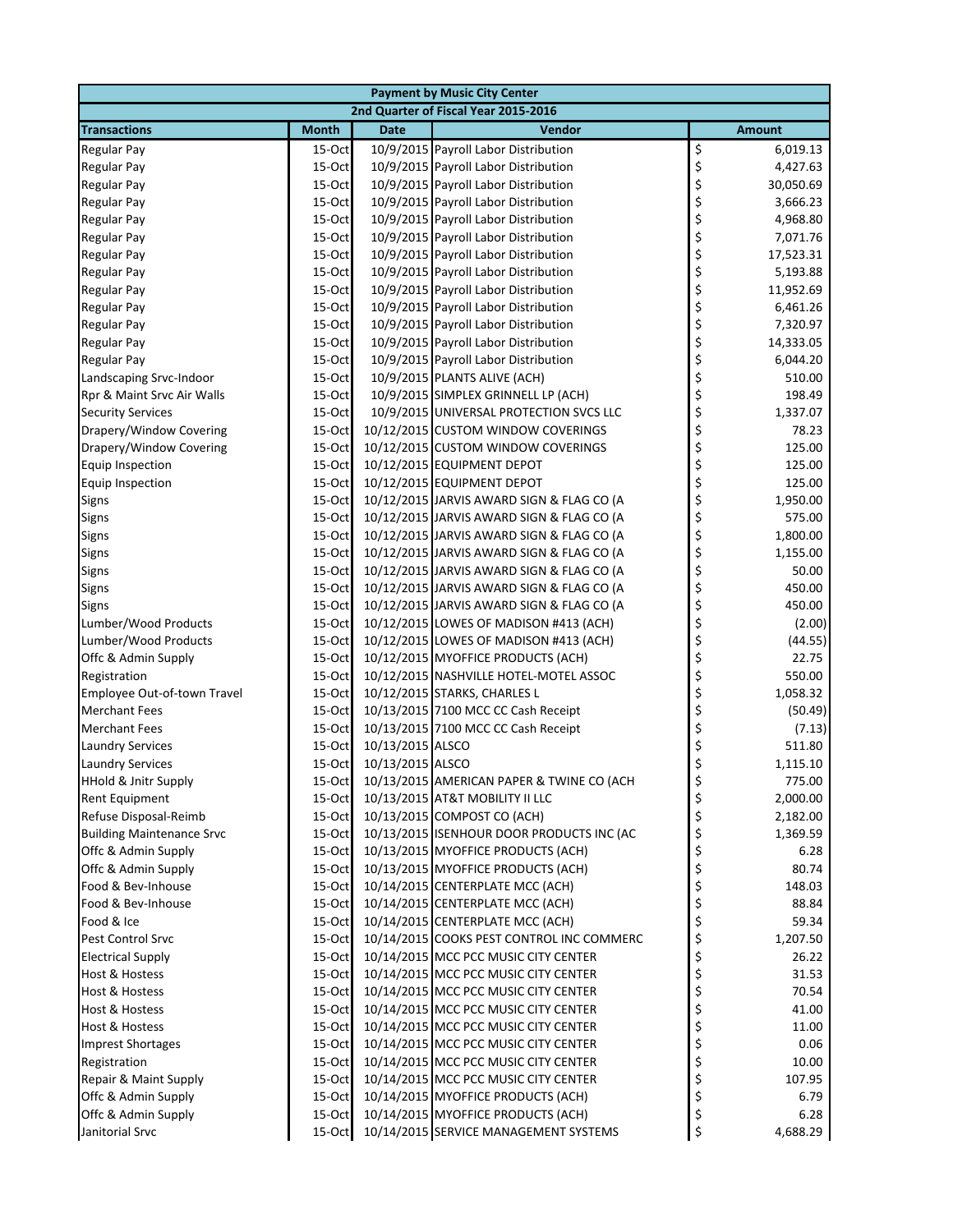| Payment by Music City Center | | | | |
|---|---|---|---|---|
| 2nd Quarter of Fiscal Year 2015-2016 | | | | |
| **Transactions** | **Month** | **Date** | **Vendor** | **Amount** |
| Regular Pay | 15-Oct | 10/9/2015 | Payroll Labor Distribution | $ 6,019.13 |
| Regular Pay | 15-Oct | 10/9/2015 | Payroll Labor Distribution | $ 4,427.63 |
| Regular Pay | 15-Oct | 10/9/2015 | Payroll Labor Distribution | $ 30,050.69 |
| Regular Pay | 15-Oct | 10/9/2015 | Payroll Labor Distribution | $ 3,666.23 |
| Regular Pay | 15-Oct | 10/9/2015 | Payroll Labor Distribution | $ 4,968.80 |
| Regular Pay | 15-Oct | 10/9/2015 | Payroll Labor Distribution | $ 7,071.76 |
| Regular Pay | 15-Oct | 10/9/2015 | Payroll Labor Distribution | $ 17,523.31 |
| Regular Pay | 15-Oct | 10/9/2015 | Payroll Labor Distribution | $ 5,193.88 |
| Regular Pay | 15-Oct | 10/9/2015 | Payroll Labor Distribution | $ 11,952.69 |
| Regular Pay | 15-Oct | 10/9/2015 | Payroll Labor Distribution | $ 6,461.26 |
| Regular Pay | 15-Oct | 10/9/2015 | Payroll Labor Distribution | $ 7,320.97 |
| Regular Pay | 15-Oct | 10/9/2015 | Payroll Labor Distribution | $ 14,333.05 |
| Regular Pay | 15-Oct | 10/9/2015 | Payroll Labor Distribution | $ 6,044.20 |
| Landscaping Srvc-Indoor | 15-Oct | 10/9/2015 | PLANTS ALIVE (ACH) | $ 510.00 |
| Rpr & Maint Srvc Air Walls | 15-Oct | 10/9/2015 | SIMPLEX GRINNELL LP (ACH) | $ 198.49 |
| Security Services | 15-Oct | 10/9/2015 | UNIVERSAL PROTECTION SVCS LLC | $ 1,337.07 |
| Drapery/Window Covering | 15-Oct | 10/12/2015 | CUSTOM WINDOW COVERINGS | $ 78.23 |
| Drapery/Window Covering | 15-Oct | 10/12/2015 | CUSTOM WINDOW COVERINGS | $ 125.00 |
| Equip Inspection | 15-Oct | 10/12/2015 | EQUIPMENT DEPOT | $ 125.00 |
| Equip Inspection | 15-Oct | 10/12/2015 | EQUIPMENT DEPOT | $ 125.00 |
| Signs | 15-Oct | 10/12/2015 | JARVIS AWARD SIGN & FLAG CO (A | $ 1,950.00 |
| Signs | 15-Oct | 10/12/2015 | JARVIS AWARD SIGN & FLAG CO (A | $ 575.00 |
| Signs | 15-Oct | 10/12/2015 | JARVIS AWARD SIGN & FLAG CO (A | $ 1,800.00 |
| Signs | 15-Oct | 10/12/2015 | JARVIS AWARD SIGN & FLAG CO (A | $ 1,155.00 |
| Signs | 15-Oct | 10/12/2015 | JARVIS AWARD SIGN & FLAG CO (A | $ 50.00 |
| Signs | 15-Oct | 10/12/2015 | JARVIS AWARD SIGN & FLAG CO (A | $ 450.00 |
| Signs | 15-Oct | 10/12/2015 | JARVIS AWARD SIGN & FLAG CO (A | $ 450.00 |
| Lumber/Wood Products | 15-Oct | 10/12/2015 | LOWES OF MADISON #413 (ACH) | $ (2.00) |
| Lumber/Wood Products | 15-Oct | 10/12/2015 | LOWES OF MADISON #413 (ACH) | $ (44.55) |
| Offc & Admin Supply | 15-Oct | 10/12/2015 | MYOFFICE PRODUCTS (ACH) | $ 22.75 |
| Registration | 15-Oct | 10/12/2015 | NASHVILLE HOTEL-MOTEL ASSOC | $ 550.00 |
| Employee Out-of-town Travel | 15-Oct | 10/12/2015 | STARKS, CHARLES L | $ 1,058.32 |
| Merchant Fees | 15-Oct | 10/13/2015 | 7100 MCC CC Cash Receipt | $ (50.49) |
| Merchant Fees | 15-Oct | 10/13/2015 | 7100 MCC CC Cash Receipt | $ (7.13) |
| Laundry Services | 15-Oct | 10/13/2015 | ALSCO | $ 511.80 |
| Laundry Services | 15-Oct | 10/13/2015 | ALSCO | $ 1,115.10 |
| HHold & Jnitr Supply | 15-Oct | 10/13/2015 | AMERICAN PAPER & TWINE CO (ACH | $ 775.00 |
| Rent Equipment | 15-Oct | 10/13/2015 | AT&T MOBILITY II LLC | $ 2,000.00 |
| Refuse Disposal-Reimb | 15-Oct | 10/13/2015 | COMPOST CO (ACH) | $ 2,182.00 |
| Building Maintenance Srvc | 15-Oct | 10/13/2015 | ISENHOUR DOOR PRODUCTS INC (AC | $ 1,369.59 |
| Offc & Admin Supply | 15-Oct | 10/13/2015 | MYOFFICE PRODUCTS (ACH) | $ 6.28 |
| Offc & Admin Supply | 15-Oct | 10/13/2015 | MYOFFICE PRODUCTS (ACH) | $ 80.74 |
| Food & Bev-Inhouse | 15-Oct | 10/14/2015 | CENTERPLATE MCC (ACH) | $ 148.03 |
| Food & Bev-Inhouse | 15-Oct | 10/14/2015 | CENTERPLATE MCC (ACH) | $ 88.84 |
| Food & Ice | 15-Oct | 10/14/2015 | CENTERPLATE MCC (ACH) | $ 59.34 |
| Pest Control Srvc | 15-Oct | 10/14/2015 | COOKS PEST CONTROL INC COMMERC | $ 1,207.50 |
| Electrical Supply | 15-Oct | 10/14/2015 | MCC PCC MUSIC CITY CENTER | $ 26.22 |
| Host & Hostess | 15-Oct | 10/14/2015 | MCC PCC MUSIC CITY CENTER | $ 31.53 |
| Host & Hostess | 15-Oct | 10/14/2015 | MCC PCC MUSIC CITY CENTER | $ 70.54 |
| Host & Hostess | 15-Oct | 10/14/2015 | MCC PCC MUSIC CITY CENTER | $ 41.00 |
| Host & Hostess | 15-Oct | 10/14/2015 | MCC PCC MUSIC CITY CENTER | $ 11.00 |
| Imprest Shortages | 15-Oct | 10/14/2015 | MCC PCC MUSIC CITY CENTER | $ 0.06 |
| Registration | 15-Oct | 10/14/2015 | MCC PCC MUSIC CITY CENTER | $ 10.00 |
| Repair & Maint Supply | 15-Oct | 10/14/2015 | MCC PCC MUSIC CITY CENTER | $ 107.95 |
| Offc & Admin Supply | 15-Oct | 10/14/2015 | MYOFFICE PRODUCTS (ACH) | $ 6.79 |
| Offc & Admin Supply | 15-Oct | 10/14/2015 | MYOFFICE PRODUCTS (ACH) | $ 6.28 |
| Janitorial Srvc | 15-Oct | 10/14/2015 | SERVICE MANAGEMENT SYSTEMS | $ 4,688.29 |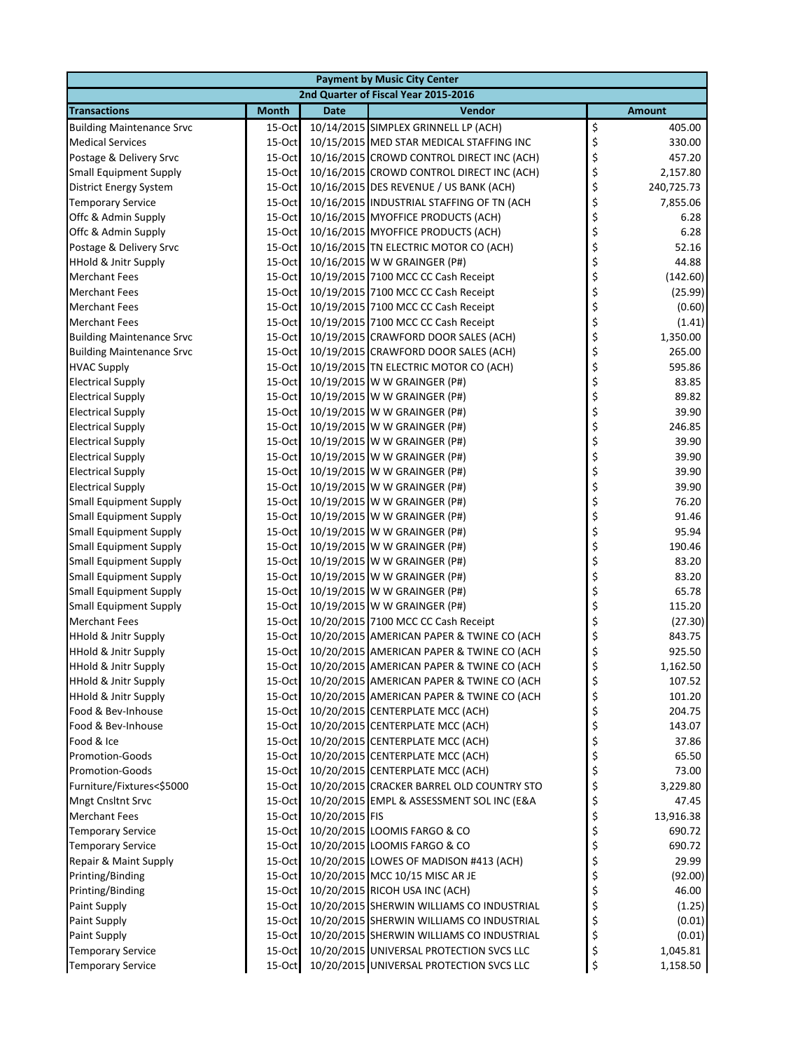| Payment by Music City Center | | | | |
|---|---|---|---|---|
| 2nd Quarter of Fiscal Year 2015-2016 | | | | |
| **Transactions** | **Month** | **Date** | **Vendor** | **Amount** |
| Building Maintenance Srvc | 15-Oct | 10/14/2015 | SIMPLEX GRINNELL LP (ACH) | $ 405.00 |
| Medical Services | 15-Oct | 10/15/2015 | MED STAR MEDICAL STAFFING INC | $ 330.00 |
| Postage & Delivery Srvc | 15-Oct | 10/16/2015 | CROWD CONTROL DIRECT INC (ACH) | $ 457.20 |
| Small Equipment Supply | 15-Oct | 10/16/2015 | CROWD CONTROL DIRECT INC (ACH) | $ 2,157.80 |
| District Energy System | 15-Oct | 10/16/2015 | DES REVENUE / US BANK (ACH) | $ 240,725.73 |
| Temporary Service | 15-Oct | 10/16/2015 | INDUSTRIAL STAFFING OF TN (ACH | $ 7,855.06 |
| Offc & Admin Supply | 15-Oct | 10/16/2015 | MYOFFICE PRODUCTS (ACH) | $ 6.28 |
| Offc & Admin Supply | 15-Oct | 10/16/2015 | MYOFFICE PRODUCTS (ACH) | $ 6.28 |
| Postage & Delivery Srvc | 15-Oct | 10/16/2015 | TN ELECTRIC MOTOR CO (ACH) | $ 52.16 |
| HHold & Jnitr Supply | 15-Oct | 10/16/2015 | W W GRAINGER (P#) | $ 44.88 |
| Merchant Fees | 15-Oct | 10/19/2015 | 7100 MCC CC Cash Receipt | $ (142.60) |
| Merchant Fees | 15-Oct | 10/19/2015 | 7100 MCC CC Cash Receipt | $ (25.99) |
| Merchant Fees | 15-Oct | 10/19/2015 | 7100 MCC CC Cash Receipt | $ (0.60) |
| Merchant Fees | 15-Oct | 10/19/2015 | 7100 MCC CC Cash Receipt | $ (1.41) |
| Building Maintenance Srvc | 15-Oct | 10/19/2015 | CRAWFORD DOOR SALES (ACH) | $ 1,350.00 |
| Building Maintenance Srvc | 15-Oct | 10/19/2015 | CRAWFORD DOOR SALES (ACH) | $ 265.00 |
| HVAC Supply | 15-Oct | 10/19/2015 | TN ELECTRIC MOTOR CO (ACH) | $ 595.86 |
| Electrical Supply | 15-Oct | 10/19/2015 | W W GRAINGER (P#) | $ 83.85 |
| Electrical Supply | 15-Oct | 10/19/2015 | W W GRAINGER (P#) | $ 89.82 |
| Electrical Supply | 15-Oct | 10/19/2015 | W W GRAINGER (P#) | $ 39.90 |
| Electrical Supply | 15-Oct | 10/19/2015 | W W GRAINGER (P#) | $ 246.85 |
| Electrical Supply | 15-Oct | 10/19/2015 | W W GRAINGER (P#) | $ 39.90 |
| Electrical Supply | 15-Oct | 10/19/2015 | W W GRAINGER (P#) | $ 39.90 |
| Electrical Supply | 15-Oct | 10/19/2015 | W W GRAINGER (P#) | $ 39.90 |
| Electrical Supply | 15-Oct | 10/19/2015 | W W GRAINGER (P#) | $ 39.90 |
| Small Equipment Supply | 15-Oct | 10/19/2015 | W W GRAINGER (P#) | $ 76.20 |
| Small Equipment Supply | 15-Oct | 10/19/2015 | W W GRAINGER (P#) | $ 91.46 |
| Small Equipment Supply | 15-Oct | 10/19/2015 | W W GRAINGER (P#) | $ 95.94 |
| Small Equipment Supply | 15-Oct | 10/19/2015 | W W GRAINGER (P#) | $ 190.46 |
| Small Equipment Supply | 15-Oct | 10/19/2015 | W W GRAINGER (P#) | $ 83.20 |
| Small Equipment Supply | 15-Oct | 10/19/2015 | W W GRAINGER (P#) | $ 83.20 |
| Small Equipment Supply | 15-Oct | 10/19/2015 | W W GRAINGER (P#) | $ 65.78 |
| Small Equipment Supply | 15-Oct | 10/19/2015 | W W GRAINGER (P#) | $ 115.20 |
| Merchant Fees | 15-Oct | 10/20/2015 | 7100 MCC CC Cash Receipt | $ (27.30) |
| HHold & Jnitr Supply | 15-Oct | 10/20/2015 | AMERICAN PAPER & TWINE CO (ACH | $ 843.75 |
| HHold & Jnitr Supply | 15-Oct | 10/20/2015 | AMERICAN PAPER & TWINE CO (ACH | $ 925.50 |
| HHold & Jnitr Supply | 15-Oct | 10/20/2015 | AMERICAN PAPER & TWINE CO (ACH | $ 1,162.50 |
| HHold & Jnitr Supply | 15-Oct | 10/20/2015 | AMERICAN PAPER & TWINE CO (ACH | $ 107.52 |
| HHold & Jnitr Supply | 15-Oct | 10/20/2015 | AMERICAN PAPER & TWINE CO (ACH | $ 101.20 |
| Food & Bev-Inhouse | 15-Oct | 10/20/2015 | CENTERPLATE MCC (ACH) | $ 204.75 |
| Food & Bev-Inhouse | 15-Oct | 10/20/2015 | CENTERPLATE MCC (ACH) | $ 143.07 |
| Food & Ice | 15-Oct | 10/20/2015 | CENTERPLATE MCC (ACH) | $ 37.86 |
| Promotion-Goods | 15-Oct | 10/20/2015 | CENTERPLATE MCC (ACH) | $ 65.50 |
| Promotion-Goods | 15-Oct | 10/20/2015 | CENTERPLATE MCC (ACH) | $ 73.00 |
| Furniture/Fixtures<$5000 | 15-Oct | 10/20/2015 | CRACKER BARREL OLD COUNTRY STO | $ 3,229.80 |
| Mngt Cnsltnt Srvc | 15-Oct | 10/20/2015 | EMPL & ASSESSMENT SOL INC (E&A | $ 47.45 |
| Merchant Fees | 15-Oct | 10/20/2015 | FIS | $ 13,916.38 |
| Temporary Service | 15-Oct | 10/20/2015 | LOOMIS FARGO & CO | $ 690.72 |
| Temporary Service | 15-Oct | 10/20/2015 | LOOMIS FARGO & CO | $ 690.72 |
| Repair & Maint Supply | 15-Oct | 10/20/2015 | LOWES OF MADISON #413 (ACH) | $ 29.99 |
| Printing/Binding | 15-Oct | 10/20/2015 | MCC 10/15 MISC AR JE | $ (92.00) |
| Printing/Binding | 15-Oct | 10/20/2015 | RICOH USA INC (ACH) | $ 46.00 |
| Paint Supply | 15-Oct | 10/20/2015 | SHERWIN WILLIAMS CO INDUSTRIAL | $ (1.25) |
| Paint Supply | 15-Oct | 10/20/2015 | SHERWIN WILLIAMS CO INDUSTRIAL | $ (0.01) |
| Paint Supply | 15-Oct | 10/20/2015 | SHERWIN WILLIAMS CO INDUSTRIAL | $ (0.01) |
| Temporary Service | 15-Oct | 10/20/2015 | UNIVERSAL PROTECTION SVCS LLC | $ 1,045.81 |
| Temporary Service | 15-Oct | 10/20/2015 | UNIVERSAL PROTECTION SVCS LLC | $ 1,158.50 |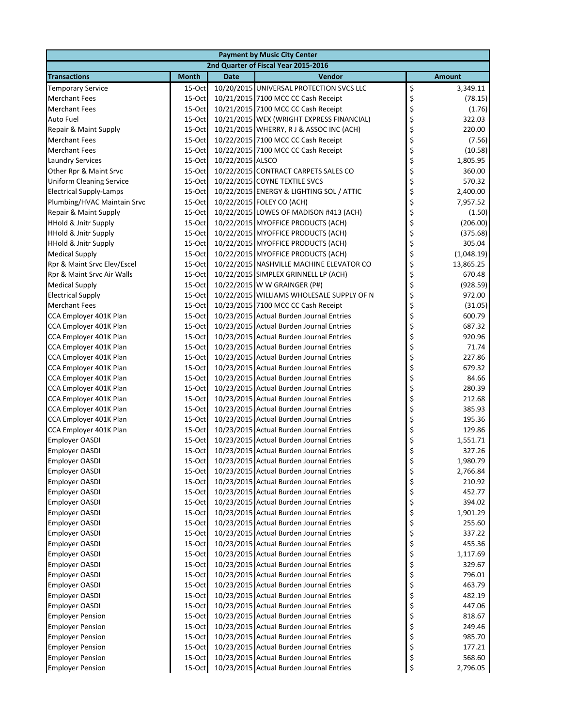| Payment by Music City Center | | | | |
|---|---|---|---|---|
| 2nd Quarter of Fiscal Year 2015-2016 | | | | |
| **Transactions** | **Month** | **Date** | **Vendor** | **Amount** |
| Temporary Service | 15-Oct | 10/20/2015 | UNIVERSAL PROTECTION SVCS LLC | $ 3,349.11 |
| Merchant Fees | 15-Oct | 10/21/2015 | 7100 MCC CC Cash Receipt | $ (78.15) |
| Merchant Fees | 15-Oct | 10/21/2015 | 7100 MCC CC Cash Receipt | $ (1.76) |
| Auto Fuel | 15-Oct | 10/21/2015 | WEX (WRIGHT EXPRESS FINANCIAL) | $ 322.03 |
| Repair & Maint Supply | 15-Oct | 10/21/2015 | WHERRY, R J & ASSOC INC (ACH) | $ 220.00 |
| Merchant Fees | 15-Oct | 10/22/2015 | 7100 MCC CC Cash Receipt | $ (7.56) |
| Merchant Fees | 15-Oct | 10/22/2015 | 7100 MCC CC Cash Receipt | $ (10.58) |
| Laundry Services | 15-Oct | 10/22/2015 | ALSCO | $ 1,805.95 |
| Other Rpr & Maint Srvc | 15-Oct | 10/22/2015 | CONTRACT CARPETS SALES CO | $ 360.00 |
| Uniform Cleaning Service | 15-Oct | 10/22/2015 | COYNE TEXTILE SVCS | $ 570.32 |
| Electrical Supply-Lamps | 15-Oct | 10/22/2015 | ENERGY & LIGHTING SOL / ATTIC | $ 2,400.00 |
| Plumbing/HVAC Maintain Srvc | 15-Oct | 10/22/2015 | FOLEY CO (ACH) | $ 7,957.52 |
| Repair & Maint Supply | 15-Oct | 10/22/2015 | LOWES OF MADISON #413 (ACH) | $ (1.50) |
| HHold & Jnitr Supply | 15-Oct | 10/22/2015 | MYOFFICE PRODUCTS (ACH) | $ (206.00) |
| HHold & Jnitr Supply | 15-Oct | 10/22/2015 | MYOFFICE PRODUCTS (ACH) | $ (375.68) |
| HHold & Jnitr Supply | 15-Oct | 10/22/2015 | MYOFFICE PRODUCTS (ACH) | $ 305.04 |
| Medical Supply | 15-Oct | 10/22/2015 | MYOFFICE PRODUCTS (ACH) | $ (1,048.19) |
| Rpr & Maint Srvc Elev/Escel | 15-Oct | 10/22/2015 | NASHVILLE MACHINE ELEVATOR CO | $ 13,865.25 |
| Rpr & Maint Srvc Air Walls | 15-Oct | 10/22/2015 | SIMPLEX GRINNELL LP (ACH) | $ 670.48 |
| Medical Supply | 15-Oct | 10/22/2015 | W W GRAINGER (P#) | $ (928.59) |
| Electrical Supply | 15-Oct | 10/22/2015 | WILLIAMS WHOLESALE SUPPLY OF N | $ 972.00 |
| Merchant Fees | 15-Oct | 10/23/2015 | 7100 MCC CC Cash Receipt | $ (31.05) |
| CCA Employer 401K Plan | 15-Oct | 10/23/2015 | Actual Burden Journal Entries | $ 600.79 |
| CCA Employer 401K Plan | 15-Oct | 10/23/2015 | Actual Burden Journal Entries | $ 687.32 |
| CCA Employer 401K Plan | 15-Oct | 10/23/2015 | Actual Burden Journal Entries | $ 920.96 |
| CCA Employer 401K Plan | 15-Oct | 10/23/2015 | Actual Burden Journal Entries | $ 71.74 |
| CCA Employer 401K Plan | 15-Oct | 10/23/2015 | Actual Burden Journal Entries | $ 227.86 |
| CCA Employer 401K Plan | 15-Oct | 10/23/2015 | Actual Burden Journal Entries | $ 679.32 |
| CCA Employer 401K Plan | 15-Oct | 10/23/2015 | Actual Burden Journal Entries | $ 84.66 |
| CCA Employer 401K Plan | 15-Oct | 10/23/2015 | Actual Burden Journal Entries | $ 280.39 |
| CCA Employer 401K Plan | 15-Oct | 10/23/2015 | Actual Burden Journal Entries | $ 212.68 |
| CCA Employer 401K Plan | 15-Oct | 10/23/2015 | Actual Burden Journal Entries | $ 385.93 |
| CCA Employer 401K Plan | 15-Oct | 10/23/2015 | Actual Burden Journal Entries | $ 195.36 |
| CCA Employer 401K Plan | 15-Oct | 10/23/2015 | Actual Burden Journal Entries | $ 129.86 |
| Employer OASDI | 15-Oct | 10/23/2015 | Actual Burden Journal Entries | $ 1,551.71 |
| Employer OASDI | 15-Oct | 10/23/2015 | Actual Burden Journal Entries | $ 327.26 |
| Employer OASDI | 15-Oct | 10/23/2015 | Actual Burden Journal Entries | $ 1,980.79 |
| Employer OASDI | 15-Oct | 10/23/2015 | Actual Burden Journal Entries | $ 2,766.84 |
| Employer OASDI | 15-Oct | 10/23/2015 | Actual Burden Journal Entries | $ 210.92 |
| Employer OASDI | 15-Oct | 10/23/2015 | Actual Burden Journal Entries | $ 452.77 |
| Employer OASDI | 15-Oct | 10/23/2015 | Actual Burden Journal Entries | $ 394.02 |
| Employer OASDI | 15-Oct | 10/23/2015 | Actual Burden Journal Entries | $ 1,901.29 |
| Employer OASDI | 15-Oct | 10/23/2015 | Actual Burden Journal Entries | $ 255.60 |
| Employer OASDI | 15-Oct | 10/23/2015 | Actual Burden Journal Entries | $ 337.22 |
| Employer OASDI | 15-Oct | 10/23/2015 | Actual Burden Journal Entries | $ 455.36 |
| Employer OASDI | 15-Oct | 10/23/2015 | Actual Burden Journal Entries | $ 1,117.69 |
| Employer OASDI | 15-Oct | 10/23/2015 | Actual Burden Journal Entries | $ 329.67 |
| Employer OASDI | 15-Oct | 10/23/2015 | Actual Burden Journal Entries | $ 796.01 |
| Employer OASDI | 15-Oct | 10/23/2015 | Actual Burden Journal Entries | $ 463.79 |
| Employer OASDI | 15-Oct | 10/23/2015 | Actual Burden Journal Entries | $ 482.19 |
| Employer OASDI | 15-Oct | 10/23/2015 | Actual Burden Journal Entries | $ 447.06 |
| Employer Pension | 15-Oct | 10/23/2015 | Actual Burden Journal Entries | $ 818.67 |
| Employer Pension | 15-Oct | 10/23/2015 | Actual Burden Journal Entries | $ 249.46 |
| Employer Pension | 15-Oct | 10/23/2015 | Actual Burden Journal Entries | $ 985.70 |
| Employer Pension | 15-Oct | 10/23/2015 | Actual Burden Journal Entries | $ 177.21 |
| Employer Pension | 15-Oct | 10/23/2015 | Actual Burden Journal Entries | $ 568.60 |
| Employer Pension | 15-Oct | 10/23/2015 | Actual Burden Journal Entries | $ 2,796.05 |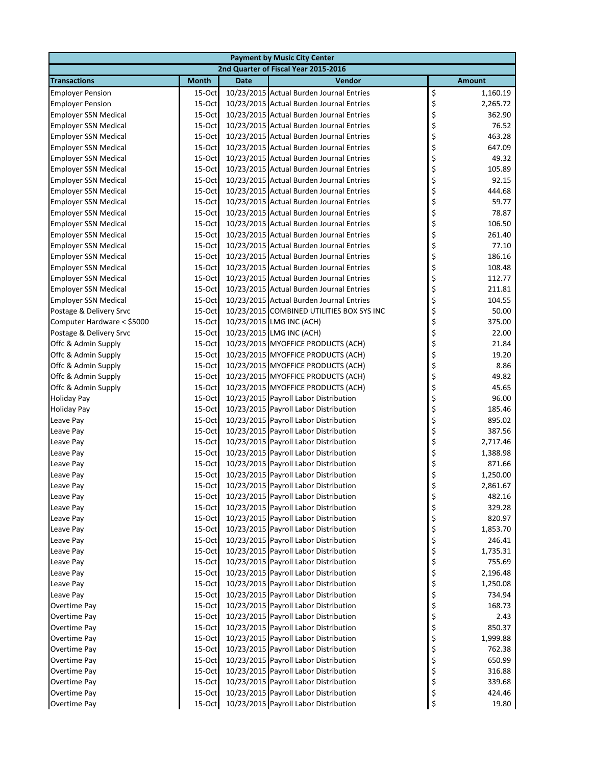| Payment by Music City Center | | | | |
|---|---|---|---|---|
| 2nd Quarter of Fiscal Year 2015-2016 | | | | |
| **Transactions** | **Month** | **Date** | **Vendor** | **Amount** |
| Employer Pension | 15-Oct | 10/23/2015 | Actual Burden Journal Entries | $ 1,160.19 |
| Employer Pension | 15-Oct | 10/23/2015 | Actual Burden Journal Entries | $ 2,265.72 |
| Employer SSN Medical | 15-Oct | 10/23/2015 | Actual Burden Journal Entries | $ 362.90 |
| Employer SSN Medical | 15-Oct | 10/23/2015 | Actual Burden Journal Entries | $ 76.52 |
| Employer SSN Medical | 15-Oct | 10/23/2015 | Actual Burden Journal Entries | $ 463.28 |
| Employer SSN Medical | 15-Oct | 10/23/2015 | Actual Burden Journal Entries | $ 647.09 |
| Employer SSN Medical | 15-Oct | 10/23/2015 | Actual Burden Journal Entries | $ 49.32 |
| Employer SSN Medical | 15-Oct | 10/23/2015 | Actual Burden Journal Entries | $ 105.89 |
| Employer SSN Medical | 15-Oct | 10/23/2015 | Actual Burden Journal Entries | $ 92.15 |
| Employer SSN Medical | 15-Oct | 10/23/2015 | Actual Burden Journal Entries | $ 444.68 |
| Employer SSN Medical | 15-Oct | 10/23/2015 | Actual Burden Journal Entries | $ 59.77 |
| Employer SSN Medical | 15-Oct | 10/23/2015 | Actual Burden Journal Entries | $ 78.87 |
| Employer SSN Medical | 15-Oct | 10/23/2015 | Actual Burden Journal Entries | $ 106.50 |
| Employer SSN Medical | 15-Oct | 10/23/2015 | Actual Burden Journal Entries | $ 261.40 |
| Employer SSN Medical | 15-Oct | 10/23/2015 | Actual Burden Journal Entries | $ 77.10 |
| Employer SSN Medical | 15-Oct | 10/23/2015 | Actual Burden Journal Entries | $ 186.16 |
| Employer SSN Medical | 15-Oct | 10/23/2015 | Actual Burden Journal Entries | $ 108.48 |
| Employer SSN Medical | 15-Oct | 10/23/2015 | Actual Burden Journal Entries | $ 112.77 |
| Employer SSN Medical | 15-Oct | 10/23/2015 | Actual Burden Journal Entries | $ 211.81 |
| Employer SSN Medical | 15-Oct | 10/23/2015 | Actual Burden Journal Entries | $ 104.55 |
| Postage & Delivery Srvc | 15-Oct | 10/23/2015 | COMBINED UTILITIES BOX SYS INC | $ 50.00 |
| Computer Hardware < $5000 | 15-Oct | 10/23/2015 | LMG INC (ACH) | $ 375.00 |
| Postage & Delivery Srvc | 15-Oct | 10/23/2015 | LMG INC (ACH) | $ 22.00 |
| Offc & Admin Supply | 15-Oct | 10/23/2015 | MYOFFICE PRODUCTS (ACH) | $ 21.84 |
| Offc & Admin Supply | 15-Oct | 10/23/2015 | MYOFFICE PRODUCTS (ACH) | $ 19.20 |
| Offc & Admin Supply | 15-Oct | 10/23/2015 | MYOFFICE PRODUCTS (ACH) | $ 8.86 |
| Offc & Admin Supply | 15-Oct | 10/23/2015 | MYOFFICE PRODUCTS (ACH) | $ 49.82 |
| Offc & Admin Supply | 15-Oct | 10/23/2015 | MYOFFICE PRODUCTS (ACH) | $ 45.65 |
| Holiday Pay | 15-Oct | 10/23/2015 | Payroll Labor Distribution | $ 96.00 |
| Holiday Pay | 15-Oct | 10/23/2015 | Payroll Labor Distribution | $ 185.46 |
| Leave Pay | 15-Oct | 10/23/2015 | Payroll Labor Distribution | $ 895.02 |
| Leave Pay | 15-Oct | 10/23/2015 | Payroll Labor Distribution | $ 387.56 |
| Leave Pay | 15-Oct | 10/23/2015 | Payroll Labor Distribution | $ 2,717.46 |
| Leave Pay | 15-Oct | 10/23/2015 | Payroll Labor Distribution | $ 1,388.98 |
| Leave Pay | 15-Oct | 10/23/2015 | Payroll Labor Distribution | $ 871.66 |
| Leave Pay | 15-Oct | 10/23/2015 | Payroll Labor Distribution | $ 1,250.00 |
| Leave Pay | 15-Oct | 10/23/2015 | Payroll Labor Distribution | $ 2,861.67 |
| Leave Pay | 15-Oct | 10/23/2015 | Payroll Labor Distribution | $ 482.16 |
| Leave Pay | 15-Oct | 10/23/2015 | Payroll Labor Distribution | $ 329.28 |
| Leave Pay | 15-Oct | 10/23/2015 | Payroll Labor Distribution | $ 820.97 |
| Leave Pay | 15-Oct | 10/23/2015 | Payroll Labor Distribution | $ 1,853.70 |
| Leave Pay | 15-Oct | 10/23/2015 | Payroll Labor Distribution | $ 246.41 |
| Leave Pay | 15-Oct | 10/23/2015 | Payroll Labor Distribution | $ 1,735.31 |
| Leave Pay | 15-Oct | 10/23/2015 | Payroll Labor Distribution | $ 755.69 |
| Leave Pay | 15-Oct | 10/23/2015 | Payroll Labor Distribution | $ 2,196.48 |
| Leave Pay | 15-Oct | 10/23/2015 | Payroll Labor Distribution | $ 1,250.08 |
| Leave Pay | 15-Oct | 10/23/2015 | Payroll Labor Distribution | $ 734.94 |
| Overtime Pay | 15-Oct | 10/23/2015 | Payroll Labor Distribution | $ 168.73 |
| Overtime Pay | 15-Oct | 10/23/2015 | Payroll Labor Distribution | $ 2.43 |
| Overtime Pay | 15-Oct | 10/23/2015 | Payroll Labor Distribution | $ 850.37 |
| Overtime Pay | 15-Oct | 10/23/2015 | Payroll Labor Distribution | $ 1,999.88 |
| Overtime Pay | 15-Oct | 10/23/2015 | Payroll Labor Distribution | $ 762.38 |
| Overtime Pay | 15-Oct | 10/23/2015 | Payroll Labor Distribution | $ 650.99 |
| Overtime Pay | 15-Oct | 10/23/2015 | Payroll Labor Distribution | $ 316.88 |
| Overtime Pay | 15-Oct | 10/23/2015 | Payroll Labor Distribution | $ 339.68 |
| Overtime Pay | 15-Oct | 10/23/2015 | Payroll Labor Distribution | $ 424.46 |
| Overtime Pay | 15-Oct | 10/23/2015 | Payroll Labor Distribution | $ 19.80 |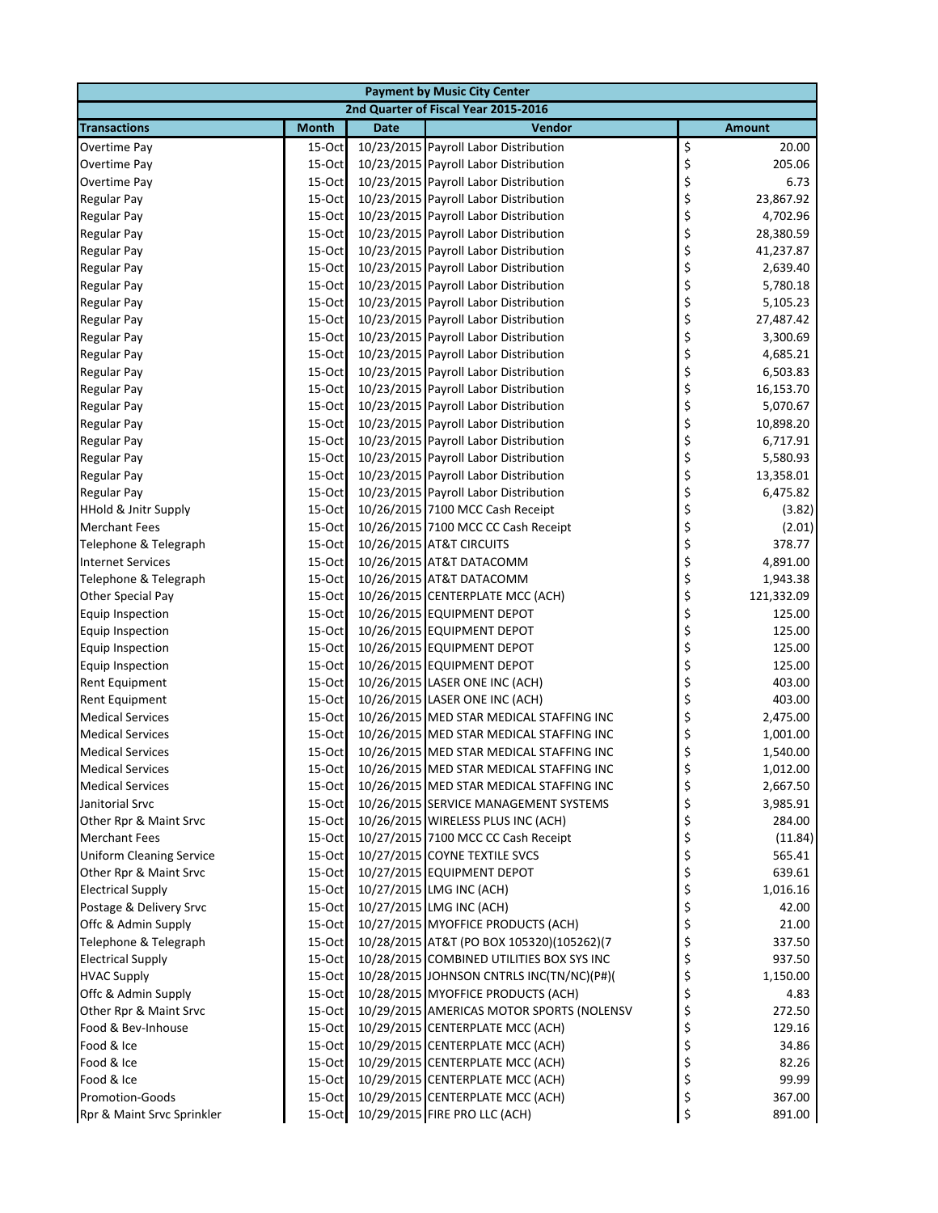| Payment by Music City Center | | | | |
|---|---|---|---|---|
| 2nd Quarter of Fiscal Year 2015-2016 | | | | |
| **Transactions** | **Month** | **Date** | **Vendor** | **Amount** |
| Overtime Pay | 15-Oct | 10/23/2015 | Payroll Labor Distribution | $ 20.00 |
| Overtime Pay | 15-Oct | 10/23/2015 | Payroll Labor Distribution | $ 205.06 |
| Overtime Pay | 15-Oct | 10/23/2015 | Payroll Labor Distribution | $ 6.73 |
| Regular Pay | 15-Oct | 10/23/2015 | Payroll Labor Distribution | $ 23,867.92 |
| Regular Pay | 15-Oct | 10/23/2015 | Payroll Labor Distribution | $ 4,702.96 |
| Regular Pay | 15-Oct | 10/23/2015 | Payroll Labor Distribution | $ 28,380.59 |
| Regular Pay | 15-Oct | 10/23/2015 | Payroll Labor Distribution | $ 41,237.87 |
| Regular Pay | 15-Oct | 10/23/2015 | Payroll Labor Distribution | $ 2,639.40 |
| Regular Pay | 15-Oct | 10/23/2015 | Payroll Labor Distribution | $ 5,780.18 |
| Regular Pay | 15-Oct | 10/23/2015 | Payroll Labor Distribution | $ 5,105.23 |
| Regular Pay | 15-Oct | 10/23/2015 | Payroll Labor Distribution | $ 27,487.42 |
| Regular Pay | 15-Oct | 10/23/2015 | Payroll Labor Distribution | $ 3,300.69 |
| Regular Pay | 15-Oct | 10/23/2015 | Payroll Labor Distribution | $ 4,685.21 |
| Regular Pay | 15-Oct | 10/23/2015 | Payroll Labor Distribution | $ 6,503.83 |
| Regular Pay | 15-Oct | 10/23/2015 | Payroll Labor Distribution | $ 16,153.70 |
| Regular Pay | 15-Oct | 10/23/2015 | Payroll Labor Distribution | $ 5,070.67 |
| Regular Pay | 15-Oct | 10/23/2015 | Payroll Labor Distribution | $ 10,898.20 |
| Regular Pay | 15-Oct | 10/23/2015 | Payroll Labor Distribution | $ 6,717.91 |
| Regular Pay | 15-Oct | 10/23/2015 | Payroll Labor Distribution | $ 5,580.93 |
| Regular Pay | 15-Oct | 10/23/2015 | Payroll Labor Distribution | $ 13,358.01 |
| Regular Pay | 15-Oct | 10/23/2015 | Payroll Labor Distribution | $ 6,475.82 |
| HHold & Jnitr Supply | 15-Oct | 10/26/2015 | 7100 MCC Cash Receipt | $ (3.82) |
| Merchant Fees | 15-Oct | 10/26/2015 | 7100 MCC CC Cash Receipt | $ (2.01) |
| Telephone & Telegraph | 15-Oct | 10/26/2015 | AT&T CIRCUITS | $ 378.77 |
| Internet Services | 15-Oct | 10/26/2015 | AT&T DATACOMM | $ 4,891.00 |
| Telephone & Telegraph | 15-Oct | 10/26/2015 | AT&T DATACOMM | $ 1,943.38 |
| Other Special Pay | 15-Oct | 10/26/2015 | CENTERPLATE MCC (ACH) | $ 121,332.09 |
| Equip Inspection | 15-Oct | 10/26/2015 | EQUIPMENT DEPOT | $ 125.00 |
| Equip Inspection | 15-Oct | 10/26/2015 | EQUIPMENT DEPOT | $ 125.00 |
| Equip Inspection | 15-Oct | 10/26/2015 | EQUIPMENT DEPOT | $ 125.00 |
| Equip Inspection | 15-Oct | 10/26/2015 | EQUIPMENT DEPOT | $ 125.00 |
| Rent Equipment | 15-Oct | 10/26/2015 | LASER ONE INC (ACH) | $ 403.00 |
| Rent Equipment | 15-Oct | 10/26/2015 | LASER ONE INC (ACH) | $ 403.00 |
| Medical Services | 15-Oct | 10/26/2015 | MED STAR MEDICAL STAFFING INC | $ 2,475.00 |
| Medical Services | 15-Oct | 10/26/2015 | MED STAR MEDICAL STAFFING INC | $ 1,001.00 |
| Medical Services | 15-Oct | 10/26/2015 | MED STAR MEDICAL STAFFING INC | $ 1,540.00 |
| Medical Services | 15-Oct | 10/26/2015 | MED STAR MEDICAL STAFFING INC | $ 1,012.00 |
| Medical Services | 15-Oct | 10/26/2015 | MED STAR MEDICAL STAFFING INC | $ 2,667.50 |
| Janitorial Srvc | 15-Oct | 10/26/2015 | SERVICE MANAGEMENT SYSTEMS | $ 3,985.91 |
| Other Rpr & Maint Srvc | 15-Oct | 10/26/2015 | WIRELESS PLUS INC (ACH) | $ 284.00 |
| Merchant Fees | 15-Oct | 10/27/2015 | 7100 MCC CC Cash Receipt | $ (11.84) |
| Uniform Cleaning Service | 15-Oct | 10/27/2015 | COYNE TEXTILE SVCS | $ 565.41 |
| Other Rpr & Maint Srvc | 15-Oct | 10/27/2015 | EQUIPMENT DEPOT | $ 639.61 |
| Electrical Supply | 15-Oct | 10/27/2015 | LMG INC (ACH) | $ 1,016.16 |
| Postage & Delivery Srvc | 15-Oct | 10/27/2015 | LMG INC (ACH) | $ 42.00 |
| Offc & Admin Supply | 15-Oct | 10/27/2015 | MYOFFICE PRODUCTS (ACH) | $ 21.00 |
| Telephone & Telegraph | 15-Oct | 10/28/2015 | AT&T (PO BOX 105320)(105262)(7 | $ 337.50 |
| Electrical Supply | 15-Oct | 10/28/2015 | COMBINED UTILITIES BOX SYS INC | $ 937.50 |
| HVAC Supply | 15-Oct | 10/28/2015 | JOHNSON CNTRLS INC(TN/NC)(P#)( | $ 1,150.00 |
| Offc & Admin Supply | 15-Oct | 10/28/2015 | MYOFFICE PRODUCTS (ACH) | $ 4.83 |
| Other Rpr & Maint Srvc | 15-Oct | 10/29/2015 | AMERICAS MOTOR SPORTS (NOLENSV | $ 272.50 |
| Food & Bev-Inhouse | 15-Oct | 10/29/2015 | CENTERPLATE MCC (ACH) | $ 129.16 |
| Food & Ice | 15-Oct | 10/29/2015 | CENTERPLATE MCC (ACH) | $ 34.86 |
| Food & Ice | 15-Oct | 10/29/2015 | CENTERPLATE MCC (ACH) | $ 82.26 |
| Food & Ice | 15-Oct | 10/29/2015 | CENTERPLATE MCC (ACH) | $ 99.99 |
| Promotion-Goods | 15-Oct | 10/29/2015 | CENTERPLATE MCC (ACH) | $ 367.00 |
| Rpr & Maint Srvc Sprinkler | 15-Oct | 10/29/2015 | FIRE PRO LLC (ACH) | $ 891.00 |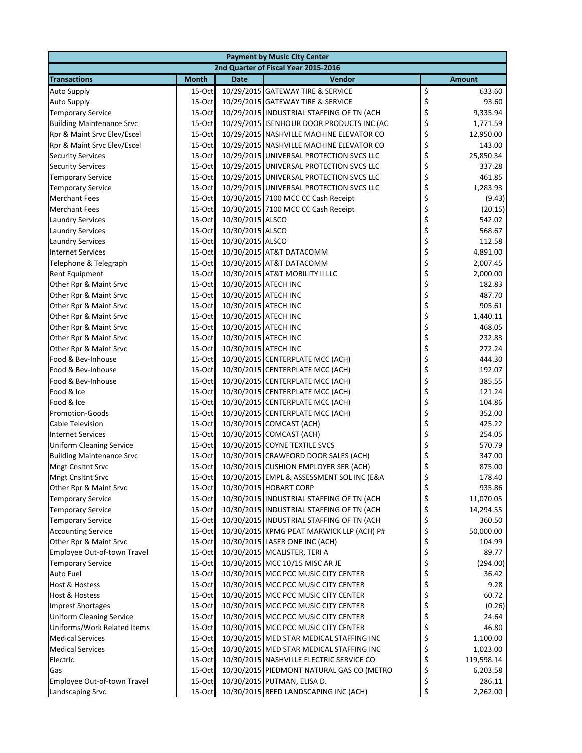| Payment by Music City Center | | | | |
|---|---|---|---|---|
| 2nd Quarter of Fiscal Year 2015-2016 | | | | |
| **Transactions** | **Month** | **Date** | **Vendor** | **Amount** |
| Auto Supply | 15-Oct | 10/29/2015 | GATEWAY TIRE & SERVICE | $ 633.60 |
| Auto Supply | 15-Oct | 10/29/2015 | GATEWAY TIRE & SERVICE | $ 93.60 |
| Temporary Service | 15-Oct | 10/29/2015 | INDUSTRIAL STAFFING OF TN (ACH | $ 9,335.94 |
| Building Maintenance Srvc | 15-Oct | 10/29/2015 | ISENHOUR DOOR PRODUCTS INC (AC | $ 1,771.59 |
| Rpr & Maint Srvc Elev/Escel | 15-Oct | 10/29/2015 | NASHVILLE MACHINE ELEVATOR CO | $ 12,950.00 |
| Rpr & Maint Srvc Elev/Escel | 15-Oct | 10/29/2015 | NASHVILLE MACHINE ELEVATOR CO | $ 143.00 |
| Security Services | 15-Oct | 10/29/2015 | UNIVERSAL PROTECTION SVCS LLC | $ 25,850.34 |
| Security Services | 15-Oct | 10/29/2015 | UNIVERSAL PROTECTION SVCS LLC | $ 337.28 |
| Temporary Service | 15-Oct | 10/29/2015 | UNIVERSAL PROTECTION SVCS LLC | $ 461.85 |
| Temporary Service | 15-Oct | 10/29/2015 | UNIVERSAL PROTECTION SVCS LLC | $ 1,283.93 |
| Merchant Fees | 15-Oct | 10/30/2015 | 7100 MCC CC Cash Receipt | $ (9.43) |
| Merchant Fees | 15-Oct | 10/30/2015 | 7100 MCC CC Cash Receipt | $ (20.15) |
| Laundry Services | 15-Oct | 10/30/2015 | ALSCO | $ 542.02 |
| Laundry Services | 15-Oct | 10/30/2015 | ALSCO | $ 568.67 |
| Laundry Services | 15-Oct | 10/30/2015 | ALSCO | $ 112.58 |
| Internet Services | 15-Oct | 10/30/2015 | AT&T DATACOMM | $ 4,891.00 |
| Telephone & Telegraph | 15-Oct | 10/30/2015 | AT&T DATACOMM | $ 2,007.45 |
| Rent Equipment | 15-Oct | 10/30/2015 | AT&T MOBILITY II LLC | $ 2,000.00 |
| Other Rpr & Maint Srvc | 15-Oct | 10/30/2015 | ATECH INC | $ 182.83 |
| Other Rpr & Maint Srvc | 15-Oct | 10/30/2015 | ATECH INC | $ 487.70 |
| Other Rpr & Maint Srvc | 15-Oct | 10/30/2015 | ATECH INC | $ 905.61 |
| Other Rpr & Maint Srvc | 15-Oct | 10/30/2015 | ATECH INC | $ 1,440.11 |
| Other Rpr & Maint Srvc | 15-Oct | 10/30/2015 | ATECH INC | $ 468.05 |
| Other Rpr & Maint Srvc | 15-Oct | 10/30/2015 | ATECH INC | $ 232.83 |
| Other Rpr & Maint Srvc | 15-Oct | 10/30/2015 | ATECH INC | $ 272.24 |
| Food & Bev-Inhouse | 15-Oct | 10/30/2015 | CENTERPLATE MCC (ACH) | $ 444.30 |
| Food & Bev-Inhouse | 15-Oct | 10/30/2015 | CENTERPLATE MCC (ACH) | $ 192.07 |
| Food & Bev-Inhouse | 15-Oct | 10/30/2015 | CENTERPLATE MCC (ACH) | $ 385.55 |
| Food & Ice | 15-Oct | 10/30/2015 | CENTERPLATE MCC (ACH) | $ 121.24 |
| Food & Ice | 15-Oct | 10/30/2015 | CENTERPLATE MCC (ACH) | $ 104.86 |
| Promotion-Goods | 15-Oct | 10/30/2015 | CENTERPLATE MCC (ACH) | $ 352.00 |
| Cable Television | 15-Oct | 10/30/2015 | COMCAST (ACH) | $ 425.22 |
| Internet Services | 15-Oct | 10/30/2015 | COMCAST (ACH) | $ 254.05 |
| Uniform Cleaning Service | 15-Oct | 10/30/2015 | COYNE TEXTILE SVCS | $ 570.79 |
| Building Maintenance Srvc | 15-Oct | 10/30/2015 | CRAWFORD DOOR SALES (ACH) | $ 347.00 |
| Mngt Cnsltnt Srvc | 15-Oct | 10/30/2015 | CUSHION EMPLOYER SER (ACH) | $ 875.00 |
| Mngt Cnsltnt Srvc | 15-Oct | 10/30/2015 | EMPL & ASSESSMENT SOL INC (E&A | $ 178.40 |
| Other Rpr & Maint Srvc | 15-Oct | 10/30/2015 | HOBART CORP | $ 935.86 |
| Temporary Service | 15-Oct | 10/30/2015 | INDUSTRIAL STAFFING OF TN (ACH | $ 11,070.05 |
| Temporary Service | 15-Oct | 10/30/2015 | INDUSTRIAL STAFFING OF TN (ACH | $ 14,294.55 |
| Temporary Service | 15-Oct | 10/30/2015 | INDUSTRIAL STAFFING OF TN (ACH | $ 360.50 |
| Accounting Service | 15-Oct | 10/30/2015 | KPMG PEAT MARWICK LLP (ACH) P# | $ 50,000.00 |
| Other Rpr & Maint Srvc | 15-Oct | 10/30/2015 | LASER ONE INC (ACH) | $ 104.99 |
| Employee Out-of-town Travel | 15-Oct | 10/30/2015 | MCALISTER, TERI A | $ 89.77 |
| Temporary Service | 15-Oct | 10/30/2015 | MCC 10/15 MISC AR JE | $ (294.00) |
| Auto Fuel | 15-Oct | 10/30/2015 | MCC PCC MUSIC CITY CENTER | $ 36.42 |
| Host & Hostess | 15-Oct | 10/30/2015 | MCC PCC MUSIC CITY CENTER | $ 9.28 |
| Host & Hostess | 15-Oct | 10/30/2015 | MCC PCC MUSIC CITY CENTER | $ 60.72 |
| Imprest Shortages | 15-Oct | 10/30/2015 | MCC PCC MUSIC CITY CENTER | $ (0.26) |
| Uniform Cleaning Service | 15-Oct | 10/30/2015 | MCC PCC MUSIC CITY CENTER | $ 24.64 |
| Uniforms/Work Related Items | 15-Oct | 10/30/2015 | MCC PCC MUSIC CITY CENTER | $ 46.80 |
| Medical Services | 15-Oct | 10/30/2015 | MED STAR MEDICAL STAFFING INC | $ 1,100.00 |
| Medical Services | 15-Oct | 10/30/2015 | MED STAR MEDICAL STAFFING INC | $ 1,023.00 |
| Electric | 15-Oct | 10/30/2015 | NASHVILLE ELECTRIC SERVICE CO | $ 119,598.14 |
| Gas | 15-Oct | 10/30/2015 | PIEDMONT NATURAL GAS CO (METRO | $ 6,203.58 |
| Employee Out-of-town Travel | 15-Oct | 10/30/2015 | PUTMAN, ELISA D. | $ 286.11 |
| Landscaping Srvc | 15-Oct | 10/30/2015 | REED LANDSCAPING INC (ACH) | $ 2,262.00 |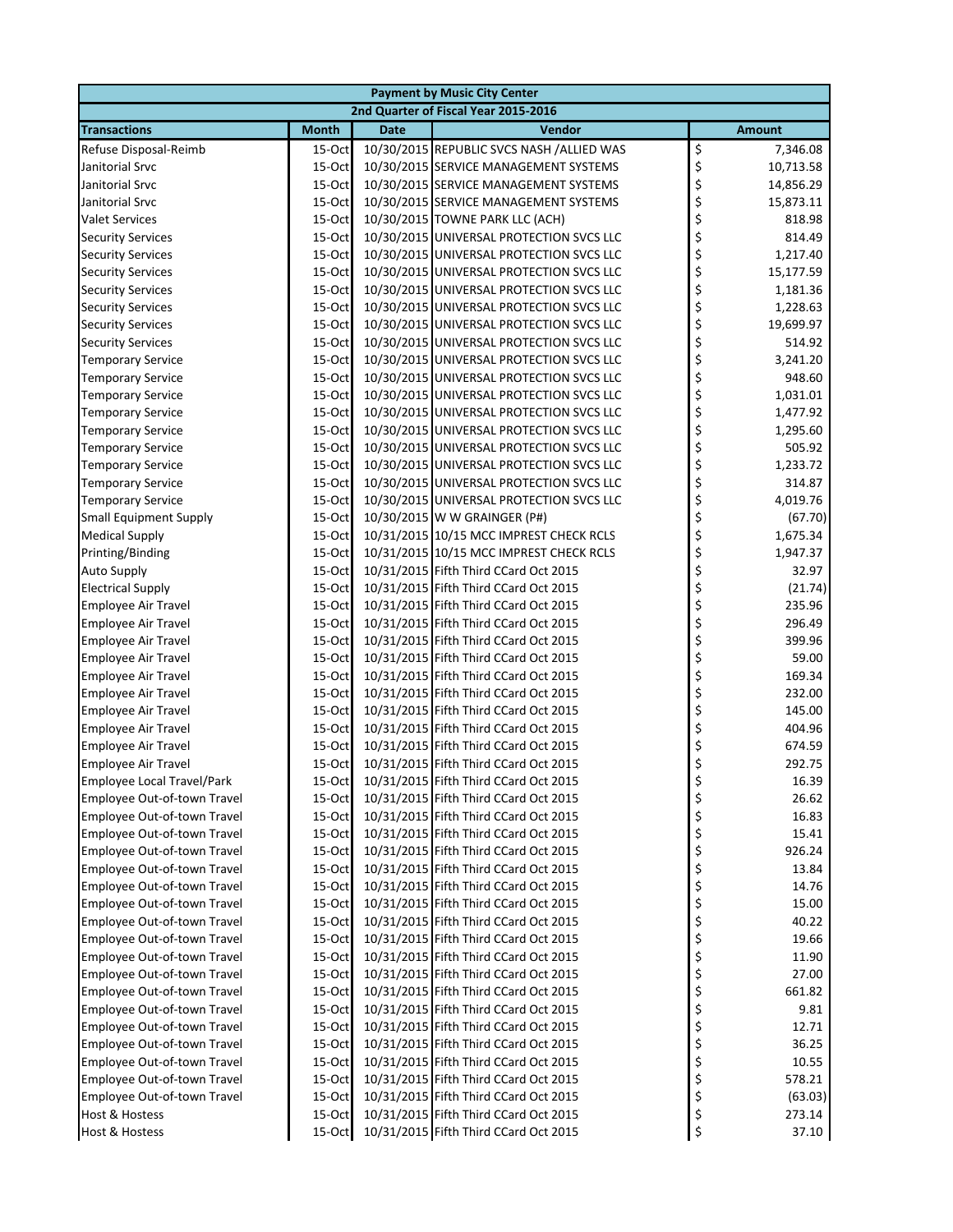| Payment by Music City Center | | | | |
|---|---|---|---|---|
| 2nd Quarter of Fiscal Year 2015-2016 | | | | |
| **Transactions** | **Month** | **Date** | **Vendor** | **Amount** |
| Refuse Disposal-Reimb | 15-Oct | 10/30/2015 | REPUBLIC SVCS NASH /ALLIED WAS | $ 7,346.08 |
| Janitorial Srvc | 15-Oct | 10/30/2015 | SERVICE MANAGEMENT SYSTEMS | $ 10,713.58 |
| Janitorial Srvc | 15-Oct | 10/30/2015 | SERVICE MANAGEMENT SYSTEMS | $ 14,856.29 |
| Janitorial Srvc | 15-Oct | 10/30/2015 | SERVICE MANAGEMENT SYSTEMS | $ 15,873.11 |
| Valet Services | 15-Oct | 10/30/2015 | TOWNE PARK LLC (ACH) | $ 818.98 |
| Security Services | 15-Oct | 10/30/2015 | UNIVERSAL PROTECTION SVCS LLC | $ 814.49 |
| Security Services | 15-Oct | 10/30/2015 | UNIVERSAL PROTECTION SVCS LLC | $ 1,217.40 |
| Security Services | 15-Oct | 10/30/2015 | UNIVERSAL PROTECTION SVCS LLC | $ 15,177.59 |
| Security Services | 15-Oct | 10/30/2015 | UNIVERSAL PROTECTION SVCS LLC | $ 1,181.36 |
| Security Services | 15-Oct | 10/30/2015 | UNIVERSAL PROTECTION SVCS LLC | $ 1,228.63 |
| Security Services | 15-Oct | 10/30/2015 | UNIVERSAL PROTECTION SVCS LLC | $ 19,699.97 |
| Security Services | 15-Oct | 10/30/2015 | UNIVERSAL PROTECTION SVCS LLC | $ 514.92 |
| Temporary Service | 15-Oct | 10/30/2015 | UNIVERSAL PROTECTION SVCS LLC | $ 3,241.20 |
| Temporary Service | 15-Oct | 10/30/2015 | UNIVERSAL PROTECTION SVCS LLC | $ 948.60 |
| Temporary Service | 15-Oct | 10/30/2015 | UNIVERSAL PROTECTION SVCS LLC | $ 1,031.01 |
| Temporary Service | 15-Oct | 10/30/2015 | UNIVERSAL PROTECTION SVCS LLC | $ 1,477.92 |
| Temporary Service | 15-Oct | 10/30/2015 | UNIVERSAL PROTECTION SVCS LLC | $ 1,295.60 |
| Temporary Service | 15-Oct | 10/30/2015 | UNIVERSAL PROTECTION SVCS LLC | $ 505.92 |
| Temporary Service | 15-Oct | 10/30/2015 | UNIVERSAL PROTECTION SVCS LLC | $ 1,233.72 |
| Temporary Service | 15-Oct | 10/30/2015 | UNIVERSAL PROTECTION SVCS LLC | $ 314.87 |
| Temporary Service | 15-Oct | 10/30/2015 | UNIVERSAL PROTECTION SVCS LLC | $ 4,019.76 |
| Small Equipment Supply | 15-Oct | 10/30/2015 | W W GRAINGER (P#) | $ (67.70) |
| Medical Supply | 15-Oct | 10/31/2015 | 10/15 MCC IMPREST CHECK RCLS | $ 1,675.34 |
| Printing/Binding | 15-Oct | 10/31/2015 | 10/15 MCC IMPREST CHECK RCLS | $ 1,947.37 |
| Auto Supply | 15-Oct | 10/31/2015 | Fifth Third CCard Oct 2015 | $ 32.97 |
| Electrical Supply | 15-Oct | 10/31/2015 | Fifth Third CCard Oct 2015 | $ (21.74) |
| Employee Air Travel | 15-Oct | 10/31/2015 | Fifth Third CCard Oct 2015 | $ 235.96 |
| Employee Air Travel | 15-Oct | 10/31/2015 | Fifth Third CCard Oct 2015 | $ 296.49 |
| Employee Air Travel | 15-Oct | 10/31/2015 | Fifth Third CCard Oct 2015 | $ 399.96 |
| Employee Air Travel | 15-Oct | 10/31/2015 | Fifth Third CCard Oct 2015 | $ 59.00 |
| Employee Air Travel | 15-Oct | 10/31/2015 | Fifth Third CCard Oct 2015 | $ 169.34 |
| Employee Air Travel | 15-Oct | 10/31/2015 | Fifth Third CCard Oct 2015 | $ 232.00 |
| Employee Air Travel | 15-Oct | 10/31/2015 | Fifth Third CCard Oct 2015 | $ 145.00 |
| Employee Air Travel | 15-Oct | 10/31/2015 | Fifth Third CCard Oct 2015 | $ 404.96 |
| Employee Air Travel | 15-Oct | 10/31/2015 | Fifth Third CCard Oct 2015 | $ 674.59 |
| Employee Air Travel | 15-Oct | 10/31/2015 | Fifth Third CCard Oct 2015 | $ 292.75 |
| Employee Local Travel/Park | 15-Oct | 10/31/2015 | Fifth Third CCard Oct 2015 | $ 16.39 |
| Employee Out-of-town Travel | 15-Oct | 10/31/2015 | Fifth Third CCard Oct 2015 | $ 26.62 |
| Employee Out-of-town Travel | 15-Oct | 10/31/2015 | Fifth Third CCard Oct 2015 | $ 16.83 |
| Employee Out-of-town Travel | 15-Oct | 10/31/2015 | Fifth Third CCard Oct 2015 | $ 15.41 |
| Employee Out-of-town Travel | 15-Oct | 10/31/2015 | Fifth Third CCard Oct 2015 | $ 926.24 |
| Employee Out-of-town Travel | 15-Oct | 10/31/2015 | Fifth Third CCard Oct 2015 | $ 13.84 |
| Employee Out-of-town Travel | 15-Oct | 10/31/2015 | Fifth Third CCard Oct 2015 | $ 14.76 |
| Employee Out-of-town Travel | 15-Oct | 10/31/2015 | Fifth Third CCard Oct 2015 | $ 15.00 |
| Employee Out-of-town Travel | 15-Oct | 10/31/2015 | Fifth Third CCard Oct 2015 | $ 40.22 |
| Employee Out-of-town Travel | 15-Oct | 10/31/2015 | Fifth Third CCard Oct 2015 | $ 19.66 |
| Employee Out-of-town Travel | 15-Oct | 10/31/2015 | Fifth Third CCard Oct 2015 | $ 11.90 |
| Employee Out-of-town Travel | 15-Oct | 10/31/2015 | Fifth Third CCard Oct 2015 | $ 27.00 |
| Employee Out-of-town Travel | 15-Oct | 10/31/2015 | Fifth Third CCard Oct 2015 | $ 661.82 |
| Employee Out-of-town Travel | 15-Oct | 10/31/2015 | Fifth Third CCard Oct 2015 | $ 9.81 |
| Employee Out-of-town Travel | 15-Oct | 10/31/2015 | Fifth Third CCard Oct 2015 | $ 12.71 |
| Employee Out-of-town Travel | 15-Oct | 10/31/2015 | Fifth Third CCard Oct 2015 | $ 36.25 |
| Employee Out-of-town Travel | 15-Oct | 10/31/2015 | Fifth Third CCard Oct 2015 | $ 10.55 |
| Employee Out-of-town Travel | 15-Oct | 10/31/2015 | Fifth Third CCard Oct 2015 | $ 578.21 |
| Employee Out-of-town Travel | 15-Oct | 10/31/2015 | Fifth Third CCard Oct 2015 | $ (63.03) |
| Host & Hostess | 15-Oct | 10/31/2015 | Fifth Third CCard Oct 2015 | $ 273.14 |
| Host & Hostess | 15-Oct | 10/31/2015 | Fifth Third CCard Oct 2015 | $ 37.10 |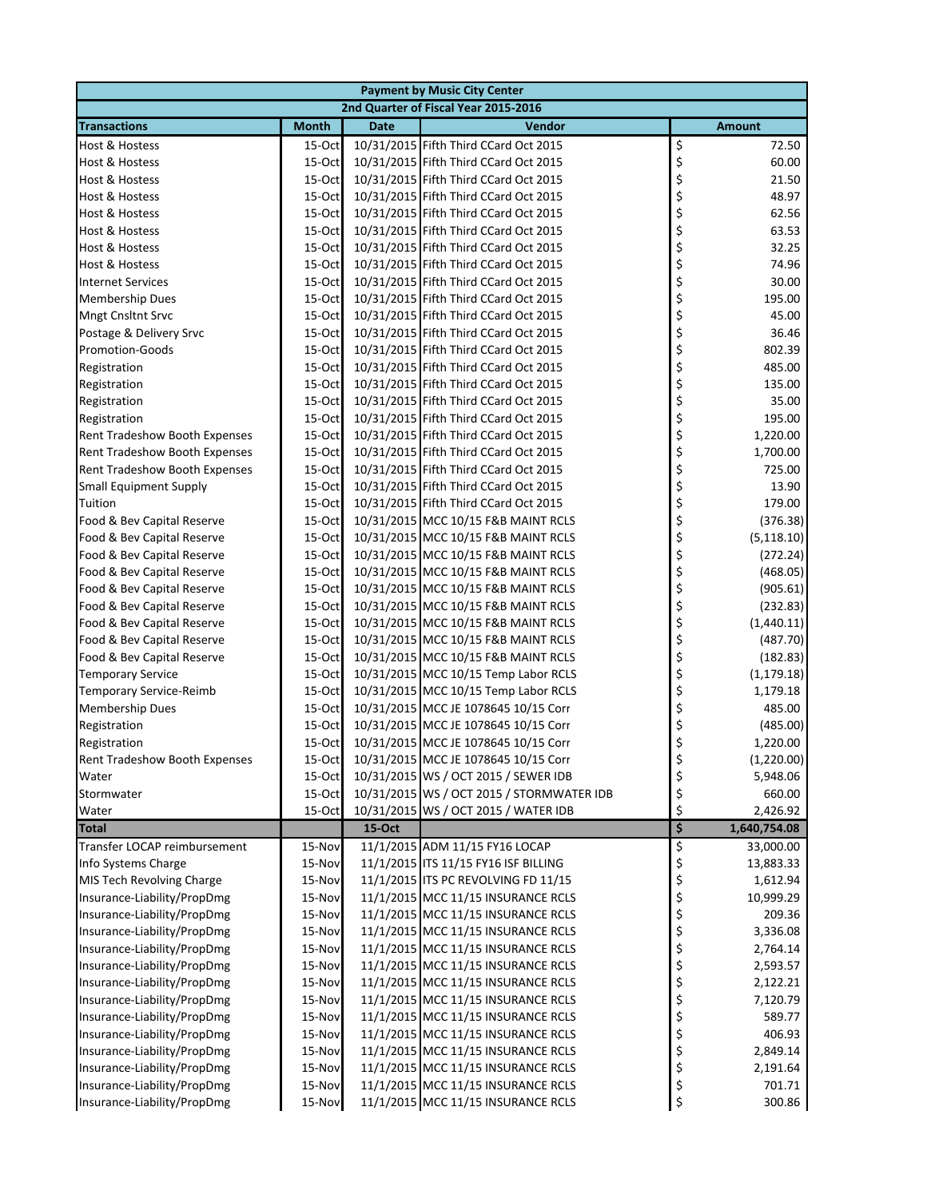| Payment by Music City Center | | | | |
|---|---|---|---|---|
| 2nd Quarter of Fiscal Year 2015-2016 | | | | |
| **Transactions** | **Month** | **Date** | **Vendor** | **Amount** |
| Host & Hostess | 15-Oct | 10/31/2015 | Fifth Third CCard Oct 2015 | $ 72.50 |
| Host & Hostess | 15-Oct | 10/31/2015 | Fifth Third CCard Oct 2015 | $ 60.00 |
| Host & Hostess | 15-Oct | 10/31/2015 | Fifth Third CCard Oct 2015 | $ 21.50 |
| Host & Hostess | 15-Oct | 10/31/2015 | Fifth Third CCard Oct 2015 | $ 48.97 |
| Host & Hostess | 15-Oct | 10/31/2015 | Fifth Third CCard Oct 2015 | $ 62.56 |
| Host & Hostess | 15-Oct | 10/31/2015 | Fifth Third CCard Oct 2015 | $ 63.53 |
| Host & Hostess | 15-Oct | 10/31/2015 | Fifth Third CCard Oct 2015 | $ 32.25 |
| Host & Hostess | 15-Oct | 10/31/2015 | Fifth Third CCard Oct 2015 | $ 74.96 |
| Internet Services | 15-Oct | 10/31/2015 | Fifth Third CCard Oct 2015 | $ 30.00 |
| Membership Dues | 15-Oct | 10/31/2015 | Fifth Third CCard Oct 2015 | $ 195.00 |
| Mngt Cnsltnt Srvc | 15-Oct | 10/31/2015 | Fifth Third CCard Oct 2015 | $ 45.00 |
| Postage & Delivery Srvc | 15-Oct | 10/31/2015 | Fifth Third CCard Oct 2015 | $ 36.46 |
| Promotion-Goods | 15-Oct | 10/31/2015 | Fifth Third CCard Oct 2015 | $ 802.39 |
| Registration | 15-Oct | 10/31/2015 | Fifth Third CCard Oct 2015 | $ 485.00 |
| Registration | 15-Oct | 10/31/2015 | Fifth Third CCard Oct 2015 | $ 135.00 |
| Registration | 15-Oct | 10/31/2015 | Fifth Third CCard Oct 2015 | $ 35.00 |
| Registration | 15-Oct | 10/31/2015 | Fifth Third CCard Oct 2015 | $ 195.00 |
| Rent Tradeshow Booth Expenses | 15-Oct | 10/31/2015 | Fifth Third CCard Oct 2015 | $ 1,220.00 |
| Rent Tradeshow Booth Expenses | 15-Oct | 10/31/2015 | Fifth Third CCard Oct 2015 | $ 1,700.00 |
| Rent Tradeshow Booth Expenses | 15-Oct | 10/31/2015 | Fifth Third CCard Oct 2015 | $ 725.00 |
| Small Equipment Supply | 15-Oct | 10/31/2015 | Fifth Third CCard Oct 2015 | $ 13.90 |
| Tuition | 15-Oct | 10/31/2015 | Fifth Third CCard Oct 2015 | $ 179.00 |
| Food & Bev Capital Reserve | 15-Oct | 10/31/2015 | MCC 10/15 F&B MAINT RCLS | $ (376.38) |
| Food & Bev Capital Reserve | 15-Oct | 10/31/2015 | MCC 10/15 F&B MAINT RCLS | $ (5,118.10) |
| Food & Bev Capital Reserve | 15-Oct | 10/31/2015 | MCC 10/15 F&B MAINT RCLS | $ (272.24) |
| Food & Bev Capital Reserve | 15-Oct | 10/31/2015 | MCC 10/15 F&B MAINT RCLS | $ (468.05) |
| Food & Bev Capital Reserve | 15-Oct | 10/31/2015 | MCC 10/15 F&B MAINT RCLS | $ (905.61) |
| Food & Bev Capital Reserve | 15-Oct | 10/31/2015 | MCC 10/15 F&B MAINT RCLS | $ (232.83) |
| Food & Bev Capital Reserve | 15-Oct | 10/31/2015 | MCC 10/15 F&B MAINT RCLS | $ (1,440.11) |
| Food & Bev Capital Reserve | 15-Oct | 10/31/2015 | MCC 10/15 F&B MAINT RCLS | $ (487.70) |
| Food & Bev Capital Reserve | 15-Oct | 10/31/2015 | MCC 10/15 F&B MAINT RCLS | $ (182.83) |
| Temporary Service | 15-Oct | 10/31/2015 | MCC 10/15 Temp Labor RCLS | $ (1,179.18) |
| Temporary Service-Reimb | 15-Oct | 10/31/2015 | MCC 10/15 Temp Labor RCLS | $ 1,179.18 |
| Membership Dues | 15-Oct | 10/31/2015 | MCC JE 1078645 10/15 Corr | $ 485.00 |
| Registration | 15-Oct | 10/31/2015 | MCC JE 1078645 10/15 Corr | $ (485.00) |
| Registration | 15-Oct | 10/31/2015 | MCC JE 1078645 10/15 Corr | $ 1,220.00 |
| Rent Tradeshow Booth Expenses | 15-Oct | 10/31/2015 | MCC JE 1078645 10/15 Corr | $ (1,220.00) |
| Water | 15-Oct | 10/31/2015 | WS / OCT 2015 / SEWER IDB | $ 5,948.06 |
| Stormwater | 15-Oct | 10/31/2015 | WS / OCT 2015 / STORMWATER IDB | $ 660.00 |
| Water | 15-Oct | 10/31/2015 | WS / OCT 2015 / WATER IDB | $ 2,426.92 |
| **Total** | | **15-Oct** | | **$ 1,640,754.08** |
| Transfer LOCAP reimbursement | 15-Nov | 11/1/2015 | ADM 11/15 FY16 LOCAP | $ 33,000.00 |
| Info Systems Charge | 15-Nov | 11/1/2015 | ITS 11/15 FY16 ISF BILLING | $ 13,883.33 |
| MIS Tech Revolving Charge | 15-Nov | 11/1/2015 | ITS PC REVOLVING FD 11/15 | $ 1,612.94 |
| Insurance-Liability/PropDmg | 15-Nov | 11/1/2015 | MCC 11/15 INSURANCE RCLS | $ 10,999.29 |
| Insurance-Liability/PropDmg | 15-Nov | 11/1/2015 | MCC 11/15 INSURANCE RCLS | $ 209.36 |
| Insurance-Liability/PropDmg | 15-Nov | 11/1/2015 | MCC 11/15 INSURANCE RCLS | $ 3,336.08 |
| Insurance-Liability/PropDmg | 15-Nov | 11/1/2015 | MCC 11/15 INSURANCE RCLS | $ 2,764.14 |
| Insurance-Liability/PropDmg | 15-Nov | 11/1/2015 | MCC 11/15 INSURANCE RCLS | $ 2,593.57 |
| Insurance-Liability/PropDmg | 15-Nov | 11/1/2015 | MCC 11/15 INSURANCE RCLS | $ 2,122.21 |
| Insurance-Liability/PropDmg | 15-Nov | 11/1/2015 | MCC 11/15 INSURANCE RCLS | $ 7,120.79 |
| Insurance-Liability/PropDmg | 15-Nov | 11/1/2015 | MCC 11/15 INSURANCE RCLS | $ 589.77 |
| Insurance-Liability/PropDmg | 15-Nov | 11/1/2015 | MCC 11/15 INSURANCE RCLS | $ 406.93 |
| Insurance-Liability/PropDmg | 15-Nov | 11/1/2015 | MCC 11/15 INSURANCE RCLS | $ 2,849.14 |
| Insurance-Liability/PropDmg | 15-Nov | 11/1/2015 | MCC 11/15 INSURANCE RCLS | $ 2,191.64 |
| Insurance-Liability/PropDmg | 15-Nov | 11/1/2015 | MCC 11/15 INSURANCE RCLS | $ 701.71 |
| Insurance-Liability/PropDmg | 15-Nov | 11/1/2015 | MCC 11/15 INSURANCE RCLS | $ 300.86 |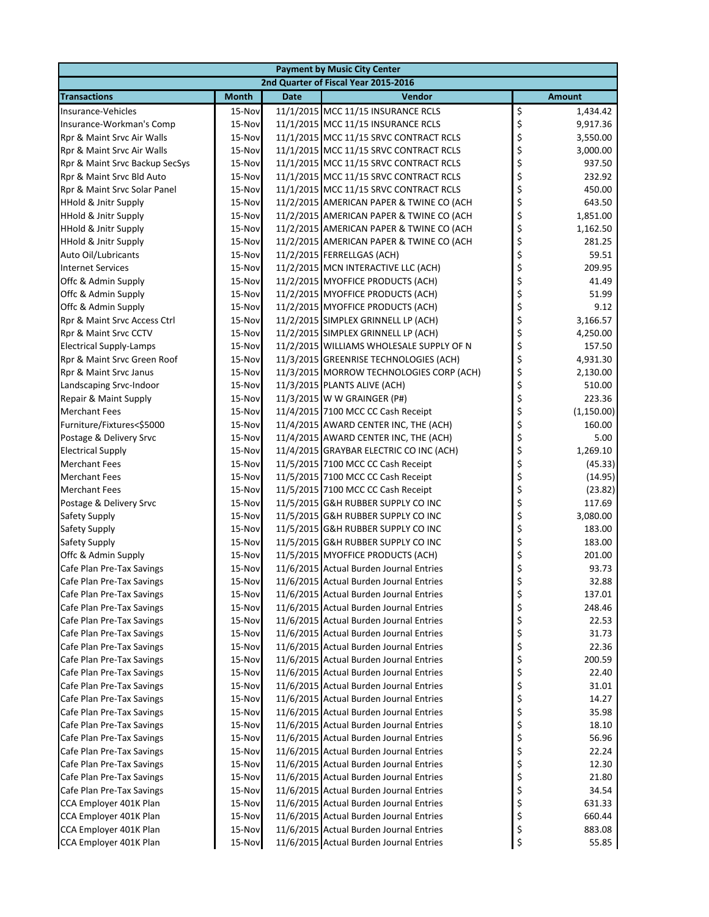| Payment by Music City Center | | | | |
|---|---|---|---|---|
| 2nd Quarter of Fiscal Year 2015-2016 | | | | |
| **Transactions** | **Month** | **Date** | **Vendor** | **Amount** |
| Insurance-Vehicles | 15-Nov | 11/1/2015 | MCC 11/15 INSURANCE RCLS | $ 1,434.42 |
| Insurance-Workman's Comp | 15-Nov | 11/1/2015 | MCC 11/15 INSURANCE RCLS | $ 9,917.36 |
| Rpr & Maint Srvc Air Walls | 15-Nov | 11/1/2015 | MCC 11/15 SRVC CONTRACT RCLS | $ 3,550.00 |
| Rpr & Maint Srvc Air Walls | 15-Nov | 11/1/2015 | MCC 11/15 SRVC CONTRACT RCLS | $ 3,000.00 |
| Rpr & Maint Srvc Backup SecSys | 15-Nov | 11/1/2015 | MCC 11/15 SRVC CONTRACT RCLS | $ 937.50 |
| Rpr & Maint Srvc Bld Auto | 15-Nov | 11/1/2015 | MCC 11/15 SRVC CONTRACT RCLS | $ 232.92 |
| Rpr & Maint Srvc Solar Panel | 15-Nov | 11/1/2015 | MCC 11/15 SRVC CONTRACT RCLS | $ 450.00 |
| HHold & Jnitr Supply | 15-Nov | 11/2/2015 | AMERICAN PAPER & TWINE CO (ACH | $ 643.50 |
| HHold & Jnitr Supply | 15-Nov | 11/2/2015 | AMERICAN PAPER & TWINE CO (ACH | $ 1,851.00 |
| HHold & Jnitr Supply | 15-Nov | 11/2/2015 | AMERICAN PAPER & TWINE CO (ACH | $ 1,162.50 |
| HHold & Jnitr Supply | 15-Nov | 11/2/2015 | AMERICAN PAPER & TWINE CO (ACH | $ 281.25 |
| Auto Oil/Lubricants | 15-Nov | 11/2/2015 | FERRELLGAS (ACH) | $ 59.51 |
| Internet Services | 15-Nov | 11/2/2015 | MCN INTERACTIVE LLC (ACH) | $ 209.95 |
| Offc & Admin Supply | 15-Nov | 11/2/2015 | MYOFFICE PRODUCTS (ACH) | $ 41.49 |
| Offc & Admin Supply | 15-Nov | 11/2/2015 | MYOFFICE PRODUCTS (ACH) | $ 51.99 |
| Offc & Admin Supply | 15-Nov | 11/2/2015 | MYOFFICE PRODUCTS (ACH) | $ 9.12 |
| Rpr & Maint Srvc Access Ctrl | 15-Nov | 11/2/2015 | SIMPLEX GRINNELL LP (ACH) | $ 3,166.57 |
| Rpr & Maint Srvc CCTV | 15-Nov | 11/2/2015 | SIMPLEX GRINNELL LP (ACH) | $ 4,250.00 |
| Electrical Supply-Lamps | 15-Nov | 11/2/2015 | WILLIAMS WHOLESALE SUPPLY OF N | $ 157.50 |
| Rpr & Maint Srvc Green Roof | 15-Nov | 11/3/2015 | GREENRISE TECHNOLOGIES (ACH) | $ 4,931.30 |
| Rpr & Maint Srvc Janus | 15-Nov | 11/3/2015 | MORROW TECHNOLOGIES CORP (ACH) | $ 2,130.00 |
| Landscaping Srvc-Indoor | 15-Nov | 11/3/2015 | PLANTS ALIVE (ACH) | $ 510.00 |
| Repair & Maint Supply | 15-Nov | 11/3/2015 | W W GRAINGER (P#) | $ 223.36 |
| Merchant Fees | 15-Nov | 11/4/2015 | 7100 MCC CC Cash Receipt | $ (1,150.00) |
| Furniture/Fixtures<$5000 | 15-Nov | 11/4/2015 | AWARD CENTER INC, THE (ACH) | $ 160.00 |
| Postage & Delivery Srvc | 15-Nov | 11/4/2015 | AWARD CENTER INC, THE (ACH) | $ 5.00 |
| Electrical Supply | 15-Nov | 11/4/2015 | GRAYBAR ELECTRIC CO INC (ACH) | $ 1,269.10 |
| Merchant Fees | 15-Nov | 11/5/2015 | 7100 MCC CC Cash Receipt | $ (45.33) |
| Merchant Fees | 15-Nov | 11/5/2015 | 7100 MCC CC Cash Receipt | $ (14.95) |
| Merchant Fees | 15-Nov | 11/5/2015 | 7100 MCC CC Cash Receipt | $ (23.82) |
| Postage & Delivery Srvc | 15-Nov | 11/5/2015 | G&H RUBBER SUPPLY CO INC | $ 117.69 |
| Safety Supply | 15-Nov | 11/5/2015 | G&H RUBBER SUPPLY CO INC | $ 3,080.00 |
| Safety Supply | 15-Nov | 11/5/2015 | G&H RUBBER SUPPLY CO INC | $ 183.00 |
| Safety Supply | 15-Nov | 11/5/2015 | G&H RUBBER SUPPLY CO INC | $ 183.00 |
| Offc & Admin Supply | 15-Nov | 11/5/2015 | MYOFFICE PRODUCTS (ACH) | $ 201.00 |
| Cafe Plan Pre-Tax Savings | 15-Nov | 11/6/2015 | Actual Burden Journal Entries | $ 93.73 |
| Cafe Plan Pre-Tax Savings | 15-Nov | 11/6/2015 | Actual Burden Journal Entries | $ 32.88 |
| Cafe Plan Pre-Tax Savings | 15-Nov | 11/6/2015 | Actual Burden Journal Entries | $ 137.01 |
| Cafe Plan Pre-Tax Savings | 15-Nov | 11/6/2015 | Actual Burden Journal Entries | $ 248.46 |
| Cafe Plan Pre-Tax Savings | 15-Nov | 11/6/2015 | Actual Burden Journal Entries | $ 22.53 |
| Cafe Plan Pre-Tax Savings | 15-Nov | 11/6/2015 | Actual Burden Journal Entries | $ 31.73 |
| Cafe Plan Pre-Tax Savings | 15-Nov | 11/6/2015 | Actual Burden Journal Entries | $ 22.36 |
| Cafe Plan Pre-Tax Savings | 15-Nov | 11/6/2015 | Actual Burden Journal Entries | $ 200.59 |
| Cafe Plan Pre-Tax Savings | 15-Nov | 11/6/2015 | Actual Burden Journal Entries | $ 22.40 |
| Cafe Plan Pre-Tax Savings | 15-Nov | 11/6/2015 | Actual Burden Journal Entries | $ 31.01 |
| Cafe Plan Pre-Tax Savings | 15-Nov | 11/6/2015 | Actual Burden Journal Entries | $ 14.27 |
| Cafe Plan Pre-Tax Savings | 15-Nov | 11/6/2015 | Actual Burden Journal Entries | $ 35.98 |
| Cafe Plan Pre-Tax Savings | 15-Nov | 11/6/2015 | Actual Burden Journal Entries | $ 18.10 |
| Cafe Plan Pre-Tax Savings | 15-Nov | 11/6/2015 | Actual Burden Journal Entries | $ 56.96 |
| Cafe Plan Pre-Tax Savings | 15-Nov | 11/6/2015 | Actual Burden Journal Entries | $ 22.24 |
| Cafe Plan Pre-Tax Savings | 15-Nov | 11/6/2015 | Actual Burden Journal Entries | $ 12.30 |
| Cafe Plan Pre-Tax Savings | 15-Nov | 11/6/2015 | Actual Burden Journal Entries | $ 21.80 |
| Cafe Plan Pre-Tax Savings | 15-Nov | 11/6/2015 | Actual Burden Journal Entries | $ 34.54 |
| CCA Employer 401K Plan | 15-Nov | 11/6/2015 | Actual Burden Journal Entries | $ 631.33 |
| CCA Employer 401K Plan | 15-Nov | 11/6/2015 | Actual Burden Journal Entries | $ 660.44 |
| CCA Employer 401K Plan | 15-Nov | 11/6/2015 | Actual Burden Journal Entries | $ 883.08 |
| CCA Employer 401K Plan | 15-Nov | 11/6/2015 | Actual Burden Journal Entries | $ 55.85 |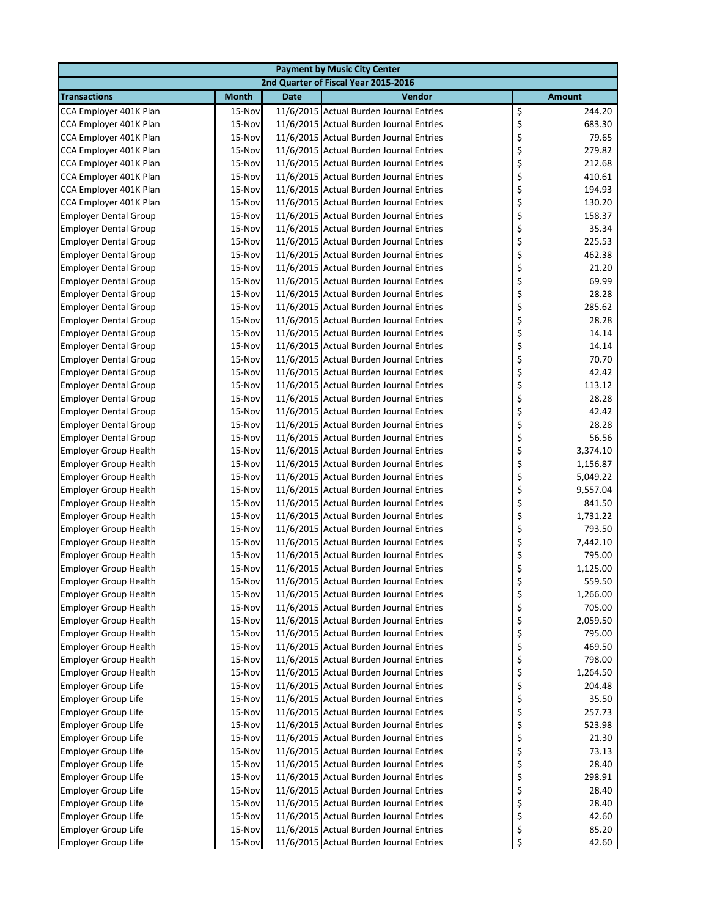| Payment by Music City Center | | | | |
|---|---|---|---|---|
| 2nd Quarter of Fiscal Year 2015-2016 | | | | |
| **Transactions** | **Month** | **Date** | **Vendor** | **Amount** |
| CCA Employer 401K Plan | 15-Nov | 11/6/2015 | Actual Burden Journal Entries | $ 244.20 |
| CCA Employer 401K Plan | 15-Nov | 11/6/2015 | Actual Burden Journal Entries | $ 683.30 |
| CCA Employer 401K Plan | 15-Nov | 11/6/2015 | Actual Burden Journal Entries | $ 79.65 |
| CCA Employer 401K Plan | 15-Nov | 11/6/2015 | Actual Burden Journal Entries | $ 279.82 |
| CCA Employer 401K Plan | 15-Nov | 11/6/2015 | Actual Burden Journal Entries | $ 212.68 |
| CCA Employer 401K Plan | 15-Nov | 11/6/2015 | Actual Burden Journal Entries | $ 410.61 |
| CCA Employer 401K Plan | 15-Nov | 11/6/2015 | Actual Burden Journal Entries | $ 194.93 |
| CCA Employer 401K Plan | 15-Nov | 11/6/2015 | Actual Burden Journal Entries | $ 130.20 |
| Employer Dental Group | 15-Nov | 11/6/2015 | Actual Burden Journal Entries | $ 158.37 |
| Employer Dental Group | 15-Nov | 11/6/2015 | Actual Burden Journal Entries | $ 35.34 |
| Employer Dental Group | 15-Nov | 11/6/2015 | Actual Burden Journal Entries | $ 225.53 |
| Employer Dental Group | 15-Nov | 11/6/2015 | Actual Burden Journal Entries | $ 462.38 |
| Employer Dental Group | 15-Nov | 11/6/2015 | Actual Burden Journal Entries | $ 21.20 |
| Employer Dental Group | 15-Nov | 11/6/2015 | Actual Burden Journal Entries | $ 69.99 |
| Employer Dental Group | 15-Nov | 11/6/2015 | Actual Burden Journal Entries | $ 28.28 |
| Employer Dental Group | 15-Nov | 11/6/2015 | Actual Burden Journal Entries | $ 285.62 |
| Employer Dental Group | 15-Nov | 11/6/2015 | Actual Burden Journal Entries | $ 28.28 |
| Employer Dental Group | 15-Nov | 11/6/2015 | Actual Burden Journal Entries | $ 14.14 |
| Employer Dental Group | 15-Nov | 11/6/2015 | Actual Burden Journal Entries | $ 14.14 |
| Employer Dental Group | 15-Nov | 11/6/2015 | Actual Burden Journal Entries | $ 70.70 |
| Employer Dental Group | 15-Nov | 11/6/2015 | Actual Burden Journal Entries | $ 42.42 |
| Employer Dental Group | 15-Nov | 11/6/2015 | Actual Burden Journal Entries | $ 113.12 |
| Employer Dental Group | 15-Nov | 11/6/2015 | Actual Burden Journal Entries | $ 28.28 |
| Employer Dental Group | 15-Nov | 11/6/2015 | Actual Burden Journal Entries | $ 42.42 |
| Employer Dental Group | 15-Nov | 11/6/2015 | Actual Burden Journal Entries | $ 28.28 |
| Employer Dental Group | 15-Nov | 11/6/2015 | Actual Burden Journal Entries | $ 56.56 |
| Employer Group Health | 15-Nov | 11/6/2015 | Actual Burden Journal Entries | $ 3,374.10 |
| Employer Group Health | 15-Nov | 11/6/2015 | Actual Burden Journal Entries | $ 1,156.87 |
| Employer Group Health | 15-Nov | 11/6/2015 | Actual Burden Journal Entries | $ 5,049.22 |
| Employer Group Health | 15-Nov | 11/6/2015 | Actual Burden Journal Entries | $ 9,557.04 |
| Employer Group Health | 15-Nov | 11/6/2015 | Actual Burden Journal Entries | $ 841.50 |
| Employer Group Health | 15-Nov | 11/6/2015 | Actual Burden Journal Entries | $ 1,731.22 |
| Employer Group Health | 15-Nov | 11/6/2015 | Actual Burden Journal Entries | $ 793.50 |
| Employer Group Health | 15-Nov | 11/6/2015 | Actual Burden Journal Entries | $ 7,442.10 |
| Employer Group Health | 15-Nov | 11/6/2015 | Actual Burden Journal Entries | $ 795.00 |
| Employer Group Health | 15-Nov | 11/6/2015 | Actual Burden Journal Entries | $ 1,125.00 |
| Employer Group Health | 15-Nov | 11/6/2015 | Actual Burden Journal Entries | $ 559.50 |
| Employer Group Health | 15-Nov | 11/6/2015 | Actual Burden Journal Entries | $ 1,266.00 |
| Employer Group Health | 15-Nov | 11/6/2015 | Actual Burden Journal Entries | $ 705.00 |
| Employer Group Health | 15-Nov | 11/6/2015 | Actual Burden Journal Entries | $ 2,059.50 |
| Employer Group Health | 15-Nov | 11/6/2015 | Actual Burden Journal Entries | $ 795.00 |
| Employer Group Health | 15-Nov | 11/6/2015 | Actual Burden Journal Entries | $ 469.50 |
| Employer Group Health | 15-Nov | 11/6/2015 | Actual Burden Journal Entries | $ 798.00 |
| Employer Group Health | 15-Nov | 11/6/2015 | Actual Burden Journal Entries | $ 1,264.50 |
| Employer Group Life | 15-Nov | 11/6/2015 | Actual Burden Journal Entries | $ 204.48 |
| Employer Group Life | 15-Nov | 11/6/2015 | Actual Burden Journal Entries | $ 35.50 |
| Employer Group Life | 15-Nov | 11/6/2015 | Actual Burden Journal Entries | $ 257.73 |
| Employer Group Life | 15-Nov | 11/6/2015 | Actual Burden Journal Entries | $ 523.98 |
| Employer Group Life | 15-Nov | 11/6/2015 | Actual Burden Journal Entries | $ 21.30 |
| Employer Group Life | 15-Nov | 11/6/2015 | Actual Burden Journal Entries | $ 73.13 |
| Employer Group Life | 15-Nov | 11/6/2015 | Actual Burden Journal Entries | $ 28.40 |
| Employer Group Life | 15-Nov | 11/6/2015 | Actual Burden Journal Entries | $ 298.91 |
| Employer Group Life | 15-Nov | 11/6/2015 | Actual Burden Journal Entries | $ 28.40 |
| Employer Group Life | 15-Nov | 11/6/2015 | Actual Burden Journal Entries | $ 28.40 |
| Employer Group Life | 15-Nov | 11/6/2015 | Actual Burden Journal Entries | $ 42.60 |
| Employer Group Life | 15-Nov | 11/6/2015 | Actual Burden Journal Entries | $ 85.20 |
| Employer Group Life | 15-Nov | 11/6/2015 | Actual Burden Journal Entries | $ 42.60 |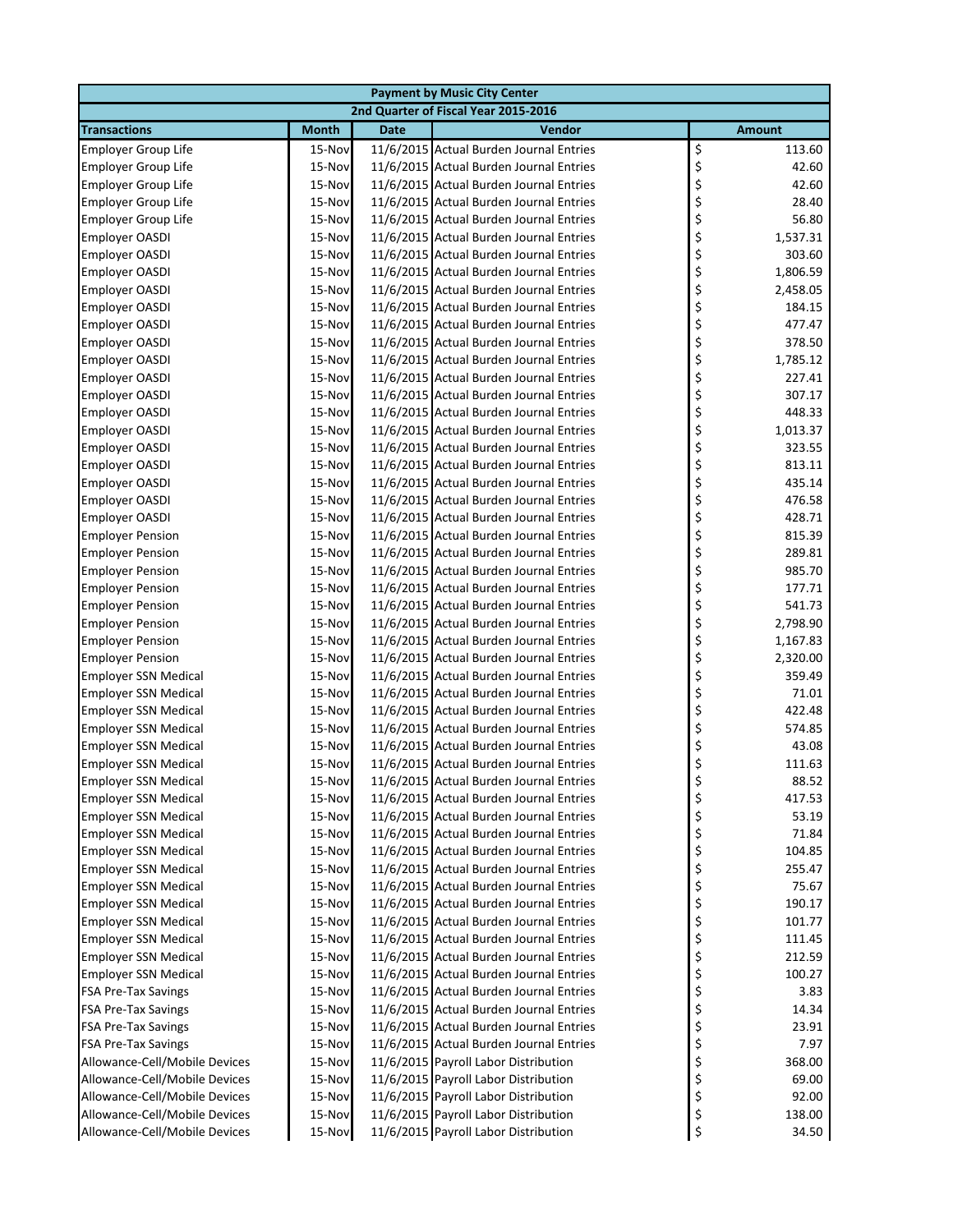| Payment by Music City Center | | | | |
|---|---|---|---|---|
| 2nd Quarter of Fiscal Year 2015-2016 | | | | |
| **Transactions** | **Month** | **Date** | **Vendor** | **Amount** |
| Employer Group Life | 15-Nov | 11/6/2015 | Actual Burden Journal Entries | $ 113.60 |
| Employer Group Life | 15-Nov | 11/6/2015 | Actual Burden Journal Entries | $ 42.60 |
| Employer Group Life | 15-Nov | 11/6/2015 | Actual Burden Journal Entries | $ 42.60 |
| Employer Group Life | 15-Nov | 11/6/2015 | Actual Burden Journal Entries | $ 28.40 |
| Employer Group Life | 15-Nov | 11/6/2015 | Actual Burden Journal Entries | $ 56.80 |
| Employer OASDI | 15-Nov | 11/6/2015 | Actual Burden Journal Entries | $ 1,537.31 |
| Employer OASDI | 15-Nov | 11/6/2015 | Actual Burden Journal Entries | $ 303.60 |
| Employer OASDI | 15-Nov | 11/6/2015 | Actual Burden Journal Entries | $ 1,806.59 |
| Employer OASDI | 15-Nov | 11/6/2015 | Actual Burden Journal Entries | $ 2,458.05 |
| Employer OASDI | 15-Nov | 11/6/2015 | Actual Burden Journal Entries | $ 184.15 |
| Employer OASDI | 15-Nov | 11/6/2015 | Actual Burden Journal Entries | $ 477.47 |
| Employer OASDI | 15-Nov | 11/6/2015 | Actual Burden Journal Entries | $ 378.50 |
| Employer OASDI | 15-Nov | 11/6/2015 | Actual Burden Journal Entries | $ 1,785.12 |
| Employer OASDI | 15-Nov | 11/6/2015 | Actual Burden Journal Entries | $ 227.41 |
| Employer OASDI | 15-Nov | 11/6/2015 | Actual Burden Journal Entries | $ 307.17 |
| Employer OASDI | 15-Nov | 11/6/2015 | Actual Burden Journal Entries | $ 448.33 |
| Employer OASDI | 15-Nov | 11/6/2015 | Actual Burden Journal Entries | $ 1,013.37 |
| Employer OASDI | 15-Nov | 11/6/2015 | Actual Burden Journal Entries | $ 323.55 |
| Employer OASDI | 15-Nov | 11/6/2015 | Actual Burden Journal Entries | $ 813.11 |
| Employer OASDI | 15-Nov | 11/6/2015 | Actual Burden Journal Entries | $ 435.14 |
| Employer OASDI | 15-Nov | 11/6/2015 | Actual Burden Journal Entries | $ 476.58 |
| Employer OASDI | 15-Nov | 11/6/2015 | Actual Burden Journal Entries | $ 428.71 |
| Employer Pension | 15-Nov | 11/6/2015 | Actual Burden Journal Entries | $ 815.39 |
| Employer Pension | 15-Nov | 11/6/2015 | Actual Burden Journal Entries | $ 289.81 |
| Employer Pension | 15-Nov | 11/6/2015 | Actual Burden Journal Entries | $ 985.70 |
| Employer Pension | 15-Nov | 11/6/2015 | Actual Burden Journal Entries | $ 177.71 |
| Employer Pension | 15-Nov | 11/6/2015 | Actual Burden Journal Entries | $ 541.73 |
| Employer Pension | 15-Nov | 11/6/2015 | Actual Burden Journal Entries | $ 2,798.90 |
| Employer Pension | 15-Nov | 11/6/2015 | Actual Burden Journal Entries | $ 1,167.83 |
| Employer Pension | 15-Nov | 11/6/2015 | Actual Burden Journal Entries | $ 2,320.00 |
| Employer SSN Medical | 15-Nov | 11/6/2015 | Actual Burden Journal Entries | $ 359.49 |
| Employer SSN Medical | 15-Nov | 11/6/2015 | Actual Burden Journal Entries | $ 71.01 |
| Employer SSN Medical | 15-Nov | 11/6/2015 | Actual Burden Journal Entries | $ 422.48 |
| Employer SSN Medical | 15-Nov | 11/6/2015 | Actual Burden Journal Entries | $ 574.85 |
| Employer SSN Medical | 15-Nov | 11/6/2015 | Actual Burden Journal Entries | $ 43.08 |
| Employer SSN Medical | 15-Nov | 11/6/2015 | Actual Burden Journal Entries | $ 111.63 |
| Employer SSN Medical | 15-Nov | 11/6/2015 | Actual Burden Journal Entries | $ 88.52 |
| Employer SSN Medical | 15-Nov | 11/6/2015 | Actual Burden Journal Entries | $ 417.53 |
| Employer SSN Medical | 15-Nov | 11/6/2015 | Actual Burden Journal Entries | $ 53.19 |
| Employer SSN Medical | 15-Nov | 11/6/2015 | Actual Burden Journal Entries | $ 71.84 |
| Employer SSN Medical | 15-Nov | 11/6/2015 | Actual Burden Journal Entries | $ 104.85 |
| Employer SSN Medical | 15-Nov | 11/6/2015 | Actual Burden Journal Entries | $ 255.47 |
| Employer SSN Medical | 15-Nov | 11/6/2015 | Actual Burden Journal Entries | $ 75.67 |
| Employer SSN Medical | 15-Nov | 11/6/2015 | Actual Burden Journal Entries | $ 190.17 |
| Employer SSN Medical | 15-Nov | 11/6/2015 | Actual Burden Journal Entries | $ 101.77 |
| Employer SSN Medical | 15-Nov | 11/6/2015 | Actual Burden Journal Entries | $ 111.45 |
| Employer SSN Medical | 15-Nov | 11/6/2015 | Actual Burden Journal Entries | $ 212.59 |
| Employer SSN Medical | 15-Nov | 11/6/2015 | Actual Burden Journal Entries | $ 100.27 |
| FSA Pre-Tax Savings | 15-Nov | 11/6/2015 | Actual Burden Journal Entries | $ 3.83 |
| FSA Pre-Tax Savings | 15-Nov | 11/6/2015 | Actual Burden Journal Entries | $ 14.34 |
| FSA Pre-Tax Savings | 15-Nov | 11/6/2015 | Actual Burden Journal Entries | $ 23.91 |
| FSA Pre-Tax Savings | 15-Nov | 11/6/2015 | Actual Burden Journal Entries | $ 7.97 |
| Allowance-Cell/Mobile Devices | 15-Nov | 11/6/2015 | Payroll Labor Distribution | $ 368.00 |
| Allowance-Cell/Mobile Devices | 15-Nov | 11/6/2015 | Payroll Labor Distribution | $ 69.00 |
| Allowance-Cell/Mobile Devices | 15-Nov | 11/6/2015 | Payroll Labor Distribution | $ 92.00 |
| Allowance-Cell/Mobile Devices | 15-Nov | 11/6/2015 | Payroll Labor Distribution | $ 138.00 |
| Allowance-Cell/Mobile Devices | 15-Nov | 11/6/2015 | Payroll Labor Distribution | $ 34.50 |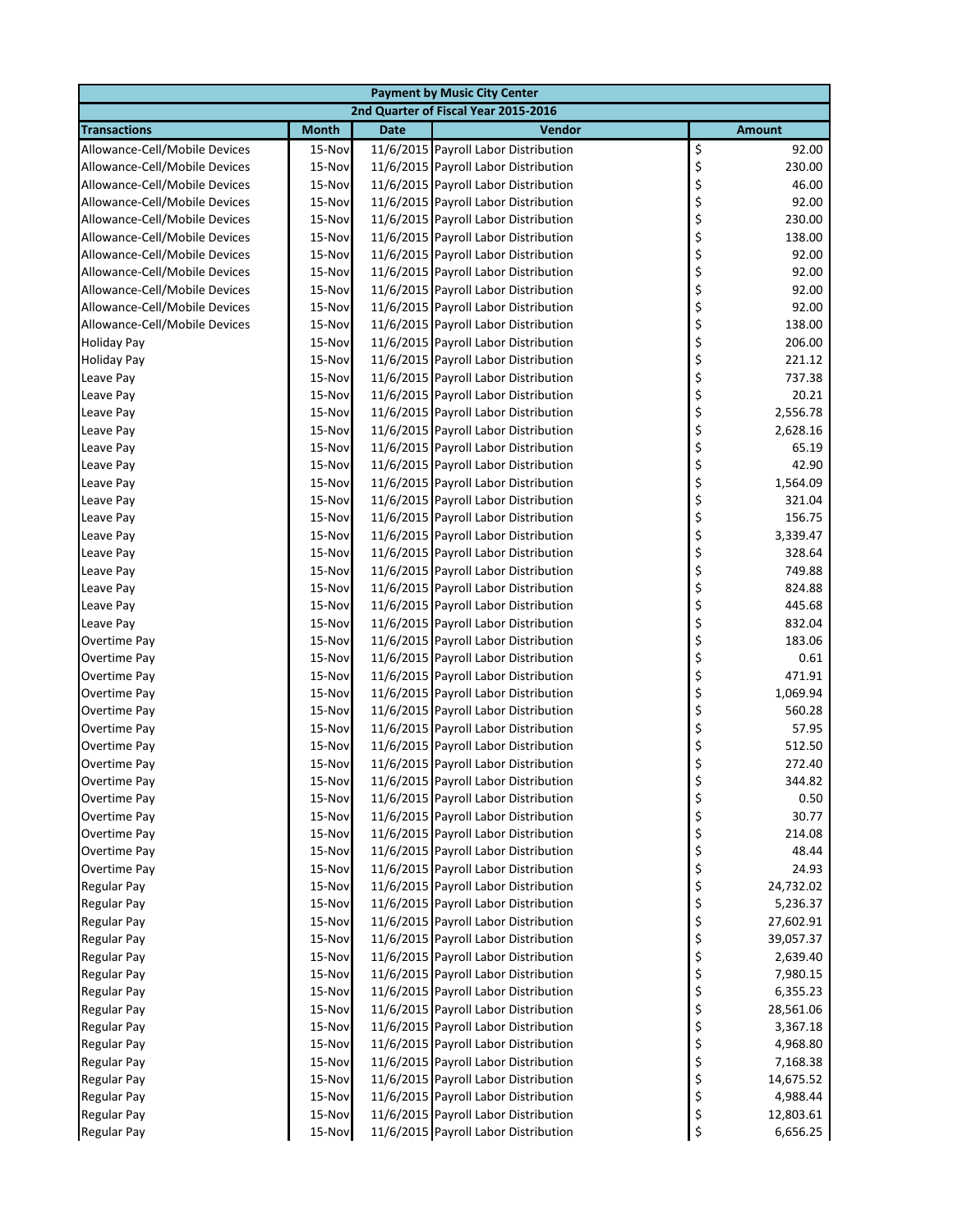| Payment by Music City Center | | | | |
|---|---|---|---|---|
| 2nd Quarter of Fiscal Year 2015-2016 | | | | |
| **Transactions** | **Month** | **Date** | **Vendor** | **Amount** |
| Allowance-Cell/Mobile Devices | 15-Nov | 11/6/2015 | Payroll Labor Distribution | $ 92.00 |
| Allowance-Cell/Mobile Devices | 15-Nov | 11/6/2015 | Payroll Labor Distribution | $ 230.00 |
| Allowance-Cell/Mobile Devices | 15-Nov | 11/6/2015 | Payroll Labor Distribution | $ 46.00 |
| Allowance-Cell/Mobile Devices | 15-Nov | 11/6/2015 | Payroll Labor Distribution | $ 92.00 |
| Allowance-Cell/Mobile Devices | 15-Nov | 11/6/2015 | Payroll Labor Distribution | $ 230.00 |
| Allowance-Cell/Mobile Devices | 15-Nov | 11/6/2015 | Payroll Labor Distribution | $ 138.00 |
| Allowance-Cell/Mobile Devices | 15-Nov | 11/6/2015 | Payroll Labor Distribution | $ 92.00 |
| Allowance-Cell/Mobile Devices | 15-Nov | 11/6/2015 | Payroll Labor Distribution | $ 92.00 |
| Allowance-Cell/Mobile Devices | 15-Nov | 11/6/2015 | Payroll Labor Distribution | $ 92.00 |
| Allowance-Cell/Mobile Devices | 15-Nov | 11/6/2015 | Payroll Labor Distribution | $ 92.00 |
| Allowance-Cell/Mobile Devices | 15-Nov | 11/6/2015 | Payroll Labor Distribution | $ 138.00 |
| Holiday Pay | 15-Nov | 11/6/2015 | Payroll Labor Distribution | $ 206.00 |
| Holiday Pay | 15-Nov | 11/6/2015 | Payroll Labor Distribution | $ 221.12 |
| Leave Pay | 15-Nov | 11/6/2015 | Payroll Labor Distribution | $ 737.38 |
| Leave Pay | 15-Nov | 11/6/2015 | Payroll Labor Distribution | $ 20.21 |
| Leave Pay | 15-Nov | 11/6/2015 | Payroll Labor Distribution | $ 2,556.78 |
| Leave Pay | 15-Nov | 11/6/2015 | Payroll Labor Distribution | $ 2,628.16 |
| Leave Pay | 15-Nov | 11/6/2015 | Payroll Labor Distribution | $ 65.19 |
| Leave Pay | 15-Nov | 11/6/2015 | Payroll Labor Distribution | $ 42.90 |
| Leave Pay | 15-Nov | 11/6/2015 | Payroll Labor Distribution | $ 1,564.09 |
| Leave Pay | 15-Nov | 11/6/2015 | Payroll Labor Distribution | $ 321.04 |
| Leave Pay | 15-Nov | 11/6/2015 | Payroll Labor Distribution | $ 156.75 |
| Leave Pay | 15-Nov | 11/6/2015 | Payroll Labor Distribution | $ 3,339.47 |
| Leave Pay | 15-Nov | 11/6/2015 | Payroll Labor Distribution | $ 328.64 |
| Leave Pay | 15-Nov | 11/6/2015 | Payroll Labor Distribution | $ 749.88 |
| Leave Pay | 15-Nov | 11/6/2015 | Payroll Labor Distribution | $ 824.88 |
| Leave Pay | 15-Nov | 11/6/2015 | Payroll Labor Distribution | $ 445.68 |
| Leave Pay | 15-Nov | 11/6/2015 | Payroll Labor Distribution | $ 832.04 |
| Overtime Pay | 15-Nov | 11/6/2015 | Payroll Labor Distribution | $ 183.06 |
| Overtime Pay | 15-Nov | 11/6/2015 | Payroll Labor Distribution | $ 0.61 |
| Overtime Pay | 15-Nov | 11/6/2015 | Payroll Labor Distribution | $ 471.91 |
| Overtime Pay | 15-Nov | 11/6/2015 | Payroll Labor Distribution | $ 1,069.94 |
| Overtime Pay | 15-Nov | 11/6/2015 | Payroll Labor Distribution | $ 560.28 |
| Overtime Pay | 15-Nov | 11/6/2015 | Payroll Labor Distribution | $ 57.95 |
| Overtime Pay | 15-Nov | 11/6/2015 | Payroll Labor Distribution | $ 512.50 |
| Overtime Pay | 15-Nov | 11/6/2015 | Payroll Labor Distribution | $ 272.40 |
| Overtime Pay | 15-Nov | 11/6/2015 | Payroll Labor Distribution | $ 344.82 |
| Overtime Pay | 15-Nov | 11/6/2015 | Payroll Labor Distribution | $ 0.50 |
| Overtime Pay | 15-Nov | 11/6/2015 | Payroll Labor Distribution | $ 30.77 |
| Overtime Pay | 15-Nov | 11/6/2015 | Payroll Labor Distribution | $ 214.08 |
| Overtime Pay | 15-Nov | 11/6/2015 | Payroll Labor Distribution | $ 48.44 |
| Overtime Pay | 15-Nov | 11/6/2015 | Payroll Labor Distribution | $ 24.93 |
| Regular Pay | 15-Nov | 11/6/2015 | Payroll Labor Distribution | $ 24,732.02 |
| Regular Pay | 15-Nov | 11/6/2015 | Payroll Labor Distribution | $ 5,236.37 |
| Regular Pay | 15-Nov | 11/6/2015 | Payroll Labor Distribution | $ 27,602.91 |
| Regular Pay | 15-Nov | 11/6/2015 | Payroll Labor Distribution | $ 39,057.37 |
| Regular Pay | 15-Nov | 11/6/2015 | Payroll Labor Distribution | $ 2,639.40 |
| Regular Pay | 15-Nov | 11/6/2015 | Payroll Labor Distribution | $ 7,980.15 |
| Regular Pay | 15-Nov | 11/6/2015 | Payroll Labor Distribution | $ 6,355.23 |
| Regular Pay | 15-Nov | 11/6/2015 | Payroll Labor Distribution | $ 28,561.06 |
| Regular Pay | 15-Nov | 11/6/2015 | Payroll Labor Distribution | $ 3,367.18 |
| Regular Pay | 15-Nov | 11/6/2015 | Payroll Labor Distribution | $ 4,968.80 |
| Regular Pay | 15-Nov | 11/6/2015 | Payroll Labor Distribution | $ 7,168.38 |
| Regular Pay | 15-Nov | 11/6/2015 | Payroll Labor Distribution | $ 14,675.52 |
| Regular Pay | 15-Nov | 11/6/2015 | Payroll Labor Distribution | $ 4,988.44 |
| Regular Pay | 15-Nov | 11/6/2015 | Payroll Labor Distribution | $ 12,803.61 |
| Regular Pay | 15-Nov | 11/6/2015 | Payroll Labor Distribution | $ 6,656.25 |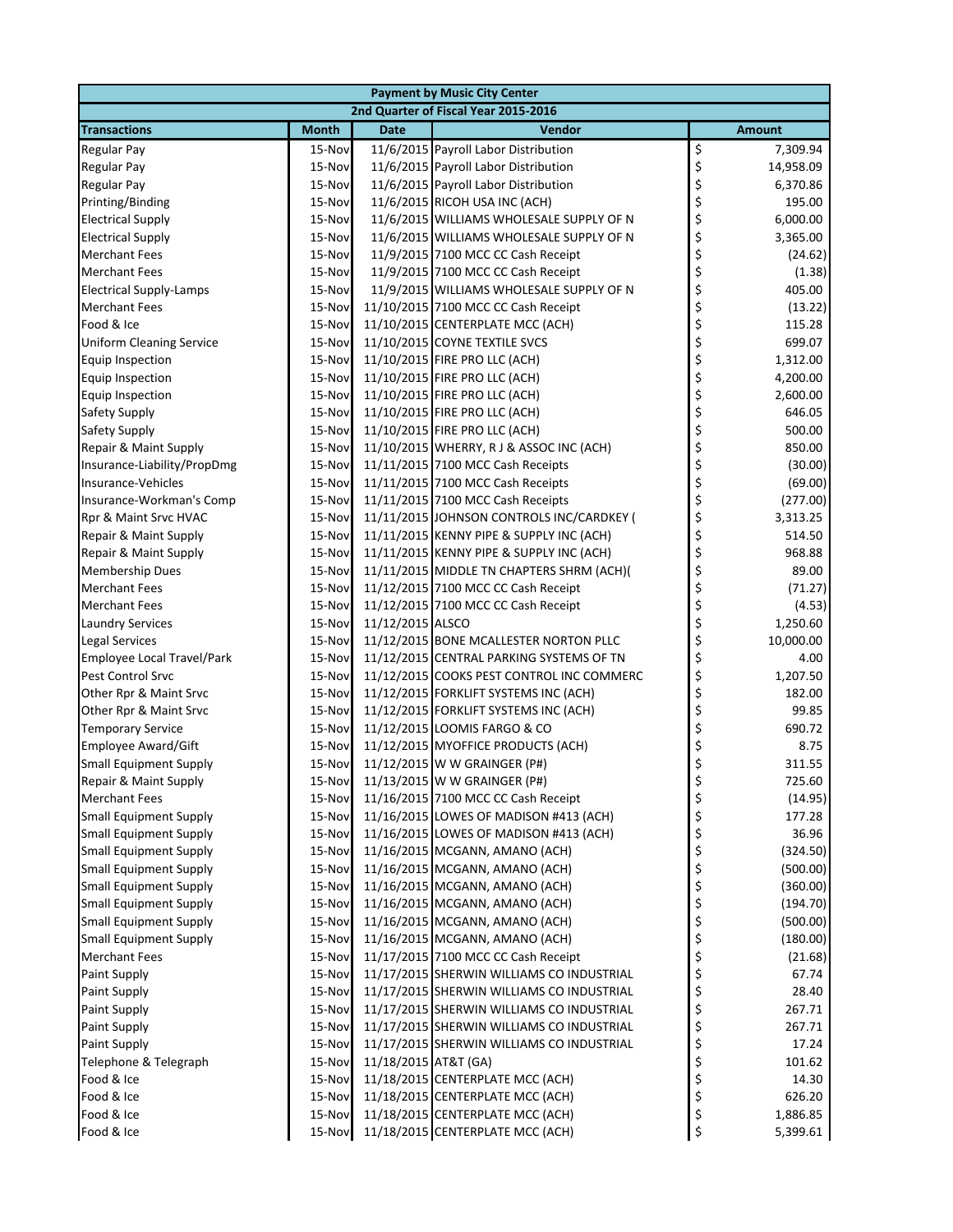| Payment by Music City Center | | | | |
|---|---|---|---|---|
| 2nd Quarter of Fiscal Year 2015-2016 | | | | |
| **Transactions** | **Month** | **Date** | **Vendor** | **Amount** |
| Regular Pay | 15-Nov | 11/6/2015 | Payroll Labor Distribution | $ 7,309.94 |
| Regular Pay | 15-Nov | 11/6/2015 | Payroll Labor Distribution | $ 14,958.09 |
| Regular Pay | 15-Nov | 11/6/2015 | Payroll Labor Distribution | $ 6,370.86 |
| Printing/Binding | 15-Nov | 11/6/2015 | RICOH USA INC (ACH) | $ 195.00 |
| Electrical Supply | 15-Nov | 11/6/2015 | WILLIAMS WHOLESALE SUPPLY OF N | $ 6,000.00 |
| Electrical Supply | 15-Nov | 11/6/2015 | WILLIAMS WHOLESALE SUPPLY OF N | $ 3,365.00 |
| Merchant Fees | 15-Nov | 11/9/2015 | 7100 MCC CC Cash Receipt | $ (24.62) |
| Merchant Fees | 15-Nov | 11/9/2015 | 7100 MCC CC Cash Receipt | $ (1.38) |
| Electrical Supply-Lamps | 15-Nov | 11/9/2015 | WILLIAMS WHOLESALE SUPPLY OF N | $ 405.00 |
| Merchant Fees | 15-Nov | 11/10/2015 | 7100 MCC CC Cash Receipt | $ (13.22) |
| Food & Ice | 15-Nov | 11/10/2015 | CENTERPLATE MCC (ACH) | $ 115.28 |
| Uniform Cleaning Service | 15-Nov | 11/10/2015 | COYNE TEXTILE SVCS | $ 699.07 |
| Equip Inspection | 15-Nov | 11/10/2015 | FIRE PRO LLC (ACH) | $ 1,312.00 |
| Equip Inspection | 15-Nov | 11/10/2015 | FIRE PRO LLC (ACH) | $ 4,200.00 |
| Equip Inspection | 15-Nov | 11/10/2015 | FIRE PRO LLC (ACH) | $ 2,600.00 |
| Safety Supply | 15-Nov | 11/10/2015 | FIRE PRO LLC (ACH) | $ 646.05 |
| Safety Supply | 15-Nov | 11/10/2015 | FIRE PRO LLC (ACH) | $ 500.00 |
| Repair & Maint Supply | 15-Nov | 11/10/2015 | WHERRY, R J & ASSOC INC (ACH) | $ 850.00 |
| Insurance-Liability/PropDmg | 15-Nov | 11/11/2015 | 7100 MCC Cash Receipts | $ (30.00) |
| Insurance-Vehicles | 15-Nov | 11/11/2015 | 7100 MCC Cash Receipts | $ (69.00) |
| Insurance-Workman's Comp | 15-Nov | 11/11/2015 | 7100 MCC Cash Receipts | $ (277.00) |
| Rpr & Maint Srvc HVAC | 15-Nov | 11/11/2015 | JOHNSON CONTROLS INC/CARDKEY ( | $ 3,313.25 |
| Repair & Maint Supply | 15-Nov | 11/11/2015 | KENNY PIPE & SUPPLY INC (ACH) | $ 514.50 |
| Repair & Maint Supply | 15-Nov | 11/11/2015 | KENNY PIPE & SUPPLY INC (ACH) | $ 968.88 |
| Membership Dues | 15-Nov | 11/11/2015 | MIDDLE TN CHAPTERS SHRM (ACH)( | $ 89.00 |
| Merchant Fees | 15-Nov | 11/12/2015 | 7100 MCC CC Cash Receipt | $ (71.27) |
| Merchant Fees | 15-Nov | 11/12/2015 | 7100 MCC CC Cash Receipt | $ (4.53) |
| Laundry Services | 15-Nov | 11/12/2015 | ALSCO | $ 1,250.60 |
| Legal Services | 15-Nov | 11/12/2015 | BONE MCALLESTER NORTON PLLC | $ 10,000.00 |
| Employee Local Travel/Park | 15-Nov | 11/12/2015 | CENTRAL PARKING SYSTEMS OF TN | $ 4.00 |
| Pest Control Srvc | 15-Nov | 11/12/2015 | COOKS PEST CONTROL INC COMMERC | $ 1,207.50 |
| Other Rpr & Maint Srvc | 15-Nov | 11/12/2015 | FORKLIFT SYSTEMS INC (ACH) | $ 182.00 |
| Other Rpr & Maint Srvc | 15-Nov | 11/12/2015 | FORKLIFT SYSTEMS INC (ACH) | $ 99.85 |
| Temporary Service | 15-Nov | 11/12/2015 | LOOMIS FARGO & CO | $ 690.72 |
| Employee Award/Gift | 15-Nov | 11/12/2015 | MYOFFICE PRODUCTS (ACH) | $ 8.75 |
| Small Equipment Supply | 15-Nov | 11/12/2015 | W W GRAINGER (P#) | $ 311.55 |
| Repair & Maint Supply | 15-Nov | 11/13/2015 | W W GRAINGER (P#) | $ 725.60 |
| Merchant Fees | 15-Nov | 11/16/2015 | 7100 MCC CC Cash Receipt | $ (14.95) |
| Small Equipment Supply | 15-Nov | 11/16/2015 | LOWES OF MADISON #413 (ACH) | $ 177.28 |
| Small Equipment Supply | 15-Nov | 11/16/2015 | LOWES OF MADISON #413 (ACH) | $ 36.96 |
| Small Equipment Supply | 15-Nov | 11/16/2015 | MCGANN, AMANO (ACH) | $ (324.50) |
| Small Equipment Supply | 15-Nov | 11/16/2015 | MCGANN, AMANO (ACH) | $ (500.00) |
| Small Equipment Supply | 15-Nov | 11/16/2015 | MCGANN, AMANO (ACH) | $ (360.00) |
| Small Equipment Supply | 15-Nov | 11/16/2015 | MCGANN, AMANO (ACH) | $ (194.70) |
| Small Equipment Supply | 15-Nov | 11/16/2015 | MCGANN, AMANO (ACH) | $ (500.00) |
| Small Equipment Supply | 15-Nov | 11/16/2015 | MCGANN, AMANO (ACH) | $ (180.00) |
| Merchant Fees | 15-Nov | 11/17/2015 | 7100 MCC CC Cash Receipt | $ (21.68) |
| Paint Supply | 15-Nov | 11/17/2015 | SHERWIN WILLIAMS CO INDUSTRIAL | $ 67.74 |
| Paint Supply | 15-Nov | 11/17/2015 | SHERWIN WILLIAMS CO INDUSTRIAL | $ 28.40 |
| Paint Supply | 15-Nov | 11/17/2015 | SHERWIN WILLIAMS CO INDUSTRIAL | $ 267.71 |
| Paint Supply | 15-Nov | 11/17/2015 | SHERWIN WILLIAMS CO INDUSTRIAL | $ 267.71 |
| Paint Supply | 15-Nov | 11/17/2015 | SHERWIN WILLIAMS CO INDUSTRIAL | $ 17.24 |
| Telephone & Telegraph | 15-Nov | 11/18/2015 | AT&T (GA) | $ 101.62 |
| Food & Ice | 15-Nov | 11/18/2015 | CENTERPLATE MCC (ACH) | $ 14.30 |
| Food & Ice | 15-Nov | 11/18/2015 | CENTERPLATE MCC (ACH) | $ 626.20 |
| Food & Ice | 15-Nov | 11/18/2015 | CENTERPLATE MCC (ACH) | $ 1,886.85 |
| Food & Ice | 15-Nov | 11/18/2015 | CENTERPLATE MCC (ACH) | $ 5,399.61 |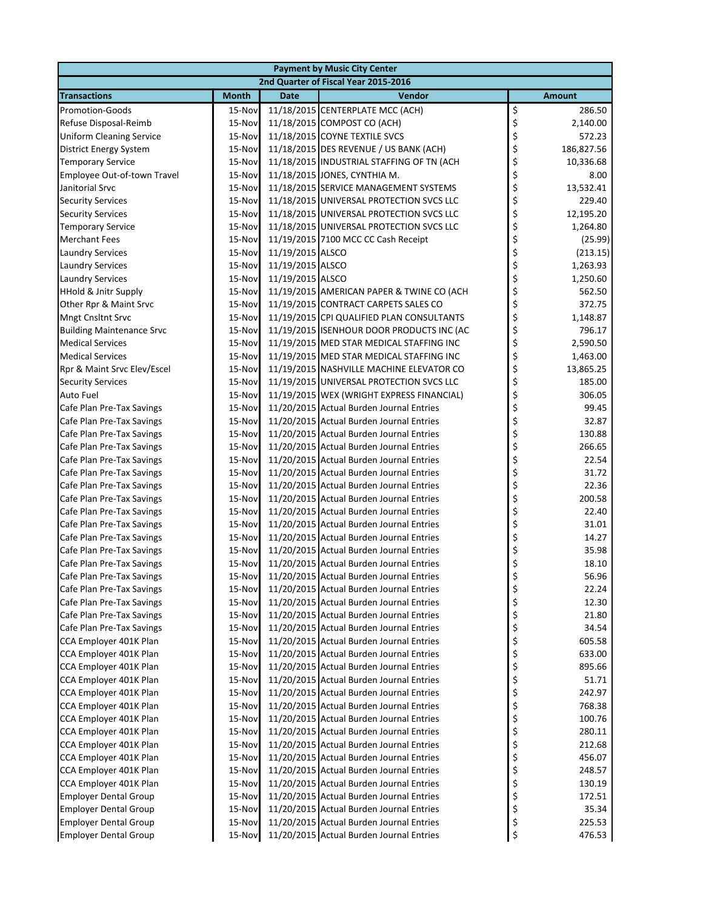| Payment by Music City Center | | | | |
|---|---|---|---|---|
| 2nd Quarter of Fiscal Year 2015-2016 | | | | |
| **Transactions** | **Month** | **Date** | **Vendor** | **Amount** |
| Promotion-Goods | 15-Nov | 11/18/2015 | CENTERPLATE MCC (ACH) | $ 286.50 |
| Refuse Disposal-Reimb | 15-Nov | 11/18/2015 | COMPOST CO (ACH) | $ 2,140.00 |
| Uniform Cleaning Service | 15-Nov | 11/18/2015 | COYNE TEXTILE SVCS | $ 572.23 |
| District Energy System | 15-Nov | 11/18/2015 | DES REVENUE / US BANK (ACH) | $ 186,827.56 |
| Temporary Service | 15-Nov | 11/18/2015 | INDUSTRIAL STAFFING OF TN (ACH | $ 10,336.68 |
| Employee Out-of-town Travel | 15-Nov | 11/18/2015 | JONES, CYNTHIA M. | $ 8.00 |
| Janitorial Srvc | 15-Nov | 11/18/2015 | SERVICE MANAGEMENT SYSTEMS | $ 13,532.41 |
| Security Services | 15-Nov | 11/18/2015 | UNIVERSAL PROTECTION SVCS LLC | $ 229.40 |
| Security Services | 15-Nov | 11/18/2015 | UNIVERSAL PROTECTION SVCS LLC | $ 12,195.20 |
| Temporary Service | 15-Nov | 11/18/2015 | UNIVERSAL PROTECTION SVCS LLC | $ 1,264.80 |
| Merchant Fees | 15-Nov | 11/19/2015 | 7100 MCC CC Cash Receipt | $ (25.99) |
| Laundry Services | 15-Nov | 11/19/2015 | ALSCO | $ (213.15) |
| Laundry Services | 15-Nov | 11/19/2015 | ALSCO | $ 1,263.93 |
| Laundry Services | 15-Nov | 11/19/2015 | ALSCO | $ 1,250.60 |
| HHold & Jnitr Supply | 15-Nov | 11/19/2015 | AMERICAN PAPER & TWINE CO (ACH | $ 562.50 |
| Other Rpr & Maint Srvc | 15-Nov | 11/19/2015 | CONTRACT CARPETS SALES CO | $ 372.75 |
| Mngt Cnsltnt Srvc | 15-Nov | 11/19/2015 | CPI QUALIFIED PLAN CONSULTANTS | $ 1,148.87 |
| Building Maintenance Srvc | 15-Nov | 11/19/2015 | ISENHOUR DOOR PRODUCTS INC (AC | $ 796.17 |
| Medical Services | 15-Nov | 11/19/2015 | MED STAR MEDICAL STAFFING INC | $ 2,590.50 |
| Medical Services | 15-Nov | 11/19/2015 | MED STAR MEDICAL STAFFING INC | $ 1,463.00 |
| Rpr & Maint Srvc Elev/Escel | 15-Nov | 11/19/2015 | NASHVILLE MACHINE ELEVATOR CO | $ 13,865.25 |
| Security Services | 15-Nov | 11/19/2015 | UNIVERSAL PROTECTION SVCS LLC | $ 185.00 |
| Auto Fuel | 15-Nov | 11/19/2015 | WEX (WRIGHT EXPRESS FINANCIAL) | $ 306.05 |
| Cafe Plan Pre-Tax Savings | 15-Nov | 11/20/2015 | Actual Burden Journal Entries | $ 99.45 |
| Cafe Plan Pre-Tax Savings | 15-Nov | 11/20/2015 | Actual Burden Journal Entries | $ 32.87 |
| Cafe Plan Pre-Tax Savings | 15-Nov | 11/20/2015 | Actual Burden Journal Entries | $ 130.88 |
| Cafe Plan Pre-Tax Savings | 15-Nov | 11/20/2015 | Actual Burden Journal Entries | $ 266.65 |
| Cafe Plan Pre-Tax Savings | 15-Nov | 11/20/2015 | Actual Burden Journal Entries | $ 22.54 |
| Cafe Plan Pre-Tax Savings | 15-Nov | 11/20/2015 | Actual Burden Journal Entries | $ 31.72 |
| Cafe Plan Pre-Tax Savings | 15-Nov | 11/20/2015 | Actual Burden Journal Entries | $ 22.36 |
| Cafe Plan Pre-Tax Savings | 15-Nov | 11/20/2015 | Actual Burden Journal Entries | $ 200.58 |
| Cafe Plan Pre-Tax Savings | 15-Nov | 11/20/2015 | Actual Burden Journal Entries | $ 22.40 |
| Cafe Plan Pre-Tax Savings | 15-Nov | 11/20/2015 | Actual Burden Journal Entries | $ 31.01 |
| Cafe Plan Pre-Tax Savings | 15-Nov | 11/20/2015 | Actual Burden Journal Entries | $ 14.27 |
| Cafe Plan Pre-Tax Savings | 15-Nov | 11/20/2015 | Actual Burden Journal Entries | $ 35.98 |
| Cafe Plan Pre-Tax Savings | 15-Nov | 11/20/2015 | Actual Burden Journal Entries | $ 18.10 |
| Cafe Plan Pre-Tax Savings | 15-Nov | 11/20/2015 | Actual Burden Journal Entries | $ 56.96 |
| Cafe Plan Pre-Tax Savings | 15-Nov | 11/20/2015 | Actual Burden Journal Entries | $ 22.24 |
| Cafe Plan Pre-Tax Savings | 15-Nov | 11/20/2015 | Actual Burden Journal Entries | $ 12.30 |
| Cafe Plan Pre-Tax Savings | 15-Nov | 11/20/2015 | Actual Burden Journal Entries | $ 21.80 |
| Cafe Plan Pre-Tax Savings | 15-Nov | 11/20/2015 | Actual Burden Journal Entries | $ 34.54 |
| CCA Employer 401K Plan | 15-Nov | 11/20/2015 | Actual Burden Journal Entries | $ 605.58 |
| CCA Employer 401K Plan | 15-Nov | 11/20/2015 | Actual Burden Journal Entries | $ 633.00 |
| CCA Employer 401K Plan | 15-Nov | 11/20/2015 | Actual Burden Journal Entries | $ 895.66 |
| CCA Employer 401K Plan | 15-Nov | 11/20/2015 | Actual Burden Journal Entries | $ 51.71 |
| CCA Employer 401K Plan | 15-Nov | 11/20/2015 | Actual Burden Journal Entries | $ 242.97 |
| CCA Employer 401K Plan | 15-Nov | 11/20/2015 | Actual Burden Journal Entries | $ 768.38 |
| CCA Employer 401K Plan | 15-Nov | 11/20/2015 | Actual Burden Journal Entries | $ 100.76 |
| CCA Employer 401K Plan | 15-Nov | 11/20/2015 | Actual Burden Journal Entries | $ 280.11 |
| CCA Employer 401K Plan | 15-Nov | 11/20/2015 | Actual Burden Journal Entries | $ 212.68 |
| CCA Employer 401K Plan | 15-Nov | 11/20/2015 | Actual Burden Journal Entries | $ 456.07 |
| CCA Employer 401K Plan | 15-Nov | 11/20/2015 | Actual Burden Journal Entries | $ 248.57 |
| CCA Employer 401K Plan | 15-Nov | 11/20/2015 | Actual Burden Journal Entries | $ 130.19 |
| Employer Dental Group | 15-Nov | 11/20/2015 | Actual Burden Journal Entries | $ 172.51 |
| Employer Dental Group | 15-Nov | 11/20/2015 | Actual Burden Journal Entries | $ 35.34 |
| Employer Dental Group | 15-Nov | 11/20/2015 | Actual Burden Journal Entries | $ 225.53 |
| Employer Dental Group | 15-Nov | 11/20/2015 | Actual Burden Journal Entries | $ 476.53 |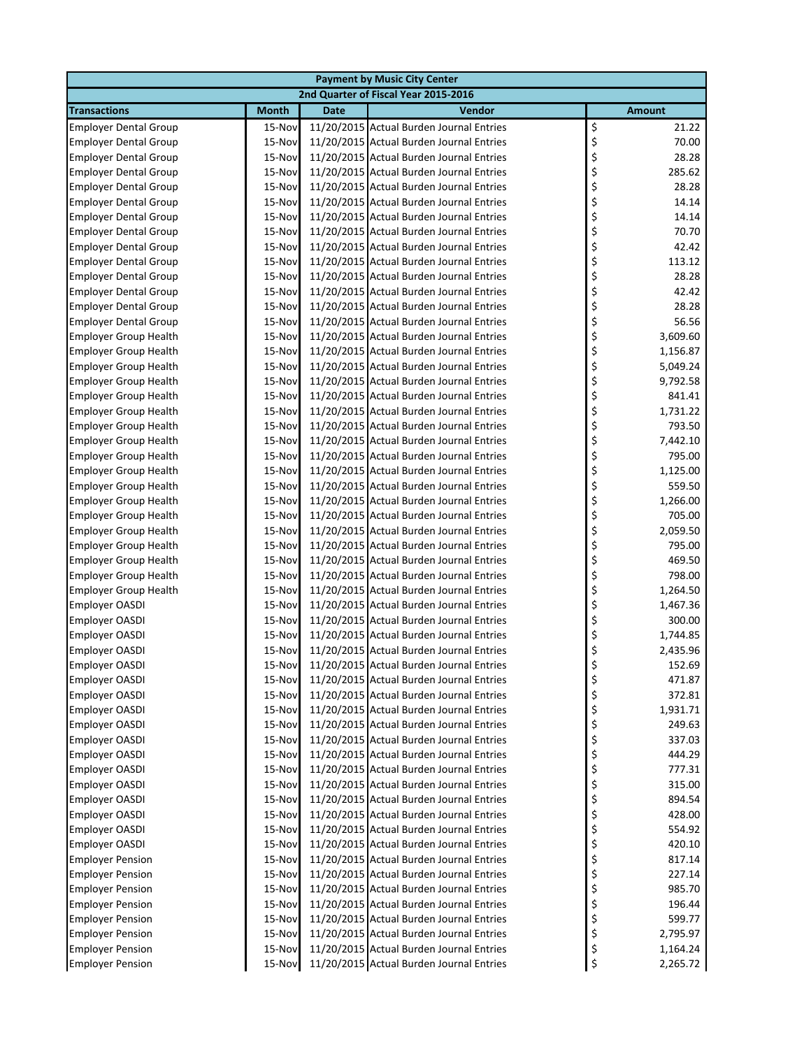| Payment by Music City Center | | | | |
|---|---|---|---|---|
| 2nd Quarter of Fiscal Year 2015-2016 | | | | |
| **Transactions** | **Month** | **Date** | **Vendor** | **Amount** |
| Employer Dental Group | 15-Nov | 11/20/2015 | Actual Burden Journal Entries | $ 21.22 |
| Employer Dental Group | 15-Nov | 11/20/2015 | Actual Burden Journal Entries | $ 70.00 |
| Employer Dental Group | 15-Nov | 11/20/2015 | Actual Burden Journal Entries | $ 28.28 |
| Employer Dental Group | 15-Nov | 11/20/2015 | Actual Burden Journal Entries | $ 285.62 |
| Employer Dental Group | 15-Nov | 11/20/2015 | Actual Burden Journal Entries | $ 28.28 |
| Employer Dental Group | 15-Nov | 11/20/2015 | Actual Burden Journal Entries | $ 14.14 |
| Employer Dental Group | 15-Nov | 11/20/2015 | Actual Burden Journal Entries | $ 14.14 |
| Employer Dental Group | 15-Nov | 11/20/2015 | Actual Burden Journal Entries | $ 70.70 |
| Employer Dental Group | 15-Nov | 11/20/2015 | Actual Burden Journal Entries | $ 42.42 |
| Employer Dental Group | 15-Nov | 11/20/2015 | Actual Burden Journal Entries | $ 113.12 |
| Employer Dental Group | 15-Nov | 11/20/2015 | Actual Burden Journal Entries | $ 28.28 |
| Employer Dental Group | 15-Nov | 11/20/2015 | Actual Burden Journal Entries | $ 42.42 |
| Employer Dental Group | 15-Nov | 11/20/2015 | Actual Burden Journal Entries | $ 28.28 |
| Employer Dental Group | 15-Nov | 11/20/2015 | Actual Burden Journal Entries | $ 56.56 |
| Employer Group Health | 15-Nov | 11/20/2015 | Actual Burden Journal Entries | $ 3,609.60 |
| Employer Group Health | 15-Nov | 11/20/2015 | Actual Burden Journal Entries | $ 1,156.87 |
| Employer Group Health | 15-Nov | 11/20/2015 | Actual Burden Journal Entries | $ 5,049.24 |
| Employer Group Health | 15-Nov | 11/20/2015 | Actual Burden Journal Entries | $ 9,792.58 |
| Employer Group Health | 15-Nov | 11/20/2015 | Actual Burden Journal Entries | $ 841.41 |
| Employer Group Health | 15-Nov | 11/20/2015 | Actual Burden Journal Entries | $ 1,731.22 |
| Employer Group Health | 15-Nov | 11/20/2015 | Actual Burden Journal Entries | $ 793.50 |
| Employer Group Health | 15-Nov | 11/20/2015 | Actual Burden Journal Entries | $ 7,442.10 |
| Employer Group Health | 15-Nov | 11/20/2015 | Actual Burden Journal Entries | $ 795.00 |
| Employer Group Health | 15-Nov | 11/20/2015 | Actual Burden Journal Entries | $ 1,125.00 |
| Employer Group Health | 15-Nov | 11/20/2015 | Actual Burden Journal Entries | $ 559.50 |
| Employer Group Health | 15-Nov | 11/20/2015 | Actual Burden Journal Entries | $ 1,266.00 |
| Employer Group Health | 15-Nov | 11/20/2015 | Actual Burden Journal Entries | $ 705.00 |
| Employer Group Health | 15-Nov | 11/20/2015 | Actual Burden Journal Entries | $ 2,059.50 |
| Employer Group Health | 15-Nov | 11/20/2015 | Actual Burden Journal Entries | $ 795.00 |
| Employer Group Health | 15-Nov | 11/20/2015 | Actual Burden Journal Entries | $ 469.50 |
| Employer Group Health | 15-Nov | 11/20/2015 | Actual Burden Journal Entries | $ 798.00 |
| Employer Group Health | 15-Nov | 11/20/2015 | Actual Burden Journal Entries | $ 1,264.50 |
| Employer OASDI | 15-Nov | 11/20/2015 | Actual Burden Journal Entries | $ 1,467.36 |
| Employer OASDI | 15-Nov | 11/20/2015 | Actual Burden Journal Entries | $ 300.00 |
| Employer OASDI | 15-Nov | 11/20/2015 | Actual Burden Journal Entries | $ 1,744.85 |
| Employer OASDI | 15-Nov | 11/20/2015 | Actual Burden Journal Entries | $ 2,435.96 |
| Employer OASDI | 15-Nov | 11/20/2015 | Actual Burden Journal Entries | $ 152.69 |
| Employer OASDI | 15-Nov | 11/20/2015 | Actual Burden Journal Entries | $ 471.87 |
| Employer OASDI | 15-Nov | 11/20/2015 | Actual Burden Journal Entries | $ 372.81 |
| Employer OASDI | 15-Nov | 11/20/2015 | Actual Burden Journal Entries | $ 1,931.71 |
| Employer OASDI | 15-Nov | 11/20/2015 | Actual Burden Journal Entries | $ 249.63 |
| Employer OASDI | 15-Nov | 11/20/2015 | Actual Burden Journal Entries | $ 337.03 |
| Employer OASDI | 15-Nov | 11/20/2015 | Actual Burden Journal Entries | $ 444.29 |
| Employer OASDI | 15-Nov | 11/20/2015 | Actual Burden Journal Entries | $ 777.31 |
| Employer OASDI | 15-Nov | 11/20/2015 | Actual Burden Journal Entries | $ 315.00 |
| Employer OASDI | 15-Nov | 11/20/2015 | Actual Burden Journal Entries | $ 894.54 |
| Employer OASDI | 15-Nov | 11/20/2015 | Actual Burden Journal Entries | $ 428.00 |
| Employer OASDI | 15-Nov | 11/20/2015 | Actual Burden Journal Entries | $ 554.92 |
| Employer OASDI | 15-Nov | 11/20/2015 | Actual Burden Journal Entries | $ 420.10 |
| Employer Pension | 15-Nov | 11/20/2015 | Actual Burden Journal Entries | $ 817.14 |
| Employer Pension | 15-Nov | 11/20/2015 | Actual Burden Journal Entries | $ 227.14 |
| Employer Pension | 15-Nov | 11/20/2015 | Actual Burden Journal Entries | $ 985.70 |
| Employer Pension | 15-Nov | 11/20/2015 | Actual Burden Journal Entries | $ 196.44 |
| Employer Pension | 15-Nov | 11/20/2015 | Actual Burden Journal Entries | $ 599.77 |
| Employer Pension | 15-Nov | 11/20/2015 | Actual Burden Journal Entries | $ 2,795.97 |
| Employer Pension | 15-Nov | 11/20/2015 | Actual Burden Journal Entries | $ 1,164.24 |
| Employer Pension | 15-Nov | 11/20/2015 | Actual Burden Journal Entries | $ 2,265.72 |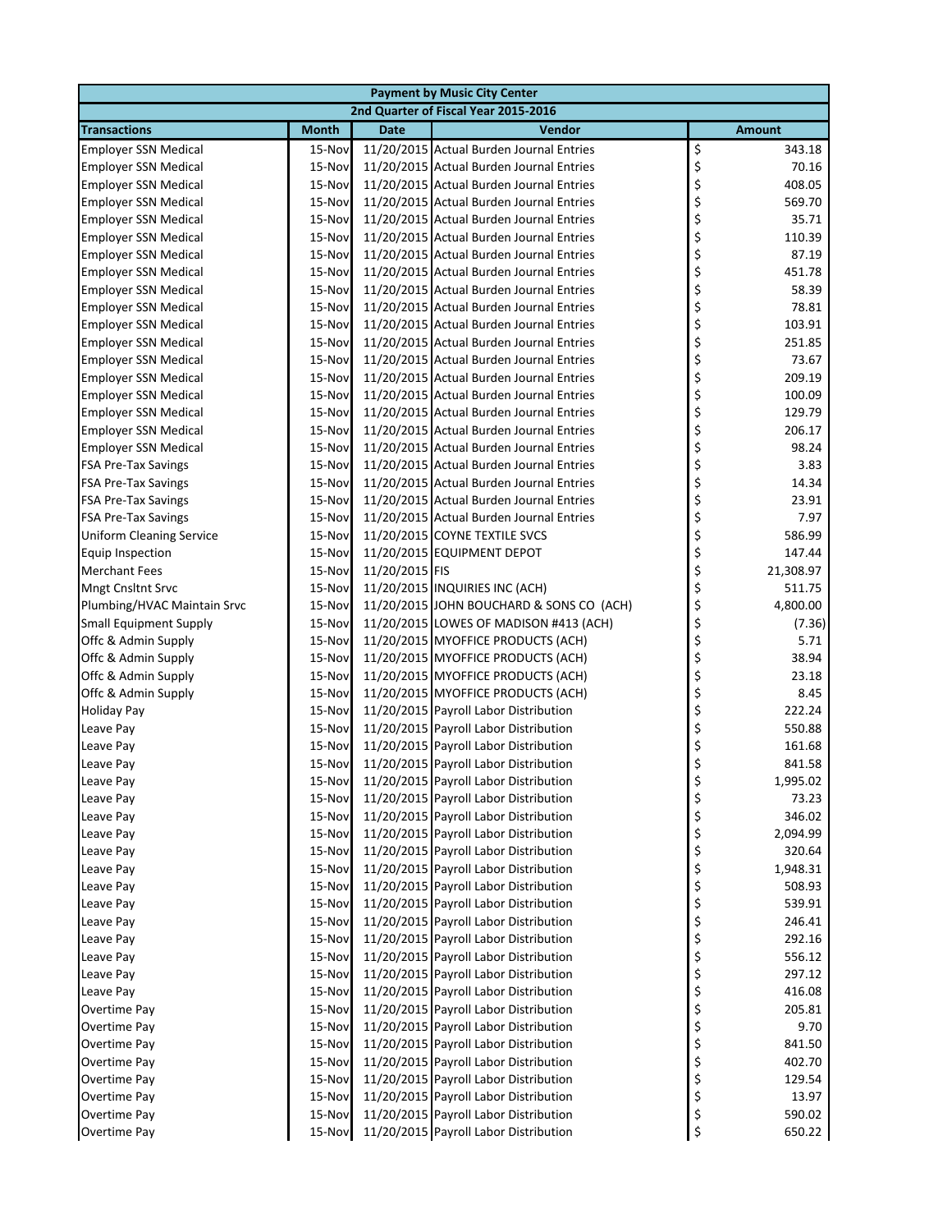| Payment by Music City Center | | | | |
|---|---|---|---|---|
| 2nd Quarter of Fiscal Year 2015-2016 | | | | |
| **Transactions** | **Month** | **Date** | **Vendor** | **Amount** |
| Employer SSN Medical | 15-Nov | 11/20/2015 | Actual Burden Journal Entries | $ 343.18 |
| Employer SSN Medical | 15-Nov | 11/20/2015 | Actual Burden Journal Entries | $ 70.16 |
| Employer SSN Medical | 15-Nov | 11/20/2015 | Actual Burden Journal Entries | $ 408.05 |
| Employer SSN Medical | 15-Nov | 11/20/2015 | Actual Burden Journal Entries | $ 569.70 |
| Employer SSN Medical | 15-Nov | 11/20/2015 | Actual Burden Journal Entries | $ 35.71 |
| Employer SSN Medical | 15-Nov | 11/20/2015 | Actual Burden Journal Entries | $ 110.39 |
| Employer SSN Medical | 15-Nov | 11/20/2015 | Actual Burden Journal Entries | $ 87.19 |
| Employer SSN Medical | 15-Nov | 11/20/2015 | Actual Burden Journal Entries | $ 451.78 |
| Employer SSN Medical | 15-Nov | 11/20/2015 | Actual Burden Journal Entries | $ 58.39 |
| Employer SSN Medical | 15-Nov | 11/20/2015 | Actual Burden Journal Entries | $ 78.81 |
| Employer SSN Medical | 15-Nov | 11/20/2015 | Actual Burden Journal Entries | $ 103.91 |
| Employer SSN Medical | 15-Nov | 11/20/2015 | Actual Burden Journal Entries | $ 251.85 |
| Employer SSN Medical | 15-Nov | 11/20/2015 | Actual Burden Journal Entries | $ 73.67 |
| Employer SSN Medical | 15-Nov | 11/20/2015 | Actual Burden Journal Entries | $ 209.19 |
| Employer SSN Medical | 15-Nov | 11/20/2015 | Actual Burden Journal Entries | $ 100.09 |
| Employer SSN Medical | 15-Nov | 11/20/2015 | Actual Burden Journal Entries | $ 129.79 |
| Employer SSN Medical | 15-Nov | 11/20/2015 | Actual Burden Journal Entries | $ 206.17 |
| Employer SSN Medical | 15-Nov | 11/20/2015 | Actual Burden Journal Entries | $ 98.24 |
| FSA Pre-Tax Savings | 15-Nov | 11/20/2015 | Actual Burden Journal Entries | $ 3.83 |
| FSA Pre-Tax Savings | 15-Nov | 11/20/2015 | Actual Burden Journal Entries | $ 14.34 |
| FSA Pre-Tax Savings | 15-Nov | 11/20/2015 | Actual Burden Journal Entries | $ 23.91 |
| FSA Pre-Tax Savings | 15-Nov | 11/20/2015 | Actual Burden Journal Entries | $ 7.97 |
| Uniform Cleaning Service | 15-Nov | 11/20/2015 | COYNE TEXTILE SVCS | $ 586.99 |
| Equip Inspection | 15-Nov | 11/20/2015 | EQUIPMENT DEPOT | $ 147.44 |
| Merchant Fees | 15-Nov | 11/20/2015 | FIS | $ 21,308.97 |
| Mngt Cnsltnt Srvc | 15-Nov | 11/20/2015 | INQUIRIES INC (ACH) | $ 511.75 |
| Plumbing/HVAC Maintain Srvc | 15-Nov | 11/20/2015 | JOHN BOUCHARD & SONS CO (ACH) | $ 4,800.00 |
| Small Equipment Supply | 15-Nov | 11/20/2015 | LOWES OF MADISON #413 (ACH) | $ (7.36) |
| Offc & Admin Supply | 15-Nov | 11/20/2015 | MYOFFICE PRODUCTS (ACH) | $ 5.71 |
| Offc & Admin Supply | 15-Nov | 11/20/2015 | MYOFFICE PRODUCTS (ACH) | $ 38.94 |
| Offc & Admin Supply | 15-Nov | 11/20/2015 | MYOFFICE PRODUCTS (ACH) | $ 23.18 |
| Offc & Admin Supply | 15-Nov | 11/20/2015 | MYOFFICE PRODUCTS (ACH) | $ 8.45 |
| Holiday Pay | 15-Nov | 11/20/2015 | Payroll Labor Distribution | $ 222.24 |
| Leave Pay | 15-Nov | 11/20/2015 | Payroll Labor Distribution | $ 550.88 |
| Leave Pay | 15-Nov | 11/20/2015 | Payroll Labor Distribution | $ 161.68 |
| Leave Pay | 15-Nov | 11/20/2015 | Payroll Labor Distribution | $ 841.58 |
| Leave Pay | 15-Nov | 11/20/2015 | Payroll Labor Distribution | $ 1,995.02 |
| Leave Pay | 15-Nov | 11/20/2015 | Payroll Labor Distribution | $ 73.23 |
| Leave Pay | 15-Nov | 11/20/2015 | Payroll Labor Distribution | $ 346.02 |
| Leave Pay | 15-Nov | 11/20/2015 | Payroll Labor Distribution | $ 2,094.99 |
| Leave Pay | 15-Nov | 11/20/2015 | Payroll Labor Distribution | $ 320.64 |
| Leave Pay | 15-Nov | 11/20/2015 | Payroll Labor Distribution | $ 1,948.31 |
| Leave Pay | 15-Nov | 11/20/2015 | Payroll Labor Distribution | $ 508.93 |
| Leave Pay | 15-Nov | 11/20/2015 | Payroll Labor Distribution | $ 539.91 |
| Leave Pay | 15-Nov | 11/20/2015 | Payroll Labor Distribution | $ 246.41 |
| Leave Pay | 15-Nov | 11/20/2015 | Payroll Labor Distribution | $ 292.16 |
| Leave Pay | 15-Nov | 11/20/2015 | Payroll Labor Distribution | $ 556.12 |
| Leave Pay | 15-Nov | 11/20/2015 | Payroll Labor Distribution | $ 297.12 |
| Leave Pay | 15-Nov | 11/20/2015 | Payroll Labor Distribution | $ 416.08 |
| Overtime Pay | 15-Nov | 11/20/2015 | Payroll Labor Distribution | $ 205.81 |
| Overtime Pay | 15-Nov | 11/20/2015 | Payroll Labor Distribution | $ 9.70 |
| Overtime Pay | 15-Nov | 11/20/2015 | Payroll Labor Distribution | $ 841.50 |
| Overtime Pay | 15-Nov | 11/20/2015 | Payroll Labor Distribution | $ 402.70 |
| Overtime Pay | 15-Nov | 11/20/2015 | Payroll Labor Distribution | $ 129.54 |
| Overtime Pay | 15-Nov | 11/20/2015 | Payroll Labor Distribution | $ 13.97 |
| Overtime Pay | 15-Nov | 11/20/2015 | Payroll Labor Distribution | $ 590.02 |
| Overtime Pay | 15-Nov | 11/20/2015 | Payroll Labor Distribution | $ 650.22 |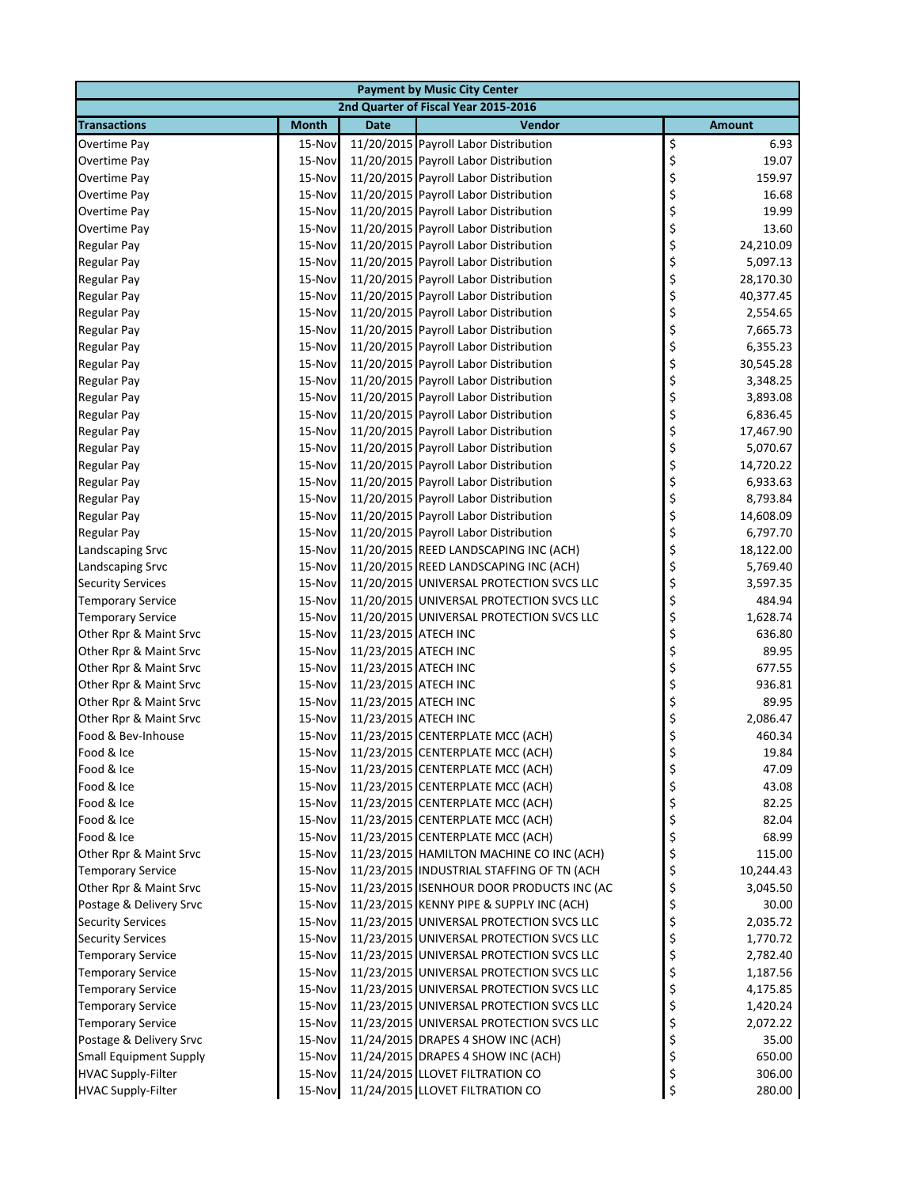| Payment by Music City Center | | | | |
|---|---|---|---|---|
| 2nd Quarter of Fiscal Year 2015-2016 | | | | |
| **Transactions** | **Month** | **Date** | **Vendor** | **Amount** |
| Overtime Pay | 15-Nov | 11/20/2015 | Payroll Labor Distribution | $ 6.93 |
| Overtime Pay | 15-Nov | 11/20/2015 | Payroll Labor Distribution | $ 19.07 |
| Overtime Pay | 15-Nov | 11/20/2015 | Payroll Labor Distribution | $ 159.97 |
| Overtime Pay | 15-Nov | 11/20/2015 | Payroll Labor Distribution | $ 16.68 |
| Overtime Pay | 15-Nov | 11/20/2015 | Payroll Labor Distribution | $ 19.99 |
| Overtime Pay | 15-Nov | 11/20/2015 | Payroll Labor Distribution | $ 13.60 |
| Regular Pay | 15-Nov | 11/20/2015 | Payroll Labor Distribution | $ 24,210.09 |
| Regular Pay | 15-Nov | 11/20/2015 | Payroll Labor Distribution | $ 5,097.13 |
| Regular Pay | 15-Nov | 11/20/2015 | Payroll Labor Distribution | $ 28,170.30 |
| Regular Pay | 15-Nov | 11/20/2015 | Payroll Labor Distribution | $ 40,377.45 |
| Regular Pay | 15-Nov | 11/20/2015 | Payroll Labor Distribution | $ 2,554.65 |
| Regular Pay | 15-Nov | 11/20/2015 | Payroll Labor Distribution | $ 7,665.73 |
| Regular Pay | 15-Nov | 11/20/2015 | Payroll Labor Distribution | $ 6,355.23 |
| Regular Pay | 15-Nov | 11/20/2015 | Payroll Labor Distribution | $ 30,545.28 |
| Regular Pay | 15-Nov | 11/20/2015 | Payroll Labor Distribution | $ 3,348.25 |
| Regular Pay | 15-Nov | 11/20/2015 | Payroll Labor Distribution | $ 3,893.08 |
| Regular Pay | 15-Nov | 11/20/2015 | Payroll Labor Distribution | $ 6,836.45 |
| Regular Pay | 15-Nov | 11/20/2015 | Payroll Labor Distribution | $ 17,467.90 |
| Regular Pay | 15-Nov | 11/20/2015 | Payroll Labor Distribution | $ 5,070.67 |
| Regular Pay | 15-Nov | 11/20/2015 | Payroll Labor Distribution | $ 14,720.22 |
| Regular Pay | 15-Nov | 11/20/2015 | Payroll Labor Distribution | $ 6,933.63 |
| Regular Pay | 15-Nov | 11/20/2015 | Payroll Labor Distribution | $ 8,793.84 |
| Regular Pay | 15-Nov | 11/20/2015 | Payroll Labor Distribution | $ 14,608.09 |
| Regular Pay | 15-Nov | 11/20/2015 | Payroll Labor Distribution | $ 6,797.70 |
| Landscaping Srvc | 15-Nov | 11/20/2015 | REED LANDSCAPING INC (ACH) | $ 18,122.00 |
| Landscaping Srvc | 15-Nov | 11/20/2015 | REED LANDSCAPING INC (ACH) | $ 5,769.40 |
| Security Services | 15-Nov | 11/20/2015 | UNIVERSAL PROTECTION SVCS LLC | $ 3,597.35 |
| Temporary Service | 15-Nov | 11/20/2015 | UNIVERSAL PROTECTION SVCS LLC | $ 484.94 |
| Temporary Service | 15-Nov | 11/20/2015 | UNIVERSAL PROTECTION SVCS LLC | $ 1,628.74 |
| Other Rpr & Maint Srvc | 15-Nov | 11/23/2015 | ATECH INC | $ 636.80 |
| Other Rpr & Maint Srvc | 15-Nov | 11/23/2015 | ATECH INC | $ 89.95 |
| Other Rpr & Maint Srvc | 15-Nov | 11/23/2015 | ATECH INC | $ 677.55 |
| Other Rpr & Maint Srvc | 15-Nov | 11/23/2015 | ATECH INC | $ 936.81 |
| Other Rpr & Maint Srvc | 15-Nov | 11/23/2015 | ATECH INC | $ 89.95 |
| Other Rpr & Maint Srvc | 15-Nov | 11/23/2015 | ATECH INC | $ 2,086.47 |
| Food & Bev-Inhouse | 15-Nov | 11/23/2015 | CENTERPLATE MCC (ACH) | $ 460.34 |
| Food & Ice | 15-Nov | 11/23/2015 | CENTERPLATE MCC (ACH) | $ 19.84 |
| Food & Ice | 15-Nov | 11/23/2015 | CENTERPLATE MCC (ACH) | $ 47.09 |
| Food & Ice | 15-Nov | 11/23/2015 | CENTERPLATE MCC (ACH) | $ 43.08 |
| Food & Ice | 15-Nov | 11/23/2015 | CENTERPLATE MCC (ACH) | $ 82.25 |
| Food & Ice | 15-Nov | 11/23/2015 | CENTERPLATE MCC (ACH) | $ 82.04 |
| Food & Ice | 15-Nov | 11/23/2015 | CENTERPLATE MCC (ACH) | $ 68.99 |
| Other Rpr & Maint Srvc | 15-Nov | 11/23/2015 | HAMILTON MACHINE CO INC (ACH) | $ 115.00 |
| Temporary Service | 15-Nov | 11/23/2015 | INDUSTRIAL STAFFING OF TN (ACH | $ 10,244.43 |
| Other Rpr & Maint Srvc | 15-Nov | 11/23/2015 | ISENHOUR DOOR PRODUCTS INC (AC | $ 3,045.50 |
| Postage & Delivery Srvc | 15-Nov | 11/23/2015 | KENNY PIPE & SUPPLY INC (ACH) | $ 30.00 |
| Security Services | 15-Nov | 11/23/2015 | UNIVERSAL PROTECTION SVCS LLC | $ 2,035.72 |
| Security Services | 15-Nov | 11/23/2015 | UNIVERSAL PROTECTION SVCS LLC | $ 1,770.72 |
| Temporary Service | 15-Nov | 11/23/2015 | UNIVERSAL PROTECTION SVCS LLC | $ 2,782.40 |
| Temporary Service | 15-Nov | 11/23/2015 | UNIVERSAL PROTECTION SVCS LLC | $ 1,187.56 |
| Temporary Service | 15-Nov | 11/23/2015 | UNIVERSAL PROTECTION SVCS LLC | $ 4,175.85 |
| Temporary Service | 15-Nov | 11/23/2015 | UNIVERSAL PROTECTION SVCS LLC | $ 1,420.24 |
| Temporary Service | 15-Nov | 11/23/2015 | UNIVERSAL PROTECTION SVCS LLC | $ 2,072.22 |
| Postage & Delivery Srvc | 15-Nov | 11/24/2015 | DRAPES 4 SHOW INC (ACH) | $ 35.00 |
| Small Equipment Supply | 15-Nov | 11/24/2015 | DRAPES 4 SHOW INC (ACH) | $ 650.00 |
| HVAC Supply-Filter | 15-Nov | 11/24/2015 | LLOVET FILTRATION CO | $ 306.00 |
| HVAC Supply-Filter | 15-Nov | 11/24/2015 | LLOVET FILTRATION CO | $ 280.00 |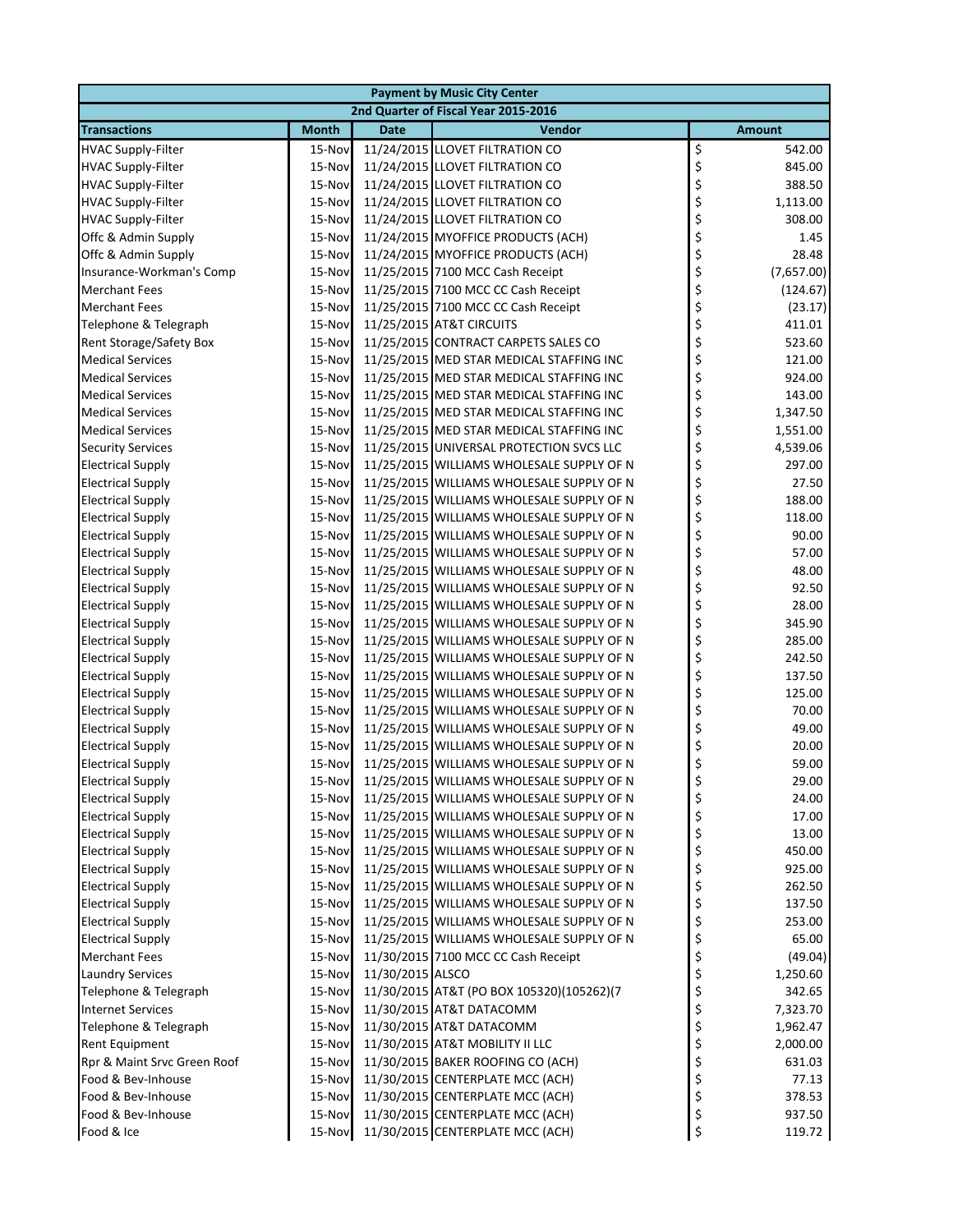| Payment by Music City Center | | | | |
|---|---|---|---|---|
| 2nd Quarter of Fiscal Year 2015-2016 | | | | |
| **Transactions** | **Month** | **Date** | **Vendor** | **Amount** |
| HVAC Supply-Filter | 15-Nov | 11/24/2015 | LLOVET FILTRATION CO | $ 542.00 |
| HVAC Supply-Filter | 15-Nov | 11/24/2015 | LLOVET FILTRATION CO | $ 845.00 |
| HVAC Supply-Filter | 15-Nov | 11/24/2015 | LLOVET FILTRATION CO | $ 388.50 |
| HVAC Supply-Filter | 15-Nov | 11/24/2015 | LLOVET FILTRATION CO | $ 1,113.00 |
| HVAC Supply-Filter | 15-Nov | 11/24/2015 | LLOVET FILTRATION CO | $ 308.00 |
| Offc & Admin Supply | 15-Nov | 11/24/2015 | MYOFFICE PRODUCTS (ACH) | $ 1.45 |
| Offc & Admin Supply | 15-Nov | 11/24/2015 | MYOFFICE PRODUCTS (ACH) | $ 28.48 |
| Insurance-Workman's Comp | 15-Nov | 11/25/2015 | 7100 MCC Cash Receipt | $ (7,657.00) |
| Merchant Fees | 15-Nov | 11/25/2015 | 7100 MCC CC Cash Receipt | $ (124.67) |
| Merchant Fees | 15-Nov | 11/25/2015 | 7100 MCC CC Cash Receipt | $ (23.17) |
| Telephone & Telegraph | 15-Nov | 11/25/2015 | AT&T CIRCUITS | $ 411.01 |
| Rent Storage/Safety Box | 15-Nov | 11/25/2015 | CONTRACT CARPETS SALES CO | $ 523.60 |
| Medical Services | 15-Nov | 11/25/2015 | MED STAR MEDICAL STAFFING INC | $ 121.00 |
| Medical Services | 15-Nov | 11/25/2015 | MED STAR MEDICAL STAFFING INC | $ 924.00 |
| Medical Services | 15-Nov | 11/25/2015 | MED STAR MEDICAL STAFFING INC | $ 143.00 |
| Medical Services | 15-Nov | 11/25/2015 | MED STAR MEDICAL STAFFING INC | $ 1,347.50 |
| Medical Services | 15-Nov | 11/25/2015 | MED STAR MEDICAL STAFFING INC | $ 1,551.00 |
| Security Services | 15-Nov | 11/25/2015 | UNIVERSAL PROTECTION SVCS LLC | $ 4,539.06 |
| Electrical Supply | 15-Nov | 11/25/2015 | WILLIAMS WHOLESALE SUPPLY OF N | $ 297.00 |
| Electrical Supply | 15-Nov | 11/25/2015 | WILLIAMS WHOLESALE SUPPLY OF N | $ 27.50 |
| Electrical Supply | 15-Nov | 11/25/2015 | WILLIAMS WHOLESALE SUPPLY OF N | $ 188.00 |
| Electrical Supply | 15-Nov | 11/25/2015 | WILLIAMS WHOLESALE SUPPLY OF N | $ 118.00 |
| Electrical Supply | 15-Nov | 11/25/2015 | WILLIAMS WHOLESALE SUPPLY OF N | $ 90.00 |
| Electrical Supply | 15-Nov | 11/25/2015 | WILLIAMS WHOLESALE SUPPLY OF N | $ 57.00 |
| Electrical Supply | 15-Nov | 11/25/2015 | WILLIAMS WHOLESALE SUPPLY OF N | $ 48.00 |
| Electrical Supply | 15-Nov | 11/25/2015 | WILLIAMS WHOLESALE SUPPLY OF N | $ 92.50 |
| Electrical Supply | 15-Nov | 11/25/2015 | WILLIAMS WHOLESALE SUPPLY OF N | $ 28.00 |
| Electrical Supply | 15-Nov | 11/25/2015 | WILLIAMS WHOLESALE SUPPLY OF N | $ 345.90 |
| Electrical Supply | 15-Nov | 11/25/2015 | WILLIAMS WHOLESALE SUPPLY OF N | $ 285.00 |
| Electrical Supply | 15-Nov | 11/25/2015 | WILLIAMS WHOLESALE SUPPLY OF N | $ 242.50 |
| Electrical Supply | 15-Nov | 11/25/2015 | WILLIAMS WHOLESALE SUPPLY OF N | $ 137.50 |
| Electrical Supply | 15-Nov | 11/25/2015 | WILLIAMS WHOLESALE SUPPLY OF N | $ 125.00 |
| Electrical Supply | 15-Nov | 11/25/2015 | WILLIAMS WHOLESALE SUPPLY OF N | $ 70.00 |
| Electrical Supply | 15-Nov | 11/25/2015 | WILLIAMS WHOLESALE SUPPLY OF N | $ 49.00 |
| Electrical Supply | 15-Nov | 11/25/2015 | WILLIAMS WHOLESALE SUPPLY OF N | $ 20.00 |
| Electrical Supply | 15-Nov | 11/25/2015 | WILLIAMS WHOLESALE SUPPLY OF N | $ 59.00 |
| Electrical Supply | 15-Nov | 11/25/2015 | WILLIAMS WHOLESALE SUPPLY OF N | $ 29.00 |
| Electrical Supply | 15-Nov | 11/25/2015 | WILLIAMS WHOLESALE SUPPLY OF N | $ 24.00 |
| Electrical Supply | 15-Nov | 11/25/2015 | WILLIAMS WHOLESALE SUPPLY OF N | $ 17.00 |
| Electrical Supply | 15-Nov | 11/25/2015 | WILLIAMS WHOLESALE SUPPLY OF N | $ 13.00 |
| Electrical Supply | 15-Nov | 11/25/2015 | WILLIAMS WHOLESALE SUPPLY OF N | $ 450.00 |
| Electrical Supply | 15-Nov | 11/25/2015 | WILLIAMS WHOLESALE SUPPLY OF N | $ 925.00 |
| Electrical Supply | 15-Nov | 11/25/2015 | WILLIAMS WHOLESALE SUPPLY OF N | $ 262.50 |
| Electrical Supply | 15-Nov | 11/25/2015 | WILLIAMS WHOLESALE SUPPLY OF N | $ 137.50 |
| Electrical Supply | 15-Nov | 11/25/2015 | WILLIAMS WHOLESALE SUPPLY OF N | $ 253.00 |
| Electrical Supply | 15-Nov | 11/25/2015 | WILLIAMS WHOLESALE SUPPLY OF N | $ 65.00 |
| Merchant Fees | 15-Nov | 11/30/2015 | 7100 MCC CC Cash Receipt | $ (49.04) |
| Laundry Services | 15-Nov | 11/30/2015 | ALSCO | $ 1,250.60 |
| Telephone & Telegraph | 15-Nov | 11/30/2015 | AT&T (PO BOX 105320)(105262)(7 | $ 342.65 |
| Internet Services | 15-Nov | 11/30/2015 | AT&T DATACOMM | $ 7,323.70 |
| Telephone & Telegraph | 15-Nov | 11/30/2015 | AT&T DATACOMM | $ 1,962.47 |
| Rent Equipment | 15-Nov | 11/30/2015 | AT&T MOBILITY II LLC | $ 2,000.00 |
| Rpr & Maint Srvc Green Roof | 15-Nov | 11/30/2015 | BAKER ROOFING CO (ACH) | $ 631.03 |
| Food & Bev-Inhouse | 15-Nov | 11/30/2015 | CENTERPLATE MCC (ACH) | $ 77.13 |
| Food & Bev-Inhouse | 15-Nov | 11/30/2015 | CENTERPLATE MCC (ACH) | $ 378.53 |
| Food & Bev-Inhouse | 15-Nov | 11/30/2015 | CENTERPLATE MCC (ACH) | $ 937.50 |
| Food & Ice | 15-Nov | 11/30/2015 | CENTERPLATE MCC (ACH) | $ 119.72 |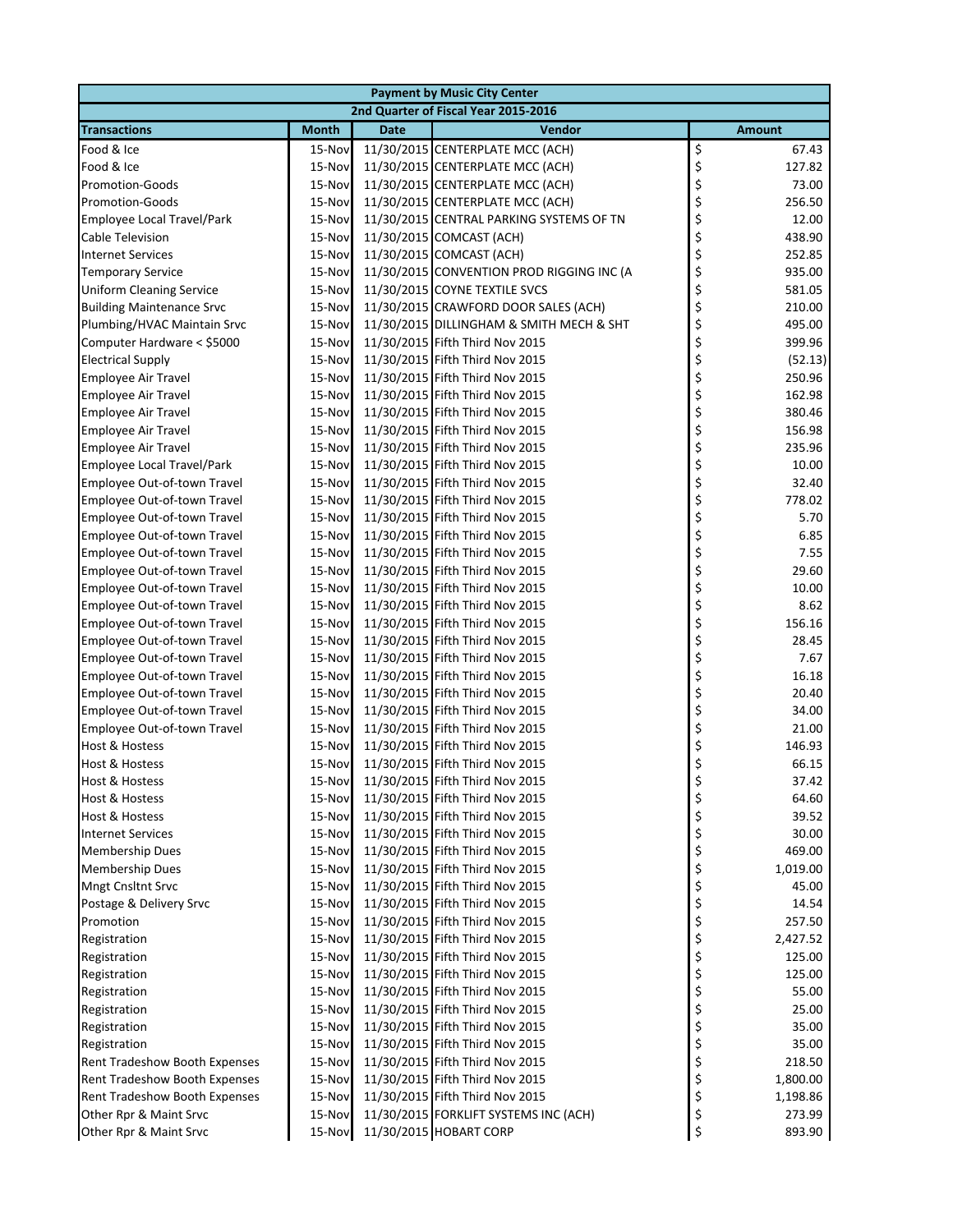| Payment by Music City Center | | | | |
|---|---|---|---|---|
| 2nd Quarter of Fiscal Year 2015-2016 | | | | |
| **Transactions** | **Month** | **Date** | **Vendor** | **Amount** |
| Food & Ice | 15-Nov | 11/30/2015 | CENTERPLATE MCC (ACH) | $ 67.43 |
| Food & Ice | 15-Nov | 11/30/2015 | CENTERPLATE MCC (ACH) | $ 127.82 |
| Promotion-Goods | 15-Nov | 11/30/2015 | CENTERPLATE MCC (ACH) | $ 73.00 |
| Promotion-Goods | 15-Nov | 11/30/2015 | CENTERPLATE MCC (ACH) | $ 256.50 |
| Employee Local Travel/Park | 15-Nov | 11/30/2015 | CENTRAL PARKING SYSTEMS OF TN | $ 12.00 |
| Cable Television | 15-Nov | 11/30/2015 | COMCAST (ACH) | $ 438.90 |
| Internet Services | 15-Nov | 11/30/2015 | COMCAST (ACH) | $ 252.85 |
| Temporary Service | 15-Nov | 11/30/2015 | CONVENTION PROD RIGGING INC (A | $ 935.00 |
| Uniform Cleaning Service | 15-Nov | 11/30/2015 | COYNE TEXTILE SVCS | $ 581.05 |
| Building Maintenance Srvc | 15-Nov | 11/30/2015 | CRAWFORD DOOR SALES (ACH) | $ 210.00 |
| Plumbing/HVAC Maintain Srvc | 15-Nov | 11/30/2015 | DILLINGHAM & SMITH MECH & SHT | $ 495.00 |
| Computer Hardware < $5000 | 15-Nov | 11/30/2015 | Fifth Third Nov 2015 | $ 399.96 |
| Electrical Supply | 15-Nov | 11/30/2015 | Fifth Third Nov 2015 | $ (52.13) |
| Employee Air Travel | 15-Nov | 11/30/2015 | Fifth Third Nov 2015 | $ 250.96 |
| Employee Air Travel | 15-Nov | 11/30/2015 | Fifth Third Nov 2015 | $ 162.98 |
| Employee Air Travel | 15-Nov | 11/30/2015 | Fifth Third Nov 2015 | $ 380.46 |
| Employee Air Travel | 15-Nov | 11/30/2015 | Fifth Third Nov 2015 | $ 156.98 |
| Employee Air Travel | 15-Nov | 11/30/2015 | Fifth Third Nov 2015 | $ 235.96 |
| Employee Local Travel/Park | 15-Nov | 11/30/2015 | Fifth Third Nov 2015 | $ 10.00 |
| Employee Out-of-town Travel | 15-Nov | 11/30/2015 | Fifth Third Nov 2015 | $ 32.40 |
| Employee Out-of-town Travel | 15-Nov | 11/30/2015 | Fifth Third Nov 2015 | $ 778.02 |
| Employee Out-of-town Travel | 15-Nov | 11/30/2015 | Fifth Third Nov 2015 | $ 5.70 |
| Employee Out-of-town Travel | 15-Nov | 11/30/2015 | Fifth Third Nov 2015 | $ 6.85 |
| Employee Out-of-town Travel | 15-Nov | 11/30/2015 | Fifth Third Nov 2015 | $ 7.55 |
| Employee Out-of-town Travel | 15-Nov | 11/30/2015 | Fifth Third Nov 2015 | $ 29.60 |
| Employee Out-of-town Travel | 15-Nov | 11/30/2015 | Fifth Third Nov 2015 | $ 10.00 |
| Employee Out-of-town Travel | 15-Nov | 11/30/2015 | Fifth Third Nov 2015 | $ 8.62 |
| Employee Out-of-town Travel | 15-Nov | 11/30/2015 | Fifth Third Nov 2015 | $ 156.16 |
| Employee Out-of-town Travel | 15-Nov | 11/30/2015 | Fifth Third Nov 2015 | $ 28.45 |
| Employee Out-of-town Travel | 15-Nov | 11/30/2015 | Fifth Third Nov 2015 | $ 7.67 |
| Employee Out-of-town Travel | 15-Nov | 11/30/2015 | Fifth Third Nov 2015 | $ 16.18 |
| Employee Out-of-town Travel | 15-Nov | 11/30/2015 | Fifth Third Nov 2015 | $ 20.40 |
| Employee Out-of-town Travel | 15-Nov | 11/30/2015 | Fifth Third Nov 2015 | $ 34.00 |
| Employee Out-of-town Travel | 15-Nov | 11/30/2015 | Fifth Third Nov 2015 | $ 21.00 |
| Host & Hostess | 15-Nov | 11/30/2015 | Fifth Third Nov 2015 | $ 146.93 |
| Host & Hostess | 15-Nov | 11/30/2015 | Fifth Third Nov 2015 | $ 66.15 |
| Host & Hostess | 15-Nov | 11/30/2015 | Fifth Third Nov 2015 | $ 37.42 |
| Host & Hostess | 15-Nov | 11/30/2015 | Fifth Third Nov 2015 | $ 64.60 |
| Host & Hostess | 15-Nov | 11/30/2015 | Fifth Third Nov 2015 | $ 39.52 |
| Internet Services | 15-Nov | 11/30/2015 | Fifth Third Nov 2015 | $ 30.00 |
| Membership Dues | 15-Nov | 11/30/2015 | Fifth Third Nov 2015 | $ 469.00 |
| Membership Dues | 15-Nov | 11/30/2015 | Fifth Third Nov 2015 | $ 1,019.00 |
| Mngt Cnsltnt Srvc | 15-Nov | 11/30/2015 | Fifth Third Nov 2015 | $ 45.00 |
| Postage & Delivery Srvc | 15-Nov | 11/30/2015 | Fifth Third Nov 2015 | $ 14.54 |
| Promotion | 15-Nov | 11/30/2015 | Fifth Third Nov 2015 | $ 257.50 |
| Registration | 15-Nov | 11/30/2015 | Fifth Third Nov 2015 | $ 2,427.52 |
| Registration | 15-Nov | 11/30/2015 | Fifth Third Nov 2015 | $ 125.00 |
| Registration | 15-Nov | 11/30/2015 | Fifth Third Nov 2015 | $ 125.00 |
| Registration | 15-Nov | 11/30/2015 | Fifth Third Nov 2015 | $ 55.00 |
| Registration | 15-Nov | 11/30/2015 | Fifth Third Nov 2015 | $ 25.00 |
| Registration | 15-Nov | 11/30/2015 | Fifth Third Nov 2015 | $ 35.00 |
| Registration | 15-Nov | 11/30/2015 | Fifth Third Nov 2015 | $ 35.00 |
| Rent Tradeshow Booth Expenses | 15-Nov | 11/30/2015 | Fifth Third Nov 2015 | $ 218.50 |
| Rent Tradeshow Booth Expenses | 15-Nov | 11/30/2015 | Fifth Third Nov 2015 | $ 1,800.00 |
| Rent Tradeshow Booth Expenses | 15-Nov | 11/30/2015 | Fifth Third Nov 2015 | $ 1,198.86 |
| Other Rpr & Maint Srvc | 15-Nov | 11/30/2015 | FORKLIFT SYSTEMS INC (ACH) | $ 273.99 |
| Other Rpr & Maint Srvc | 15-Nov | 11/30/2015 | HOBART CORP | $ 893.90 |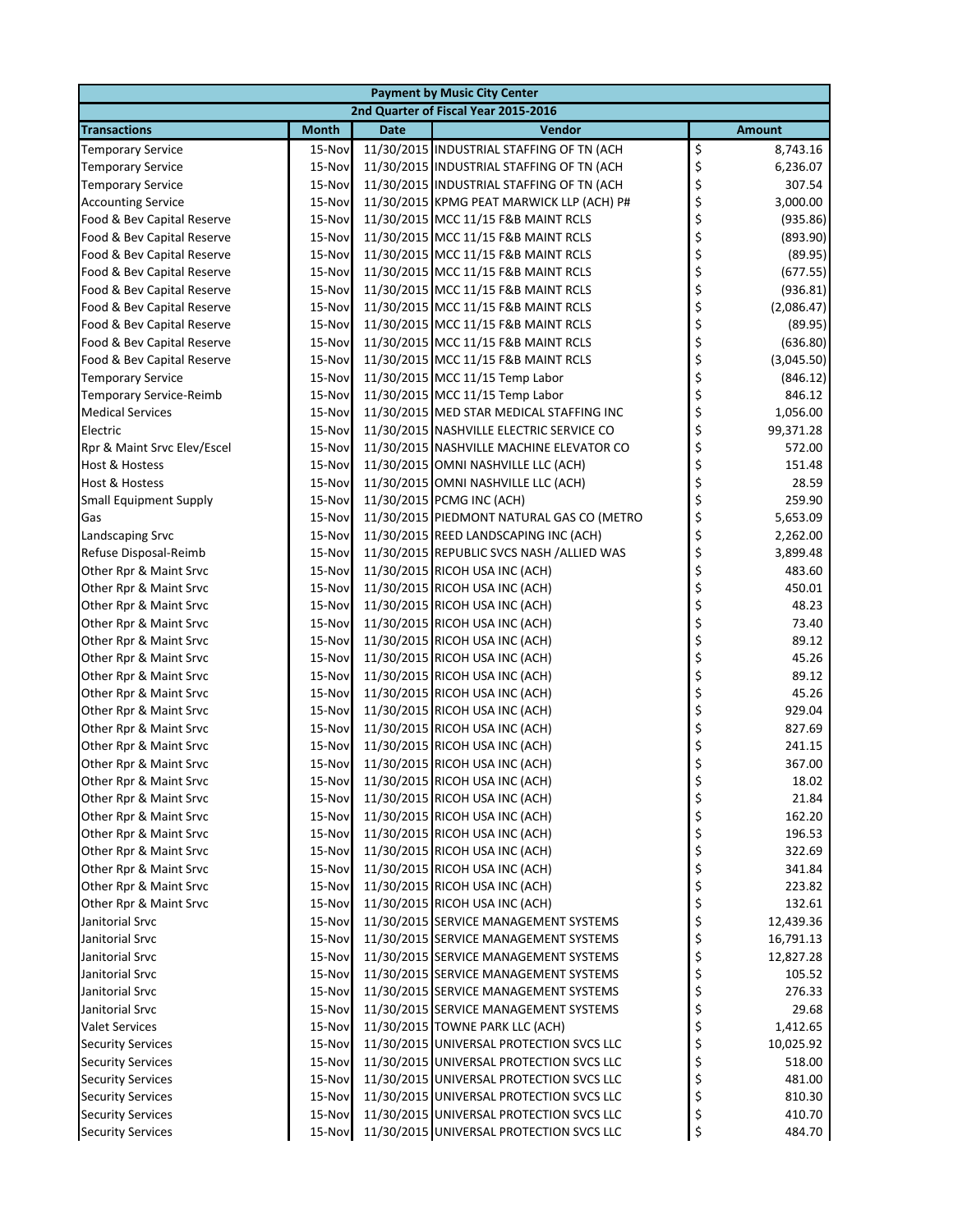| Payment by Music City Center | | | | |
|---|---|---|---|---|
| 2nd Quarter of Fiscal Year 2015-2016 | | | | |
| **Transactions** | **Month** | **Date** | **Vendor** | **Amount** |
| Temporary Service | 15-Nov | 11/30/2015 | INDUSTRIAL STAFFING OF TN (ACH | $ 8,743.16 |
| Temporary Service | 15-Nov | 11/30/2015 | INDUSTRIAL STAFFING OF TN (ACH | $ 6,236.07 |
| Temporary Service | 15-Nov | 11/30/2015 | INDUSTRIAL STAFFING OF TN (ACH | $ 307.54 |
| Accounting Service | 15-Nov | 11/30/2015 | KPMG PEAT MARWICK LLP (ACH) P# | $ 3,000.00 |
| Food & Bev Capital Reserve | 15-Nov | 11/30/2015 | MCC 11/15 F&B MAINT RCLS | $ (935.86) |
| Food & Bev Capital Reserve | 15-Nov | 11/30/2015 | MCC 11/15 F&B MAINT RCLS | $ (893.90) |
| Food & Bev Capital Reserve | 15-Nov | 11/30/2015 | MCC 11/15 F&B MAINT RCLS | $ (89.95) |
| Food & Bev Capital Reserve | 15-Nov | 11/30/2015 | MCC 11/15 F&B MAINT RCLS | $ (677.55) |
| Food & Bev Capital Reserve | 15-Nov | 11/30/2015 | MCC 11/15 F&B MAINT RCLS | $ (936.81) |
| Food & Bev Capital Reserve | 15-Nov | 11/30/2015 | MCC 11/15 F&B MAINT RCLS | $ (2,086.47) |
| Food & Bev Capital Reserve | 15-Nov | 11/30/2015 | MCC 11/15 F&B MAINT RCLS | $ (89.95) |
| Food & Bev Capital Reserve | 15-Nov | 11/30/2015 | MCC 11/15 F&B MAINT RCLS | $ (636.80) |
| Food & Bev Capital Reserve | 15-Nov | 11/30/2015 | MCC 11/15 F&B MAINT RCLS | $ (3,045.50) |
| Temporary Service | 15-Nov | 11/30/2015 | MCC 11/15 Temp Labor | $ (846.12) |
| Temporary Service-Reimb | 15-Nov | 11/30/2015 | MCC 11/15 Temp Labor | $ 846.12 |
| Medical Services | 15-Nov | 11/30/2015 | MED STAR MEDICAL STAFFING INC | $ 1,056.00 |
| Electric | 15-Nov | 11/30/2015 | NASHVILLE ELECTRIC SERVICE CO | $ 99,371.28 |
| Rpr & Maint Srvc Elev/Escel | 15-Nov | 11/30/2015 | NASHVILLE MACHINE ELEVATOR CO | $ 572.00 |
| Host & Hostess | 15-Nov | 11/30/2015 | OMNI NASHVILLE LLC (ACH) | $ 151.48 |
| Host & Hostess | 15-Nov | 11/30/2015 | OMNI NASHVILLE LLC (ACH) | $ 28.59 |
| Small Equipment Supply | 15-Nov | 11/30/2015 | PCMG INC (ACH) | $ 259.90 |
| Gas | 15-Nov | 11/30/2015 | PIEDMONT NATURAL GAS CO (METRO | $ 5,653.09 |
| Landscaping Srvc | 15-Nov | 11/30/2015 | REED LANDSCAPING INC (ACH) | $ 2,262.00 |
| Refuse Disposal-Reimb | 15-Nov | 11/30/2015 | REPUBLIC SVCS NASH /ALLIED WAS | $ 3,899.48 |
| Other Rpr & Maint Srvc | 15-Nov | 11/30/2015 | RICOH USA INC (ACH) | $ 483.60 |
| Other Rpr & Maint Srvc | 15-Nov | 11/30/2015 | RICOH USA INC (ACH) | $ 450.01 |
| Other Rpr & Maint Srvc | 15-Nov | 11/30/2015 | RICOH USA INC (ACH) | $ 48.23 |
| Other Rpr & Maint Srvc | 15-Nov | 11/30/2015 | RICOH USA INC (ACH) | $ 73.40 |
| Other Rpr & Maint Srvc | 15-Nov | 11/30/2015 | RICOH USA INC (ACH) | $ 89.12 |
| Other Rpr & Maint Srvc | 15-Nov | 11/30/2015 | RICOH USA INC (ACH) | $ 45.26 |
| Other Rpr & Maint Srvc | 15-Nov | 11/30/2015 | RICOH USA INC (ACH) | $ 89.12 |
| Other Rpr & Maint Srvc | 15-Nov | 11/30/2015 | RICOH USA INC (ACH) | $ 45.26 |
| Other Rpr & Maint Srvc | 15-Nov | 11/30/2015 | RICOH USA INC (ACH) | $ 929.04 |
| Other Rpr & Maint Srvc | 15-Nov | 11/30/2015 | RICOH USA INC (ACH) | $ 827.69 |
| Other Rpr & Maint Srvc | 15-Nov | 11/30/2015 | RICOH USA INC (ACH) | $ 241.15 |
| Other Rpr & Maint Srvc | 15-Nov | 11/30/2015 | RICOH USA INC (ACH) | $ 367.00 |
| Other Rpr & Maint Srvc | 15-Nov | 11/30/2015 | RICOH USA INC (ACH) | $ 18.02 |
| Other Rpr & Maint Srvc | 15-Nov | 11/30/2015 | RICOH USA INC (ACH) | $ 21.84 |
| Other Rpr & Maint Srvc | 15-Nov | 11/30/2015 | RICOH USA INC (ACH) | $ 162.20 |
| Other Rpr & Maint Srvc | 15-Nov | 11/30/2015 | RICOH USA INC (ACH) | $ 196.53 |
| Other Rpr & Maint Srvc | 15-Nov | 11/30/2015 | RICOH USA INC (ACH) | $ 322.69 |
| Other Rpr & Maint Srvc | 15-Nov | 11/30/2015 | RICOH USA INC (ACH) | $ 341.84 |
| Other Rpr & Maint Srvc | 15-Nov | 11/30/2015 | RICOH USA INC (ACH) | $ 223.82 |
| Other Rpr & Maint Srvc | 15-Nov | 11/30/2015 | RICOH USA INC (ACH) | $ 132.61 |
| Janitorial Srvc | 15-Nov | 11/30/2015 | SERVICE MANAGEMENT SYSTEMS | $ 12,439.36 |
| Janitorial Srvc | 15-Nov | 11/30/2015 | SERVICE MANAGEMENT SYSTEMS | $ 16,791.13 |
| Janitorial Srvc | 15-Nov | 11/30/2015 | SERVICE MANAGEMENT SYSTEMS | $ 12,827.28 |
| Janitorial Srvc | 15-Nov | 11/30/2015 | SERVICE MANAGEMENT SYSTEMS | $ 105.52 |
| Janitorial Srvc | 15-Nov | 11/30/2015 | SERVICE MANAGEMENT SYSTEMS | $ 276.33 |
| Janitorial Srvc | 15-Nov | 11/30/2015 | SERVICE MANAGEMENT SYSTEMS | $ 29.68 |
| Valet Services | 15-Nov | 11/30/2015 | TOWNE PARK LLC (ACH) | $ 1,412.65 |
| Security Services | 15-Nov | 11/30/2015 | UNIVERSAL PROTECTION SVCS LLC | $ 10,025.92 |
| Security Services | 15-Nov | 11/30/2015 | UNIVERSAL PROTECTION SVCS LLC | $ 518.00 |
| Security Services | 15-Nov | 11/30/2015 | UNIVERSAL PROTECTION SVCS LLC | $ 481.00 |
| Security Services | 15-Nov | 11/30/2015 | UNIVERSAL PROTECTION SVCS LLC | $ 810.30 |
| Security Services | 15-Nov | 11/30/2015 | UNIVERSAL PROTECTION SVCS LLC | $ 410.70 |
| Security Services | 15-Nov | 11/30/2015 | UNIVERSAL PROTECTION SVCS LLC | $ 484.70 |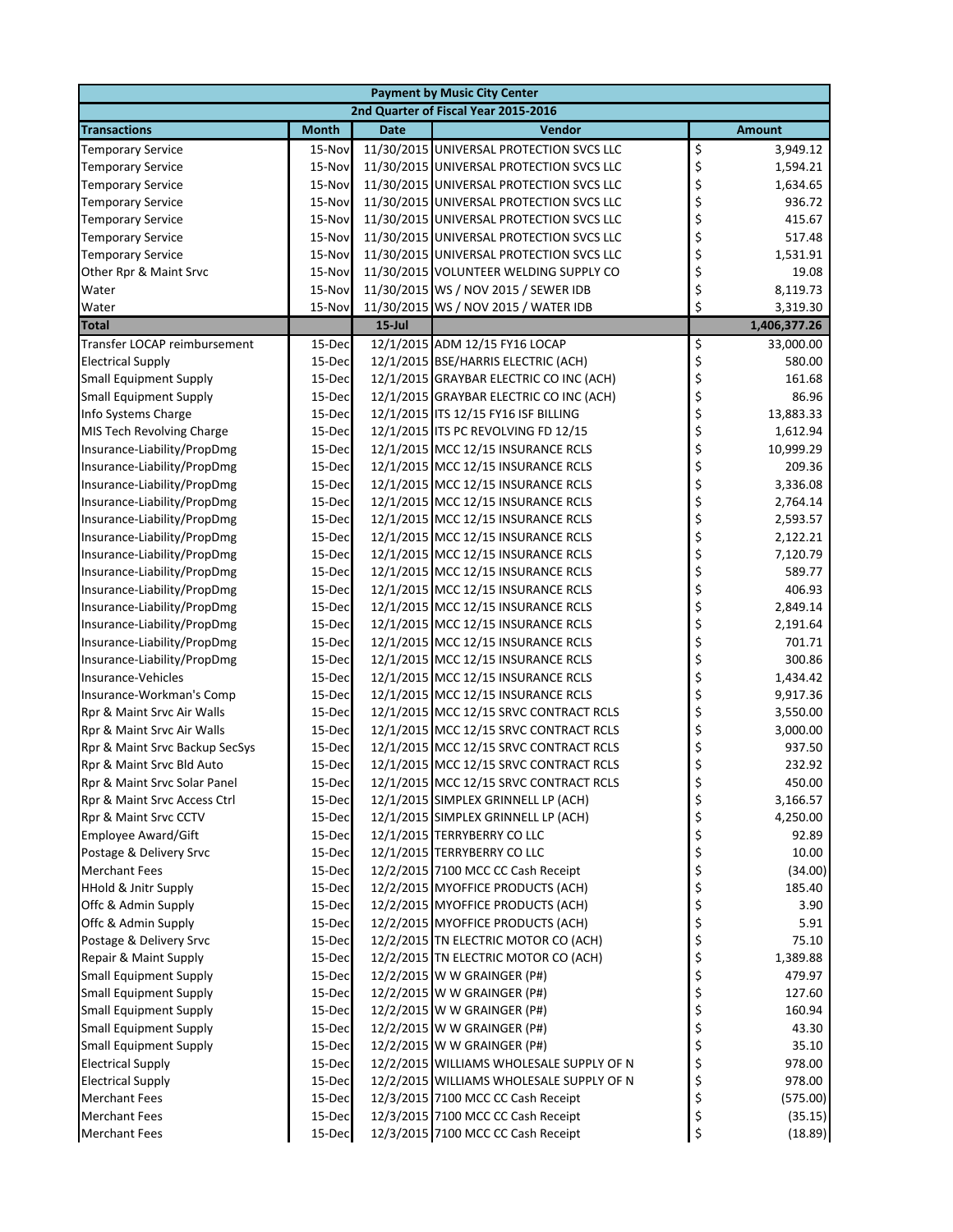| Payment by Music City Center | | | | |
|---|---|---|---|---|
| 2nd Quarter of Fiscal Year 2015-2016 | | | | |
| **Transactions** | **Month** | **Date** | **Vendor** | **Amount** |
| Temporary Service | 15-Nov | 11/30/2015 | UNIVERSAL PROTECTION SVCS LLC | $ 3,949.12 |
| Temporary Service | 15-Nov | 11/30/2015 | UNIVERSAL PROTECTION SVCS LLC | $ 1,594.21 |
| Temporary Service | 15-Nov | 11/30/2015 | UNIVERSAL PROTECTION SVCS LLC | $ 1,634.65 |
| Temporary Service | 15-Nov | 11/30/2015 | UNIVERSAL PROTECTION SVCS LLC | $ 936.72 |
| Temporary Service | 15-Nov | 11/30/2015 | UNIVERSAL PROTECTION SVCS LLC | $ 415.67 |
| Temporary Service | 15-Nov | 11/30/2015 | UNIVERSAL PROTECTION SVCS LLC | $ 517.48 |
| Temporary Service | 15-Nov | 11/30/2015 | UNIVERSAL PROTECTION SVCS LLC | $ 1,531.91 |
| Other Rpr & Maint Srvc | 15-Nov | 11/30/2015 | VOLUNTEER WELDING SUPPLY CO | $ 19.08 |
| Water | 15-Nov | 11/30/2015 | WS / NOV 2015 / SEWER IDB | $ 8,119.73 |
| Water | 15-Nov | 11/30/2015 | WS / NOV 2015 / WATER IDB | $ 3,319.30 |
| **Total** | | **15-Jul** | | **1,406,377.26** |
| Transfer LOCAP reimbursement | 15-Dec | 12/1/2015 | ADM 12/15 FY16 LOCAP | $ 33,000.00 |
| Electrical Supply | 15-Dec | 12/1/2015 | BSE/HARRIS ELECTRIC (ACH) | $ 580.00 |
| Small Equipment Supply | 15-Dec | 12/1/2015 | GRAYBAR ELECTRIC CO INC (ACH) | $ 161.68 |
| Small Equipment Supply | 15-Dec | 12/1/2015 | GRAYBAR ELECTRIC CO INC (ACH) | $ 86.96 |
| Info Systems Charge | 15-Dec | 12/1/2015 | ITS 12/15 FY16 ISF BILLING | $ 13,883.33 |
| MIS Tech Revolving Charge | 15-Dec | 12/1/2015 | ITS PC REVOLVING FD 12/15 | $ 1,612.94 |
| Insurance-Liability/PropDmg | 15-Dec | 12/1/2015 | MCC 12/15 INSURANCE RCLS | $ 10,999.29 |
| Insurance-Liability/PropDmg | 15-Dec | 12/1/2015 | MCC 12/15 INSURANCE RCLS | $ 209.36 |
| Insurance-Liability/PropDmg | 15-Dec | 12/1/2015 | MCC 12/15 INSURANCE RCLS | $ 3,336.08 |
| Insurance-Liability/PropDmg | 15-Dec | 12/1/2015 | MCC 12/15 INSURANCE RCLS | $ 2,764.14 |
| Insurance-Liability/PropDmg | 15-Dec | 12/1/2015 | MCC 12/15 INSURANCE RCLS | $ 2,593.57 |
| Insurance-Liability/PropDmg | 15-Dec | 12/1/2015 | MCC 12/15 INSURANCE RCLS | $ 2,122.21 |
| Insurance-Liability/PropDmg | 15-Dec | 12/1/2015 | MCC 12/15 INSURANCE RCLS | $ 7,120.79 |
| Insurance-Liability/PropDmg | 15-Dec | 12/1/2015 | MCC 12/15 INSURANCE RCLS | $ 589.77 |
| Insurance-Liability/PropDmg | 15-Dec | 12/1/2015 | MCC 12/15 INSURANCE RCLS | $ 406.93 |
| Insurance-Liability/PropDmg | 15-Dec | 12/1/2015 | MCC 12/15 INSURANCE RCLS | $ 2,849.14 |
| Insurance-Liability/PropDmg | 15-Dec | 12/1/2015 | MCC 12/15 INSURANCE RCLS | $ 2,191.64 |
| Insurance-Liability/PropDmg | 15-Dec | 12/1/2015 | MCC 12/15 INSURANCE RCLS | $ 701.71 |
| Insurance-Liability/PropDmg | 15-Dec | 12/1/2015 | MCC 12/15 INSURANCE RCLS | $ 300.86 |
| Insurance-Vehicles | 15-Dec | 12/1/2015 | MCC 12/15 INSURANCE RCLS | $ 1,434.42 |
| Insurance-Workman's Comp | 15-Dec | 12/1/2015 | MCC 12/15 INSURANCE RCLS | $ 9,917.36 |
| Rpr & Maint Srvc Air Walls | 15-Dec | 12/1/2015 | MCC 12/15 SRVC CONTRACT RCLS | $ 3,550.00 |
| Rpr & Maint Srvc Air Walls | 15-Dec | 12/1/2015 | MCC 12/15 SRVC CONTRACT RCLS | $ 3,000.00 |
| Rpr & Maint Srvc Backup SecSys | 15-Dec | 12/1/2015 | MCC 12/15 SRVC CONTRACT RCLS | $ 937.50 |
| Rpr & Maint Srvc Bld Auto | 15-Dec | 12/1/2015 | MCC 12/15 SRVC CONTRACT RCLS | $ 232.92 |
| Rpr & Maint Srvc Solar Panel | 15-Dec | 12/1/2015 | MCC 12/15 SRVC CONTRACT RCLS | $ 450.00 |
| Rpr & Maint Srvc Access Ctrl | 15-Dec | 12/1/2015 | SIMPLEX GRINNELL LP (ACH) | $ 3,166.57 |
| Rpr & Maint Srvc CCTV | 15-Dec | 12/1/2015 | SIMPLEX GRINNELL LP (ACH) | $ 4,250.00 |
| Employee Award/Gift | 15-Dec | 12/1/2015 | TERRYBERRY CO LLC | $ 92.89 |
| Postage & Delivery Srvc | 15-Dec | 12/1/2015 | TERRYBERRY CO LLC | $ 10.00 |
| Merchant Fees | 15-Dec | 12/2/2015 | 7100 MCC CC Cash Receipt | $ (34.00) |
| HHold & Jnitr Supply | 15-Dec | 12/2/2015 | MYOFFICE PRODUCTS (ACH) | $ 185.40 |
| Offc & Admin Supply | 15-Dec | 12/2/2015 | MYOFFICE PRODUCTS (ACH) | $ 3.90 |
| Offc & Admin Supply | 15-Dec | 12/2/2015 | MYOFFICE PRODUCTS (ACH) | $ 5.91 |
| Postage & Delivery Srvc | 15-Dec | 12/2/2015 | TN ELECTRIC MOTOR CO (ACH) | $ 75.10 |
| Repair & Maint Supply | 15-Dec | 12/2/2015 | TN ELECTRIC MOTOR CO (ACH) | $ 1,389.88 |
| Small Equipment Supply | 15-Dec | 12/2/2015 | W W GRAINGER (P#) | $ 479.97 |
| Small Equipment Supply | 15-Dec | 12/2/2015 | W W GRAINGER (P#) | $ 127.60 |
| Small Equipment Supply | 15-Dec | 12/2/2015 | W W GRAINGER (P#) | $ 160.94 |
| Small Equipment Supply | 15-Dec | 12/2/2015 | W W GRAINGER (P#) | $ 43.30 |
| Small Equipment Supply | 15-Dec | 12/2/2015 | W W GRAINGER (P#) | $ 35.10 |
| Electrical Supply | 15-Dec | 12/2/2015 | WILLIAMS WHOLESALE SUPPLY OF N | $ 978.00 |
| Electrical Supply | 15-Dec | 12/2/2015 | WILLIAMS WHOLESALE SUPPLY OF N | $ 978.00 |
| Merchant Fees | 15-Dec | 12/3/2015 | 7100 MCC CC Cash Receipt | $ (575.00) |
| Merchant Fees | 15-Dec | 12/3/2015 | 7100 MCC CC Cash Receipt | $ (35.15) |
| Merchant Fees | 15-Dec | 12/3/2015 | 7100 MCC CC Cash Receipt | $ (18.89) |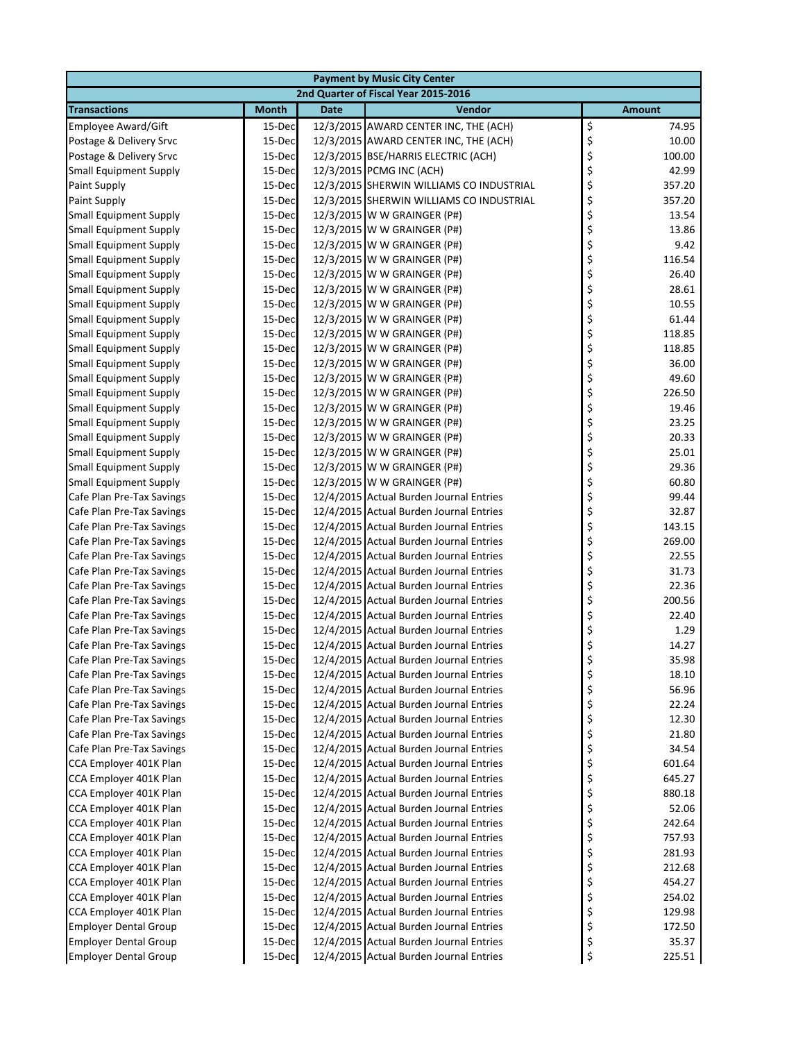| Payment by Music City Center | | | | |
|---|---|---|---|---|
| 2nd Quarter of Fiscal Year 2015-2016 | | | | |
| **Transactions** | **Month** | **Date** | **Vendor** | **Amount** |
| Employee Award/Gift | 15-Dec | 12/3/2015 | AWARD CENTER INC, THE (ACH) | $ 74.95 |
| Postage & Delivery Srvc | 15-Dec | 12/3/2015 | AWARD CENTER INC, THE (ACH) | $ 10.00 |
| Postage & Delivery Srvc | 15-Dec | 12/3/2015 | BSE/HARRIS ELECTRIC (ACH) | $ 100.00 |
| Small Equipment Supply | 15-Dec | 12/3/2015 | PCMG INC (ACH) | $ 42.99 |
| Paint Supply | 15-Dec | 12/3/2015 | SHERWIN WILLIAMS CO INDUSTRIAL | $ 357.20 |
| Paint Supply | 15-Dec | 12/3/2015 | SHERWIN WILLIAMS CO INDUSTRIAL | $ 357.20 |
| Small Equipment Supply | 15-Dec | 12/3/2015 | W W GRAINGER (P#) | $ 13.54 |
| Small Equipment Supply | 15-Dec | 12/3/2015 | W W GRAINGER (P#) | $ 13.86 |
| Small Equipment Supply | 15-Dec | 12/3/2015 | W W GRAINGER (P#) | $ 9.42 |
| Small Equipment Supply | 15-Dec | 12/3/2015 | W W GRAINGER (P#) | $ 116.54 |
| Small Equipment Supply | 15-Dec | 12/3/2015 | W W GRAINGER (P#) | $ 26.40 |
| Small Equipment Supply | 15-Dec | 12/3/2015 | W W GRAINGER (P#) | $ 28.61 |
| Small Equipment Supply | 15-Dec | 12/3/2015 | W W GRAINGER (P#) | $ 10.55 |
| Small Equipment Supply | 15-Dec | 12/3/2015 | W W GRAINGER (P#) | $ 61.44 |
| Small Equipment Supply | 15-Dec | 12/3/2015 | W W GRAINGER (P#) | $ 118.85 |
| Small Equipment Supply | 15-Dec | 12/3/2015 | W W GRAINGER (P#) | $ 118.85 |
| Small Equipment Supply | 15-Dec | 12/3/2015 | W W GRAINGER (P#) | $ 36.00 |
| Small Equipment Supply | 15-Dec | 12/3/2015 | W W GRAINGER (P#) | $ 49.60 |
| Small Equipment Supply | 15-Dec | 12/3/2015 | W W GRAINGER (P#) | $ 226.50 |
| Small Equipment Supply | 15-Dec | 12/3/2015 | W W GRAINGER (P#) | $ 19.46 |
| Small Equipment Supply | 15-Dec | 12/3/2015 | W W GRAINGER (P#) | $ 23.25 |
| Small Equipment Supply | 15-Dec | 12/3/2015 | W W GRAINGER (P#) | $ 20.33 |
| Small Equipment Supply | 15-Dec | 12/3/2015 | W W GRAINGER (P#) | $ 25.01 |
| Small Equipment Supply | 15-Dec | 12/3/2015 | W W GRAINGER (P#) | $ 29.36 |
| Small Equipment Supply | 15-Dec | 12/3/2015 | W W GRAINGER (P#) | $ 60.80 |
| Cafe Plan Pre-Tax Savings | 15-Dec | 12/4/2015 | Actual Burden Journal Entries | $ 99.44 |
| Cafe Plan Pre-Tax Savings | 15-Dec | 12/4/2015 | Actual Burden Journal Entries | $ 32.87 |
| Cafe Plan Pre-Tax Savings | 15-Dec | 12/4/2015 | Actual Burden Journal Entries | $ 143.15 |
| Cafe Plan Pre-Tax Savings | 15-Dec | 12/4/2015 | Actual Burden Journal Entries | $ 269.00 |
| Cafe Plan Pre-Tax Savings | 15-Dec | 12/4/2015 | Actual Burden Journal Entries | $ 22.55 |
| Cafe Plan Pre-Tax Savings | 15-Dec | 12/4/2015 | Actual Burden Journal Entries | $ 31.73 |
| Cafe Plan Pre-Tax Savings | 15-Dec | 12/4/2015 | Actual Burden Journal Entries | $ 22.36 |
| Cafe Plan Pre-Tax Savings | 15-Dec | 12/4/2015 | Actual Burden Journal Entries | $ 200.56 |
| Cafe Plan Pre-Tax Savings | 15-Dec | 12/4/2015 | Actual Burden Journal Entries | $ 22.40 |
| Cafe Plan Pre-Tax Savings | 15-Dec | 12/4/2015 | Actual Burden Journal Entries | $ 1.29 |
| Cafe Plan Pre-Tax Savings | 15-Dec | 12/4/2015 | Actual Burden Journal Entries | $ 14.27 |
| Cafe Plan Pre-Tax Savings | 15-Dec | 12/4/2015 | Actual Burden Journal Entries | $ 35.98 |
| Cafe Plan Pre-Tax Savings | 15-Dec | 12/4/2015 | Actual Burden Journal Entries | $ 18.10 |
| Cafe Plan Pre-Tax Savings | 15-Dec | 12/4/2015 | Actual Burden Journal Entries | $ 56.96 |
| Cafe Plan Pre-Tax Savings | 15-Dec | 12/4/2015 | Actual Burden Journal Entries | $ 22.24 |
| Cafe Plan Pre-Tax Savings | 15-Dec | 12/4/2015 | Actual Burden Journal Entries | $ 12.30 |
| Cafe Plan Pre-Tax Savings | 15-Dec | 12/4/2015 | Actual Burden Journal Entries | $ 21.80 |
| Cafe Plan Pre-Tax Savings | 15-Dec | 12/4/2015 | Actual Burden Journal Entries | $ 34.54 |
| CCA Employer 401K Plan | 15-Dec | 12/4/2015 | Actual Burden Journal Entries | $ 601.64 |
| CCA Employer 401K Plan | 15-Dec | 12/4/2015 | Actual Burden Journal Entries | $ 645.27 |
| CCA Employer 401K Plan | 15-Dec | 12/4/2015 | Actual Burden Journal Entries | $ 880.18 |
| CCA Employer 401K Plan | 15-Dec | 12/4/2015 | Actual Burden Journal Entries | $ 52.06 |
| CCA Employer 401K Plan | 15-Dec | 12/4/2015 | Actual Burden Journal Entries | $ 242.64 |
| CCA Employer 401K Plan | 15-Dec | 12/4/2015 | Actual Burden Journal Entries | $ 757.93 |
| CCA Employer 401K Plan | 15-Dec | 12/4/2015 | Actual Burden Journal Entries | $ 281.93 |
| CCA Employer 401K Plan | 15-Dec | 12/4/2015 | Actual Burden Journal Entries | $ 212.68 |
| CCA Employer 401K Plan | 15-Dec | 12/4/2015 | Actual Burden Journal Entries | $ 454.27 |
| CCA Employer 401K Plan | 15-Dec | 12/4/2015 | Actual Burden Journal Entries | $ 254.02 |
| CCA Employer 401K Plan | 15-Dec | 12/4/2015 | Actual Burden Journal Entries | $ 129.98 |
| Employer Dental Group | 15-Dec | 12/4/2015 | Actual Burden Journal Entries | $ 172.50 |
| Employer Dental Group | 15-Dec | 12/4/2015 | Actual Burden Journal Entries | $ 35.37 |
| Employer Dental Group | 15-Dec | 12/4/2015 | Actual Burden Journal Entries | $ 225.51 |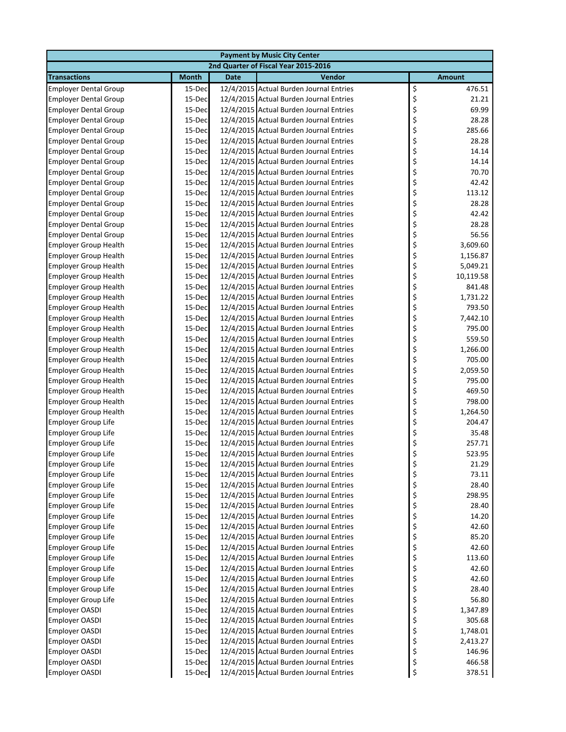| Payment by Music City Center | | | | |
|---|---|---|---|---|
| 2nd Quarter of Fiscal Year 2015-2016 | | | | |
| **Transactions** | **Month** | **Date** | **Vendor** | **Amount** |
| Employer Dental Group | 15-Dec | 12/4/2015 | Actual Burden Journal Entries | $ 476.51 |
| Employer Dental Group | 15-Dec | 12/4/2015 | Actual Burden Journal Entries | $ 21.21 |
| Employer Dental Group | 15-Dec | 12/4/2015 | Actual Burden Journal Entries | $ 69.99 |
| Employer Dental Group | 15-Dec | 12/4/2015 | Actual Burden Journal Entries | $ 28.28 |
| Employer Dental Group | 15-Dec | 12/4/2015 | Actual Burden Journal Entries | $ 285.66 |
| Employer Dental Group | 15-Dec | 12/4/2015 | Actual Burden Journal Entries | $ 28.28 |
| Employer Dental Group | 15-Dec | 12/4/2015 | Actual Burden Journal Entries | $ 14.14 |
| Employer Dental Group | 15-Dec | 12/4/2015 | Actual Burden Journal Entries | $ 14.14 |
| Employer Dental Group | 15-Dec | 12/4/2015 | Actual Burden Journal Entries | $ 70.70 |
| Employer Dental Group | 15-Dec | 12/4/2015 | Actual Burden Journal Entries | $ 42.42 |
| Employer Dental Group | 15-Dec | 12/4/2015 | Actual Burden Journal Entries | $ 113.12 |
| Employer Dental Group | 15-Dec | 12/4/2015 | Actual Burden Journal Entries | $ 28.28 |
| Employer Dental Group | 15-Dec | 12/4/2015 | Actual Burden Journal Entries | $ 42.42 |
| Employer Dental Group | 15-Dec | 12/4/2015 | Actual Burden Journal Entries | $ 28.28 |
| Employer Dental Group | 15-Dec | 12/4/2015 | Actual Burden Journal Entries | $ 56.56 |
| Employer Group Health | 15-Dec | 12/4/2015 | Actual Burden Journal Entries | $ 3,609.60 |
| Employer Group Health | 15-Dec | 12/4/2015 | Actual Burden Journal Entries | $ 1,156.87 |
| Employer Group Health | 15-Dec | 12/4/2015 | Actual Burden Journal Entries | $ 5,049.21 |
| Employer Group Health | 15-Dec | 12/4/2015 | Actual Burden Journal Entries | $ 10,119.58 |
| Employer Group Health | 15-Dec | 12/4/2015 | Actual Burden Journal Entries | $ 841.48 |
| Employer Group Health | 15-Dec | 12/4/2015 | Actual Burden Journal Entries | $ 1,731.22 |
| Employer Group Health | 15-Dec | 12/4/2015 | Actual Burden Journal Entries | $ 793.50 |
| Employer Group Health | 15-Dec | 12/4/2015 | Actual Burden Journal Entries | $ 7,442.10 |
| Employer Group Health | 15-Dec | 12/4/2015 | Actual Burden Journal Entries | $ 795.00 |
| Employer Group Health | 15-Dec | 12/4/2015 | Actual Burden Journal Entries | $ 559.50 |
| Employer Group Health | 15-Dec | 12/4/2015 | Actual Burden Journal Entries | $ 1,266.00 |
| Employer Group Health | 15-Dec | 12/4/2015 | Actual Burden Journal Entries | $ 705.00 |
| Employer Group Health | 15-Dec | 12/4/2015 | Actual Burden Journal Entries | $ 2,059.50 |
| Employer Group Health | 15-Dec | 12/4/2015 | Actual Burden Journal Entries | $ 795.00 |
| Employer Group Health | 15-Dec | 12/4/2015 | Actual Burden Journal Entries | $ 469.50 |
| Employer Group Health | 15-Dec | 12/4/2015 | Actual Burden Journal Entries | $ 798.00 |
| Employer Group Health | 15-Dec | 12/4/2015 | Actual Burden Journal Entries | $ 1,264.50 |
| Employer Group Life | 15-Dec | 12/4/2015 | Actual Burden Journal Entries | $ 204.47 |
| Employer Group Life | 15-Dec | 12/4/2015 | Actual Burden Journal Entries | $ 35.48 |
| Employer Group Life | 15-Dec | 12/4/2015 | Actual Burden Journal Entries | $ 257.71 |
| Employer Group Life | 15-Dec | 12/4/2015 | Actual Burden Journal Entries | $ 523.95 |
| Employer Group Life | 15-Dec | 12/4/2015 | Actual Burden Journal Entries | $ 21.29 |
| Employer Group Life | 15-Dec | 12/4/2015 | Actual Burden Journal Entries | $ 73.11 |
| Employer Group Life | 15-Dec | 12/4/2015 | Actual Burden Journal Entries | $ 28.40 |
| Employer Group Life | 15-Dec | 12/4/2015 | Actual Burden Journal Entries | $ 298.95 |
| Employer Group Life | 15-Dec | 12/4/2015 | Actual Burden Journal Entries | $ 28.40 |
| Employer Group Life | 15-Dec | 12/4/2015 | Actual Burden Journal Entries | $ 14.20 |
| Employer Group Life | 15-Dec | 12/4/2015 | Actual Burden Journal Entries | $ 42.60 |
| Employer Group Life | 15-Dec | 12/4/2015 | Actual Burden Journal Entries | $ 85.20 |
| Employer Group Life | 15-Dec | 12/4/2015 | Actual Burden Journal Entries | $ 42.60 |
| Employer Group Life | 15-Dec | 12/4/2015 | Actual Burden Journal Entries | $ 113.60 |
| Employer Group Life | 15-Dec | 12/4/2015 | Actual Burden Journal Entries | $ 42.60 |
| Employer Group Life | 15-Dec | 12/4/2015 | Actual Burden Journal Entries | $ 42.60 |
| Employer Group Life | 15-Dec | 12/4/2015 | Actual Burden Journal Entries | $ 28.40 |
| Employer Group Life | 15-Dec | 12/4/2015 | Actual Burden Journal Entries | $ 56.80 |
| Employer OASDI | 15-Dec | 12/4/2015 | Actual Burden Journal Entries | $ 1,347.89 |
| Employer OASDI | 15-Dec | 12/4/2015 | Actual Burden Journal Entries | $ 305.68 |
| Employer OASDI | 15-Dec | 12/4/2015 | Actual Burden Journal Entries | $ 1,748.01 |
| Employer OASDI | 15-Dec | 12/4/2015 | Actual Burden Journal Entries | $ 2,413.27 |
| Employer OASDI | 15-Dec | 12/4/2015 | Actual Burden Journal Entries | $ 146.96 |
| Employer OASDI | 15-Dec | 12/4/2015 | Actual Burden Journal Entries | $ 466.58 |
| Employer OASDI | 15-Dec | 12/4/2015 | Actual Burden Journal Entries | $ 378.51 |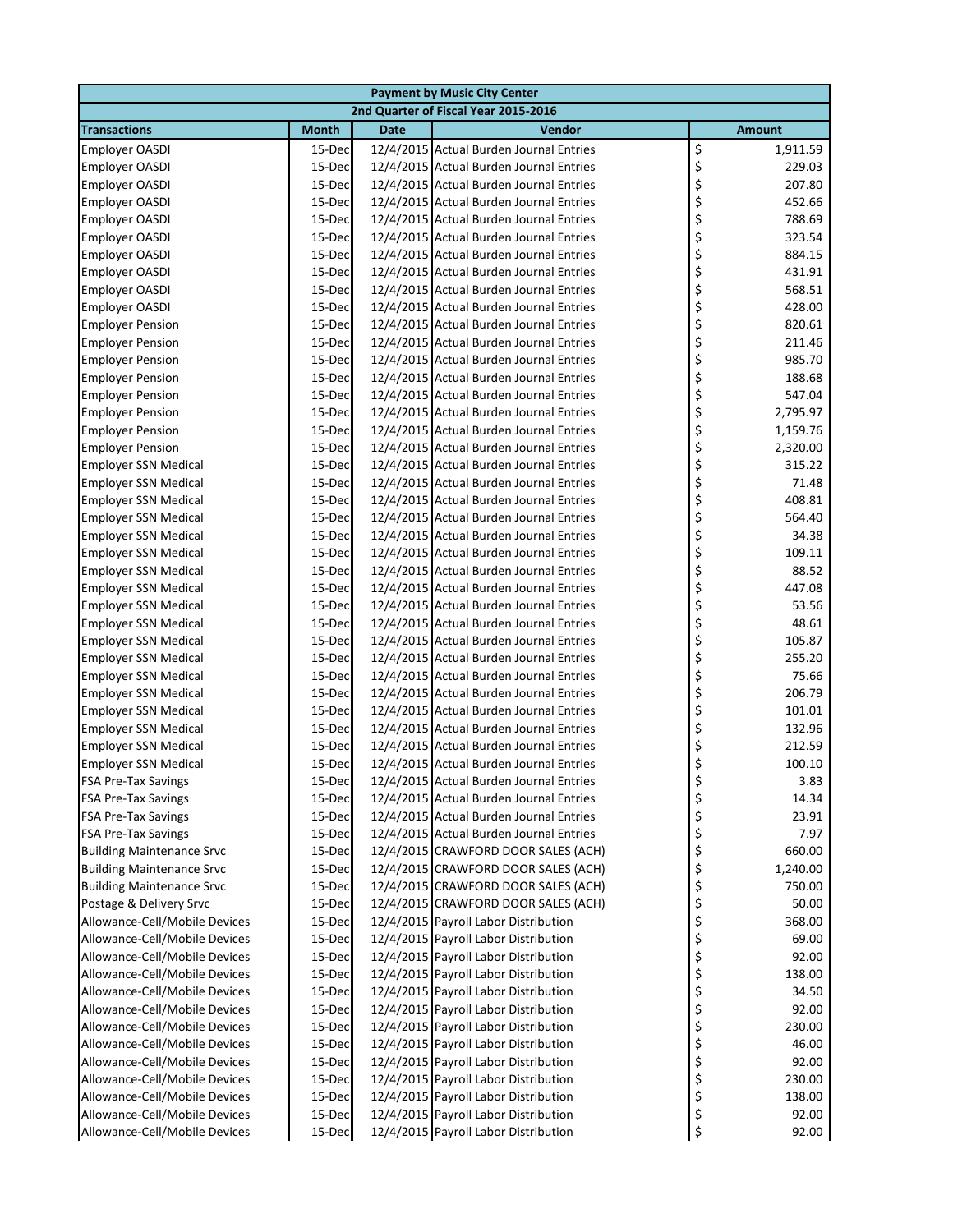| Payment by Music City Center | | | | |
|---|---|---|---|---|
| 2nd Quarter of Fiscal Year 2015-2016 | | | | |
| **Transactions** | **Month** | **Date** | **Vendor** | **Amount** |
| Employer OASDI | 15-Dec | 12/4/2015 | Actual Burden Journal Entries | $ 1,911.59 |
| Employer OASDI | 15-Dec | 12/4/2015 | Actual Burden Journal Entries | $ 229.03 |
| Employer OASDI | 15-Dec | 12/4/2015 | Actual Burden Journal Entries | $ 207.80 |
| Employer OASDI | 15-Dec | 12/4/2015 | Actual Burden Journal Entries | $ 452.66 |
| Employer OASDI | 15-Dec | 12/4/2015 | Actual Burden Journal Entries | $ 788.69 |
| Employer OASDI | 15-Dec | 12/4/2015 | Actual Burden Journal Entries | $ 323.54 |
| Employer OASDI | 15-Dec | 12/4/2015 | Actual Burden Journal Entries | $ 884.15 |
| Employer OASDI | 15-Dec | 12/4/2015 | Actual Burden Journal Entries | $ 431.91 |
| Employer OASDI | 15-Dec | 12/4/2015 | Actual Burden Journal Entries | $ 568.51 |
| Employer OASDI | 15-Dec | 12/4/2015 | Actual Burden Journal Entries | $ 428.00 |
| Employer Pension | 15-Dec | 12/4/2015 | Actual Burden Journal Entries | $ 820.61 |
| Employer Pension | 15-Dec | 12/4/2015 | Actual Burden Journal Entries | $ 211.46 |
| Employer Pension | 15-Dec | 12/4/2015 | Actual Burden Journal Entries | $ 985.70 |
| Employer Pension | 15-Dec | 12/4/2015 | Actual Burden Journal Entries | $ 188.68 |
| Employer Pension | 15-Dec | 12/4/2015 | Actual Burden Journal Entries | $ 547.04 |
| Employer Pension | 15-Dec | 12/4/2015 | Actual Burden Journal Entries | $ 2,795.97 |
| Employer Pension | 15-Dec | 12/4/2015 | Actual Burden Journal Entries | $ 1,159.76 |
| Employer Pension | 15-Dec | 12/4/2015 | Actual Burden Journal Entries | $ 2,320.00 |
| Employer SSN Medical | 15-Dec | 12/4/2015 | Actual Burden Journal Entries | $ 315.22 |
| Employer SSN Medical | 15-Dec | 12/4/2015 | Actual Burden Journal Entries | $ 71.48 |
| Employer SSN Medical | 15-Dec | 12/4/2015 | Actual Burden Journal Entries | $ 408.81 |
| Employer SSN Medical | 15-Dec | 12/4/2015 | Actual Burden Journal Entries | $ 564.40 |
| Employer SSN Medical | 15-Dec | 12/4/2015 | Actual Burden Journal Entries | $ 34.38 |
| Employer SSN Medical | 15-Dec | 12/4/2015 | Actual Burden Journal Entries | $ 109.11 |
| Employer SSN Medical | 15-Dec | 12/4/2015 | Actual Burden Journal Entries | $ 88.52 |
| Employer SSN Medical | 15-Dec | 12/4/2015 | Actual Burden Journal Entries | $ 447.08 |
| Employer SSN Medical | 15-Dec | 12/4/2015 | Actual Burden Journal Entries | $ 53.56 |
| Employer SSN Medical | 15-Dec | 12/4/2015 | Actual Burden Journal Entries | $ 48.61 |
| Employer SSN Medical | 15-Dec | 12/4/2015 | Actual Burden Journal Entries | $ 105.87 |
| Employer SSN Medical | 15-Dec | 12/4/2015 | Actual Burden Journal Entries | $ 255.20 |
| Employer SSN Medical | 15-Dec | 12/4/2015 | Actual Burden Journal Entries | $ 75.66 |
| Employer SSN Medical | 15-Dec | 12/4/2015 | Actual Burden Journal Entries | $ 206.79 |
| Employer SSN Medical | 15-Dec | 12/4/2015 | Actual Burden Journal Entries | $ 101.01 |
| Employer SSN Medical | 15-Dec | 12/4/2015 | Actual Burden Journal Entries | $ 132.96 |
| Employer SSN Medical | 15-Dec | 12/4/2015 | Actual Burden Journal Entries | $ 212.59 |
| Employer SSN Medical | 15-Dec | 12/4/2015 | Actual Burden Journal Entries | $ 100.10 |
| FSA Pre-Tax Savings | 15-Dec | 12/4/2015 | Actual Burden Journal Entries | $ 3.83 |
| FSA Pre-Tax Savings | 15-Dec | 12/4/2015 | Actual Burden Journal Entries | $ 14.34 |
| FSA Pre-Tax Savings | 15-Dec | 12/4/2015 | Actual Burden Journal Entries | $ 23.91 |
| FSA Pre-Tax Savings | 15-Dec | 12/4/2015 | Actual Burden Journal Entries | $ 7.97 |
| Building Maintenance Srvc | 15-Dec | 12/4/2015 | CRAWFORD DOOR SALES (ACH) | $ 660.00 |
| Building Maintenance Srvc | 15-Dec | 12/4/2015 | CRAWFORD DOOR SALES (ACH) | $ 1,240.00 |
| Building Maintenance Srvc | 15-Dec | 12/4/2015 | CRAWFORD DOOR SALES (ACH) | $ 750.00 |
| Postage & Delivery Srvc | 15-Dec | 12/4/2015 | CRAWFORD DOOR SALES (ACH) | $ 50.00 |
| Allowance-Cell/Mobile Devices | 15-Dec | 12/4/2015 | Payroll Labor Distribution | $ 368.00 |
| Allowance-Cell/Mobile Devices | 15-Dec | 12/4/2015 | Payroll Labor Distribution | $ 69.00 |
| Allowance-Cell/Mobile Devices | 15-Dec | 12/4/2015 | Payroll Labor Distribution | $ 92.00 |
| Allowance-Cell/Mobile Devices | 15-Dec | 12/4/2015 | Payroll Labor Distribution | $ 138.00 |
| Allowance-Cell/Mobile Devices | 15-Dec | 12/4/2015 | Payroll Labor Distribution | $ 34.50 |
| Allowance-Cell/Mobile Devices | 15-Dec | 12/4/2015 | Payroll Labor Distribution | $ 92.00 |
| Allowance-Cell/Mobile Devices | 15-Dec | 12/4/2015 | Payroll Labor Distribution | $ 230.00 |
| Allowance-Cell/Mobile Devices | 15-Dec | 12/4/2015 | Payroll Labor Distribution | $ 46.00 |
| Allowance-Cell/Mobile Devices | 15-Dec | 12/4/2015 | Payroll Labor Distribution | $ 92.00 |
| Allowance-Cell/Mobile Devices | 15-Dec | 12/4/2015 | Payroll Labor Distribution | $ 230.00 |
| Allowance-Cell/Mobile Devices | 15-Dec | 12/4/2015 | Payroll Labor Distribution | $ 138.00 |
| Allowance-Cell/Mobile Devices | 15-Dec | 12/4/2015 | Payroll Labor Distribution | $ 92.00 |
| Allowance-Cell/Mobile Devices | 15-Dec | 12/4/2015 | Payroll Labor Distribution | $ 92.00 |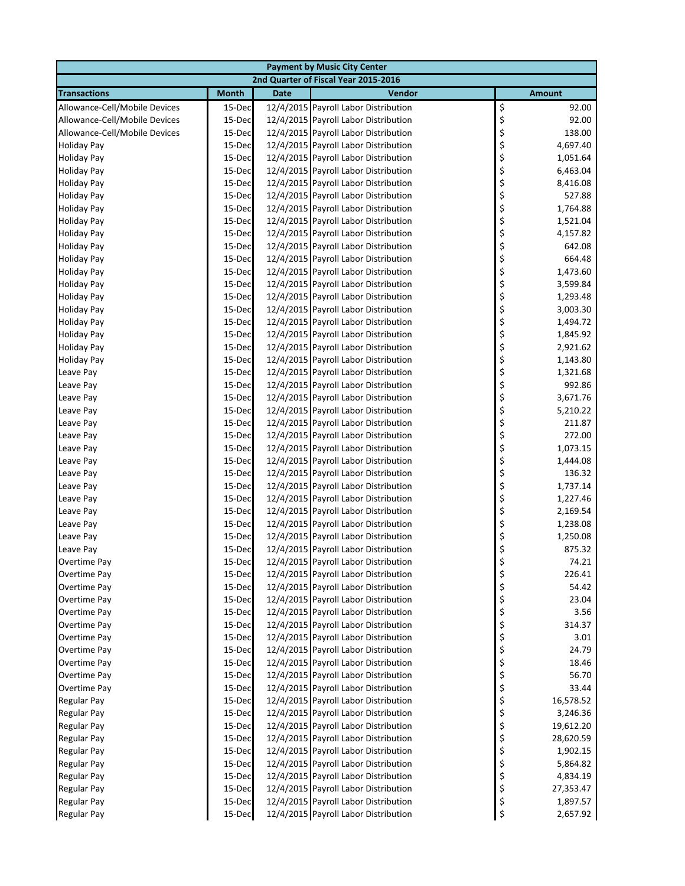| Payment by Music City Center | | | | |
|---|---|---|---|---|
| 2nd Quarter of Fiscal Year 2015-2016 | | | | |
| **Transactions** | **Month** | **Date** | **Vendor** | **Amount** |
| Allowance-Cell/Mobile Devices | 15-Dec | 12/4/2015 | Payroll Labor Distribution | $ 92.00 |
| Allowance-Cell/Mobile Devices | 15-Dec | 12/4/2015 | Payroll Labor Distribution | $ 92.00 |
| Allowance-Cell/Mobile Devices | 15-Dec | 12/4/2015 | Payroll Labor Distribution | $ 138.00 |
| Holiday Pay | 15-Dec | 12/4/2015 | Payroll Labor Distribution | $ 4,697.40 |
| Holiday Pay | 15-Dec | 12/4/2015 | Payroll Labor Distribution | $ 1,051.64 |
| Holiday Pay | 15-Dec | 12/4/2015 | Payroll Labor Distribution | $ 6,463.04 |
| Holiday Pay | 15-Dec | 12/4/2015 | Payroll Labor Distribution | $ 8,416.08 |
| Holiday Pay | 15-Dec | 12/4/2015 | Payroll Labor Distribution | $ 527.88 |
| Holiday Pay | 15-Dec | 12/4/2015 | Payroll Labor Distribution | $ 1,764.88 |
| Holiday Pay | 15-Dec | 12/4/2015 | Payroll Labor Distribution | $ 1,521.04 |
| Holiday Pay | 15-Dec | 12/4/2015 | Payroll Labor Distribution | $ 4,157.82 |
| Holiday Pay | 15-Dec | 12/4/2015 | Payroll Labor Distribution | $ 642.08 |
| Holiday Pay | 15-Dec | 12/4/2015 | Payroll Labor Distribution | $ 664.48 |
| Holiday Pay | 15-Dec | 12/4/2015 | Payroll Labor Distribution | $ 1,473.60 |
| Holiday Pay | 15-Dec | 12/4/2015 | Payroll Labor Distribution | $ 3,599.84 |
| Holiday Pay | 15-Dec | 12/4/2015 | Payroll Labor Distribution | $ 1,293.48 |
| Holiday Pay | 15-Dec | 12/4/2015 | Payroll Labor Distribution | $ 3,003.30 |
| Holiday Pay | 15-Dec | 12/4/2015 | Payroll Labor Distribution | $ 1,494.72 |
| Holiday Pay | 15-Dec | 12/4/2015 | Payroll Labor Distribution | $ 1,845.92 |
| Holiday Pay | 15-Dec | 12/4/2015 | Payroll Labor Distribution | $ 2,921.62 |
| Holiday Pay | 15-Dec | 12/4/2015 | Payroll Labor Distribution | $ 1,143.80 |
| Leave Pay | 15-Dec | 12/4/2015 | Payroll Labor Distribution | $ 1,321.68 |
| Leave Pay | 15-Dec | 12/4/2015 | Payroll Labor Distribution | $ 992.86 |
| Leave Pay | 15-Dec | 12/4/2015 | Payroll Labor Distribution | $ 3,671.76 |
| Leave Pay | 15-Dec | 12/4/2015 | Payroll Labor Distribution | $ 5,210.22 |
| Leave Pay | 15-Dec | 12/4/2015 | Payroll Labor Distribution | $ 211.87 |
| Leave Pay | 15-Dec | 12/4/2015 | Payroll Labor Distribution | $ 272.00 |
| Leave Pay | 15-Dec | 12/4/2015 | Payroll Labor Distribution | $ 1,073.15 |
| Leave Pay | 15-Dec | 12/4/2015 | Payroll Labor Distribution | $ 1,444.08 |
| Leave Pay | 15-Dec | 12/4/2015 | Payroll Labor Distribution | $ 136.32 |
| Leave Pay | 15-Dec | 12/4/2015 | Payroll Labor Distribution | $ 1,737.14 |
| Leave Pay | 15-Dec | 12/4/2015 | Payroll Labor Distribution | $ 1,227.46 |
| Leave Pay | 15-Dec | 12/4/2015 | Payroll Labor Distribution | $ 2,169.54 |
| Leave Pay | 15-Dec | 12/4/2015 | Payroll Labor Distribution | $ 1,238.08 |
| Leave Pay | 15-Dec | 12/4/2015 | Payroll Labor Distribution | $ 1,250.08 |
| Leave Pay | 15-Dec | 12/4/2015 | Payroll Labor Distribution | $ 875.32 |
| Overtime Pay | 15-Dec | 12/4/2015 | Payroll Labor Distribution | $ 74.21 |
| Overtime Pay | 15-Dec | 12/4/2015 | Payroll Labor Distribution | $ 226.41 |
| Overtime Pay | 15-Dec | 12/4/2015 | Payroll Labor Distribution | $ 54.42 |
| Overtime Pay | 15-Dec | 12/4/2015 | Payroll Labor Distribution | $ 23.04 |
| Overtime Pay | 15-Dec | 12/4/2015 | Payroll Labor Distribution | $ 3.56 |
| Overtime Pay | 15-Dec | 12/4/2015 | Payroll Labor Distribution | $ 314.37 |
| Overtime Pay | 15-Dec | 12/4/2015 | Payroll Labor Distribution | $ 3.01 |
| Overtime Pay | 15-Dec | 12/4/2015 | Payroll Labor Distribution | $ 24.79 |
| Overtime Pay | 15-Dec | 12/4/2015 | Payroll Labor Distribution | $ 18.46 |
| Overtime Pay | 15-Dec | 12/4/2015 | Payroll Labor Distribution | $ 56.70 |
| Overtime Pay | 15-Dec | 12/4/2015 | Payroll Labor Distribution | $ 33.44 |
| Regular Pay | 15-Dec | 12/4/2015 | Payroll Labor Distribution | $ 16,578.52 |
| Regular Pay | 15-Dec | 12/4/2015 | Payroll Labor Distribution | $ 3,246.36 |
| Regular Pay | 15-Dec | 12/4/2015 | Payroll Labor Distribution | $ 19,612.20 |
| Regular Pay | 15-Dec | 12/4/2015 | Payroll Labor Distribution | $ 28,620.59 |
| Regular Pay | 15-Dec | 12/4/2015 | Payroll Labor Distribution | $ 1,902.15 |
| Regular Pay | 15-Dec | 12/4/2015 | Payroll Labor Distribution | $ 5,864.82 |
| Regular Pay | 15-Dec | 12/4/2015 | Payroll Labor Distribution | $ 4,834.19 |
| Regular Pay | 15-Dec | 12/4/2015 | Payroll Labor Distribution | $ 27,353.47 |
| Regular Pay | 15-Dec | 12/4/2015 | Payroll Labor Distribution | $ 1,897.57 |
| Regular Pay | 15-Dec | 12/4/2015 | Payroll Labor Distribution | $ 2,657.92 |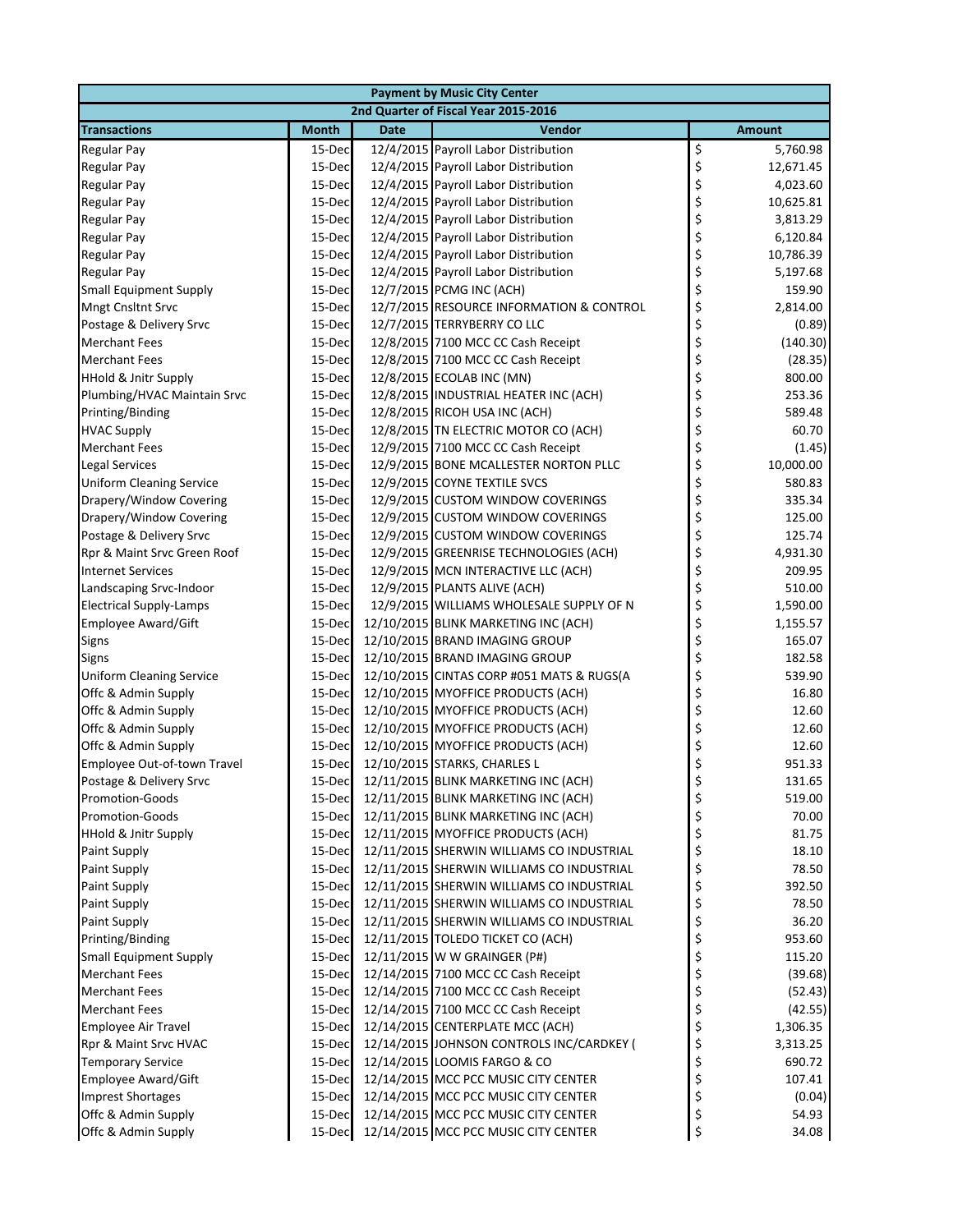| Payment by Music City Center | | | | |
|---|---|---|---|---|
| 2nd Quarter of Fiscal Year 2015-2016 | | | | |
| **Transactions** | **Month** | **Date** | **Vendor** | **Amount** |
| Regular Pay | 15-Dec | 12/4/2015 | Payroll Labor Distribution | $ 5,760.98 |
| Regular Pay | 15-Dec | 12/4/2015 | Payroll Labor Distribution | $ 12,671.45 |
| Regular Pay | 15-Dec | 12/4/2015 | Payroll Labor Distribution | $ 4,023.60 |
| Regular Pay | 15-Dec | 12/4/2015 | Payroll Labor Distribution | $ 10,625.81 |
| Regular Pay | 15-Dec | 12/4/2015 | Payroll Labor Distribution | $ 3,813.29 |
| Regular Pay | 15-Dec | 12/4/2015 | Payroll Labor Distribution | $ 6,120.84 |
| Regular Pay | 15-Dec | 12/4/2015 | Payroll Labor Distribution | $ 10,786.39 |
| Regular Pay | 15-Dec | 12/4/2015 | Payroll Labor Distribution | $ 5,197.68 |
| Small Equipment Supply | 15-Dec | 12/7/2015 | PCMG INC (ACH) | $ 159.90 |
| Mngt Cnsltnt Srvc | 15-Dec | 12/7/2015 | RESOURCE INFORMATION & CONTROL | $ 2,814.00 |
| Postage & Delivery Srvc | 15-Dec | 12/7/2015 | TERRYBERRY CO LLC | $ (0.89) |
| Merchant Fees | 15-Dec | 12/8/2015 | 7100 MCC CC Cash Receipt | $ (140.30) |
| Merchant Fees | 15-Dec | 12/8/2015 | 7100 MCC CC Cash Receipt | $ (28.35) |
| HHold & Jnitr Supply | 15-Dec | 12/8/2015 | ECOLAB INC (MN) | $ 800.00 |
| Plumbing/HVAC Maintain Srvc | 15-Dec | 12/8/2015 | INDUSTRIAL HEATER INC (ACH) | $ 253.36 |
| Printing/Binding | 15-Dec | 12/8/2015 | RICOH USA INC (ACH) | $ 589.48 |
| HVAC Supply | 15-Dec | 12/8/2015 | TN ELECTRIC MOTOR CO (ACH) | $ 60.70 |
| Merchant Fees | 15-Dec | 12/9/2015 | 7100 MCC CC Cash Receipt | $ (1.45) |
| Legal Services | 15-Dec | 12/9/2015 | BONE MCALLESTER NORTON PLLC | $ 10,000.00 |
| Uniform Cleaning Service | 15-Dec | 12/9/2015 | COYNE TEXTILE SVCS | $ 580.83 |
| Drapery/Window Covering | 15-Dec | 12/9/2015 | CUSTOM WINDOW COVERINGS | $ 335.34 |
| Drapery/Window Covering | 15-Dec | 12/9/2015 | CUSTOM WINDOW COVERINGS | $ 125.00 |
| Postage & Delivery Srvc | 15-Dec | 12/9/2015 | CUSTOM WINDOW COVERINGS | $ 125.74 |
| Rpr & Maint Srvc Green Roof | 15-Dec | 12/9/2015 | GREENRISE TECHNOLOGIES (ACH) | $ 4,931.30 |
| Internet Services | 15-Dec | 12/9/2015 | MCN INTERACTIVE LLC (ACH) | $ 209.95 |
| Landscaping Srvc-Indoor | 15-Dec | 12/9/2015 | PLANTS ALIVE (ACH) | $ 510.00 |
| Electrical Supply-Lamps | 15-Dec | 12/9/2015 | WILLIAMS WHOLESALE SUPPLY OF N | $ 1,590.00 |
| Employee Award/Gift | 15-Dec | 12/10/2015 | BLINK MARKETING INC (ACH) | $ 1,155.57 |
| Signs | 15-Dec | 12/10/2015 | BRAND IMAGING GROUP | $ 165.07 |
| Signs | 15-Dec | 12/10/2015 | BRAND IMAGING GROUP | $ 182.58 |
| Uniform Cleaning Service | 15-Dec | 12/10/2015 | CINTAS CORP #051 MATS & RUGS(A | $ 539.90 |
| Offc & Admin Supply | 15-Dec | 12/10/2015 | MYOFFICE PRODUCTS (ACH) | $ 16.80 |
| Offc & Admin Supply | 15-Dec | 12/10/2015 | MYOFFICE PRODUCTS (ACH) | $ 12.60 |
| Offc & Admin Supply | 15-Dec | 12/10/2015 | MYOFFICE PRODUCTS (ACH) | $ 12.60 |
| Offc & Admin Supply | 15-Dec | 12/10/2015 | MYOFFICE PRODUCTS (ACH) | $ 12.60 |
| Employee Out-of-town Travel | 15-Dec | 12/10/2015 | STARKS, CHARLES L | $ 951.33 |
| Postage & Delivery Srvc | 15-Dec | 12/11/2015 | BLINK MARKETING INC (ACH) | $ 131.65 |
| Promotion-Goods | 15-Dec | 12/11/2015 | BLINK MARKETING INC (ACH) | $ 519.00 |
| Promotion-Goods | 15-Dec | 12/11/2015 | BLINK MARKETING INC (ACH) | $ 70.00 |
| HHold & Jnitr Supply | 15-Dec | 12/11/2015 | MYOFFICE PRODUCTS (ACH) | $ 81.75 |
| Paint Supply | 15-Dec | 12/11/2015 | SHERWIN WILLIAMS CO INDUSTRIAL | $ 18.10 |
| Paint Supply | 15-Dec | 12/11/2015 | SHERWIN WILLIAMS CO INDUSTRIAL | $ 78.50 |
| Paint Supply | 15-Dec | 12/11/2015 | SHERWIN WILLIAMS CO INDUSTRIAL | $ 392.50 |
| Paint Supply | 15-Dec | 12/11/2015 | SHERWIN WILLIAMS CO INDUSTRIAL | $ 78.50 |
| Paint Supply | 15-Dec | 12/11/2015 | SHERWIN WILLIAMS CO INDUSTRIAL | $ 36.20 |
| Printing/Binding | 15-Dec | 12/11/2015 | TOLEDO TICKET CO (ACH) | $ 953.60 |
| Small Equipment Supply | 15-Dec | 12/11/2015 | W W GRAINGER (P#) | $ 115.20 |
| Merchant Fees | 15-Dec | 12/14/2015 | 7100 MCC CC Cash Receipt | $ (39.68) |
| Merchant Fees | 15-Dec | 12/14/2015 | 7100 MCC CC Cash Receipt | $ (52.43) |
| Merchant Fees | 15-Dec | 12/14/2015 | 7100 MCC CC Cash Receipt | $ (42.55) |
| Employee Air Travel | 15-Dec | 12/14/2015 | CENTERPLATE MCC (ACH) | $ 1,306.35 |
| Rpr & Maint Srvc HVAC | 15-Dec | 12/14/2015 | JOHNSON CONTROLS INC/CARDKEY ( | $ 3,313.25 |
| Temporary Service | 15-Dec | 12/14/2015 | LOOMIS FARGO & CO | $ 690.72 |
| Employee Award/Gift | 15-Dec | 12/14/2015 | MCC PCC MUSIC CITY CENTER | $ 107.41 |
| Imprest Shortages | 15-Dec | 12/14/2015 | MCC PCC MUSIC CITY CENTER | $ (0.04) |
| Offc & Admin Supply | 15-Dec | 12/14/2015 | MCC PCC MUSIC CITY CENTER | $ 54.93 |
| Offc & Admin Supply | 15-Dec | 12/14/2015 | MCC PCC MUSIC CITY CENTER | $ 34.08 |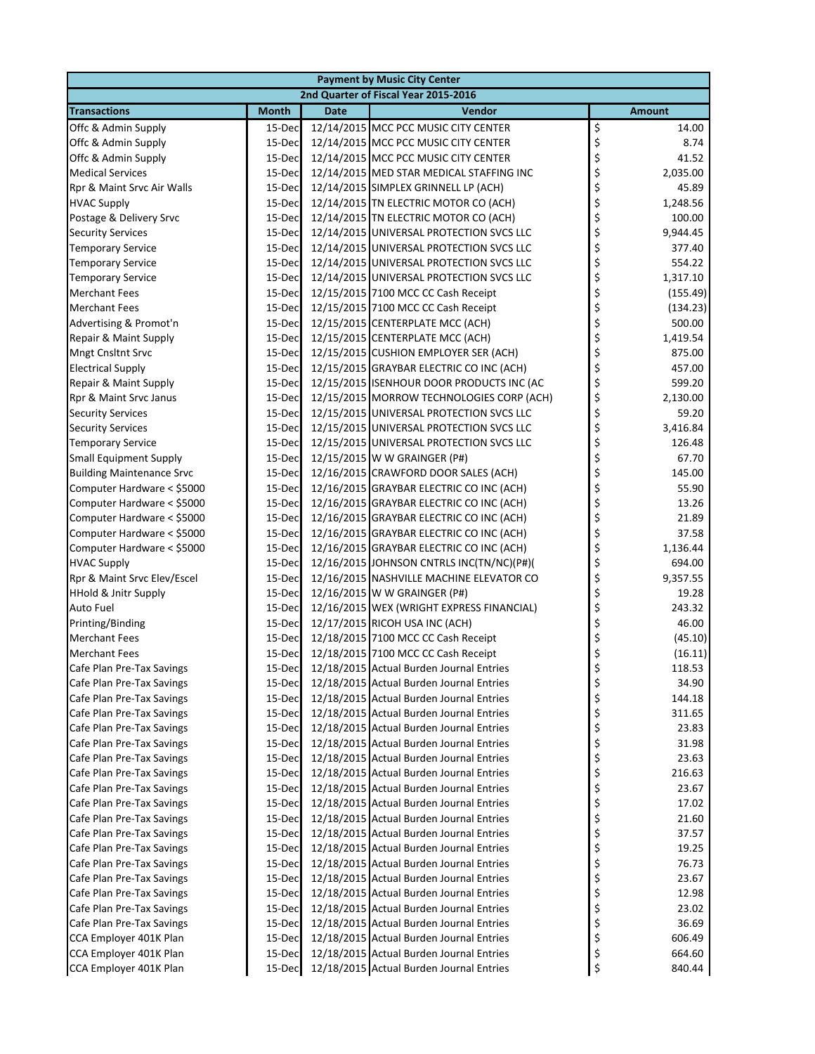| Payment by Music City Center | | | | |
|---|---|---|---|---|
| 2nd Quarter of Fiscal Year 2015-2016 | | | | |
| **Transactions** | **Month** | **Date** | **Vendor** | **Amount** |
| Offc & Admin Supply | 15-Dec | 12/14/2015 | MCC PCC MUSIC CITY CENTER | $ 14.00 |
| Offc & Admin Supply | 15-Dec | 12/14/2015 | MCC PCC MUSIC CITY CENTER | $ 8.74 |
| Offc & Admin Supply | 15-Dec | 12/14/2015 | MCC PCC MUSIC CITY CENTER | $ 41.52 |
| Medical Services | 15-Dec | 12/14/2015 | MED STAR MEDICAL STAFFING INC | $ 2,035.00 |
| Rpr & Maint Srvc Air Walls | 15-Dec | 12/14/2015 | SIMPLEX GRINNELL LP (ACH) | $ 45.89 |
| HVAC Supply | 15-Dec | 12/14/2015 | TN ELECTRIC MOTOR CO (ACH) | $ 1,248.56 |
| Postage & Delivery Srvc | 15-Dec | 12/14/2015 | TN ELECTRIC MOTOR CO (ACH) | $ 100.00 |
| Security Services | 15-Dec | 12/14/2015 | UNIVERSAL PROTECTION SVCS LLC | $ 9,944.45 |
| Temporary Service | 15-Dec | 12/14/2015 | UNIVERSAL PROTECTION SVCS LLC | $ 377.40 |
| Temporary Service | 15-Dec | 12/14/2015 | UNIVERSAL PROTECTION SVCS LLC | $ 554.22 |
| Temporary Service | 15-Dec | 12/14/2015 | UNIVERSAL PROTECTION SVCS LLC | $ 1,317.10 |
| Merchant Fees | 15-Dec | 12/15/2015 | 7100 MCC CC Cash Receipt | $ (155.49) |
| Merchant Fees | 15-Dec | 12/15/2015 | 7100 MCC CC Cash Receipt | $ (134.23) |
| Advertising & Promot'n | 15-Dec | 12/15/2015 | CENTERPLATE MCC (ACH) | $ 500.00 |
| Repair & Maint Supply | 15-Dec | 12/15/2015 | CENTERPLATE MCC (ACH) | $ 1,419.54 |
| Mngt Cnsltnt Srvc | 15-Dec | 12/15/2015 | CUSHION EMPLOYER SER (ACH) | $ 875.00 |
| Electrical Supply | 15-Dec | 12/15/2015 | GRAYBAR ELECTRIC CO INC (ACH) | $ 457.00 |
| Repair & Maint Supply | 15-Dec | 12/15/2015 | ISENHOUR DOOR PRODUCTS INC (AC | $ 599.20 |
| Rpr & Maint Srvc Janus | 15-Dec | 12/15/2015 | MORROW TECHNOLOGIES CORP (ACH) | $ 2,130.00 |
| Security Services | 15-Dec | 12/15/2015 | UNIVERSAL PROTECTION SVCS LLC | $ 59.20 |
| Security Services | 15-Dec | 12/15/2015 | UNIVERSAL PROTECTION SVCS LLC | $ 3,416.84 |
| Temporary Service | 15-Dec | 12/15/2015 | UNIVERSAL PROTECTION SVCS LLC | $ 126.48 |
| Small Equipment Supply | 15-Dec | 12/15/2015 | W W GRAINGER (P#) | $ 67.70 |
| Building Maintenance Srvc | 15-Dec | 12/16/2015 | CRAWFORD DOOR SALES (ACH) | $ 145.00 |
| Computer Hardware < $5000 | 15-Dec | 12/16/2015 | GRAYBAR ELECTRIC CO INC (ACH) | $ 55.90 |
| Computer Hardware < $5000 | 15-Dec | 12/16/2015 | GRAYBAR ELECTRIC CO INC (ACH) | $ 13.26 |
| Computer Hardware < $5000 | 15-Dec | 12/16/2015 | GRAYBAR ELECTRIC CO INC (ACH) | $ 21.89 |
| Computer Hardware < $5000 | 15-Dec | 12/16/2015 | GRAYBAR ELECTRIC CO INC (ACH) | $ 37.58 |
| Computer Hardware < $5000 | 15-Dec | 12/16/2015 | GRAYBAR ELECTRIC CO INC (ACH) | $ 1,136.44 |
| HVAC Supply | 15-Dec | 12/16/2015 | JOHNSON CNTRLS INC(TN/NC)(P#)( | $ 694.00 |
| Rpr & Maint Srvc Elev/Escel | 15-Dec | 12/16/2015 | NASHVILLE MACHINE ELEVATOR CO | $ 9,357.55 |
| HHold & Jnitr Supply | 15-Dec | 12/16/2015 | W W GRAINGER (P#) | $ 19.28 |
| Auto Fuel | 15-Dec | 12/16/2015 | WEX (WRIGHT EXPRESS FINANCIAL) | $ 243.32 |
| Printing/Binding | 15-Dec | 12/17/2015 | RICOH USA INC (ACH) | $ 46.00 |
| Merchant Fees | 15-Dec | 12/18/2015 | 7100 MCC CC Cash Receipt | $ (45.10) |
| Merchant Fees | 15-Dec | 12/18/2015 | 7100 MCC CC Cash Receipt | $ (16.11) |
| Cafe Plan Pre-Tax Savings | 15-Dec | 12/18/2015 | Actual Burden Journal Entries | $ 118.53 |
| Cafe Plan Pre-Tax Savings | 15-Dec | 12/18/2015 | Actual Burden Journal Entries | $ 34.90 |
| Cafe Plan Pre-Tax Savings | 15-Dec | 12/18/2015 | Actual Burden Journal Entries | $ 144.18 |
| Cafe Plan Pre-Tax Savings | 15-Dec | 12/18/2015 | Actual Burden Journal Entries | $ 311.65 |
| Cafe Plan Pre-Tax Savings | 15-Dec | 12/18/2015 | Actual Burden Journal Entries | $ 23.83 |
| Cafe Plan Pre-Tax Savings | 15-Dec | 12/18/2015 | Actual Burden Journal Entries | $ 31.98 |
| Cafe Plan Pre-Tax Savings | 15-Dec | 12/18/2015 | Actual Burden Journal Entries | $ 23.63 |
| Cafe Plan Pre-Tax Savings | 15-Dec | 12/18/2015 | Actual Burden Journal Entries | $ 216.63 |
| Cafe Plan Pre-Tax Savings | 15-Dec | 12/18/2015 | Actual Burden Journal Entries | $ 23.67 |
| Cafe Plan Pre-Tax Savings | 15-Dec | 12/18/2015 | Actual Burden Journal Entries | $ 17.02 |
| Cafe Plan Pre-Tax Savings | 15-Dec | 12/18/2015 | Actual Burden Journal Entries | $ 21.60 |
| Cafe Plan Pre-Tax Savings | 15-Dec | 12/18/2015 | Actual Burden Journal Entries | $ 37.57 |
| Cafe Plan Pre-Tax Savings | 15-Dec | 12/18/2015 | Actual Burden Journal Entries | $ 19.25 |
| Cafe Plan Pre-Tax Savings | 15-Dec | 12/18/2015 | Actual Burden Journal Entries | $ 76.73 |
| Cafe Plan Pre-Tax Savings | 15-Dec | 12/18/2015 | Actual Burden Journal Entries | $ 23.67 |
| Cafe Plan Pre-Tax Savings | 15-Dec | 12/18/2015 | Actual Burden Journal Entries | $ 12.98 |
| Cafe Plan Pre-Tax Savings | 15-Dec | 12/18/2015 | Actual Burden Journal Entries | $ 23.02 |
| Cafe Plan Pre-Tax Savings | 15-Dec | 12/18/2015 | Actual Burden Journal Entries | $ 36.69 |
| CCA Employer 401K Plan | 15-Dec | 12/18/2015 | Actual Burden Journal Entries | $ 606.49 |
| CCA Employer 401K Plan | 15-Dec | 12/18/2015 | Actual Burden Journal Entries | $ 664.60 |
| CCA Employer 401K Plan | 15-Dec | 12/18/2015 | Actual Burden Journal Entries | $ 840.44 |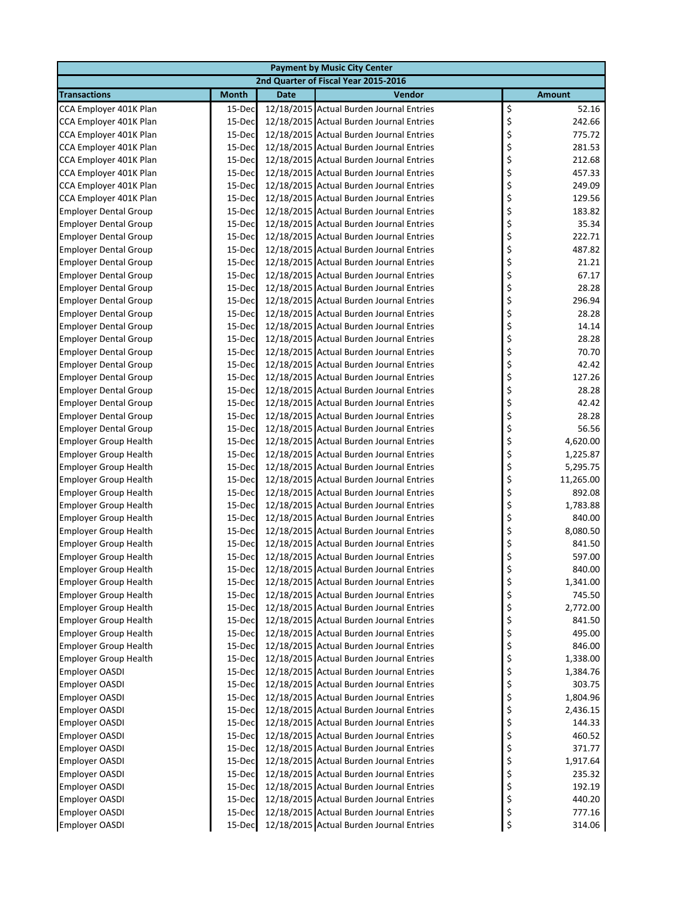| Payment by Music City Center | | | | |
|---|---|---|---|---|
| 2nd Quarter of Fiscal Year 2015-2016 | | | | |
| **Transactions** | **Month** | **Date** | **Vendor** | **Amount** |
| CCA Employer 401K Plan | 15-Dec | 12/18/2015 | Actual Burden Journal Entries | $ 52.16 |
| CCA Employer 401K Plan | 15-Dec | 12/18/2015 | Actual Burden Journal Entries | $ 242.66 |
| CCA Employer 401K Plan | 15-Dec | 12/18/2015 | Actual Burden Journal Entries | $ 775.72 |
| CCA Employer 401K Plan | 15-Dec | 12/18/2015 | Actual Burden Journal Entries | $ 281.53 |
| CCA Employer 401K Plan | 15-Dec | 12/18/2015 | Actual Burden Journal Entries | $ 212.68 |
| CCA Employer 401K Plan | 15-Dec | 12/18/2015 | Actual Burden Journal Entries | $ 457.33 |
| CCA Employer 401K Plan | 15-Dec | 12/18/2015 | Actual Burden Journal Entries | $ 249.09 |
| CCA Employer 401K Plan | 15-Dec | 12/18/2015 | Actual Burden Journal Entries | $ 129.56 |
| Employer Dental Group | 15-Dec | 12/18/2015 | Actual Burden Journal Entries | $ 183.82 |
| Employer Dental Group | 15-Dec | 12/18/2015 | Actual Burden Journal Entries | $ 35.34 |
| Employer Dental Group | 15-Dec | 12/18/2015 | Actual Burden Journal Entries | $ 222.71 |
| Employer Dental Group | 15-Dec | 12/18/2015 | Actual Burden Journal Entries | $ 487.82 |
| Employer Dental Group | 15-Dec | 12/18/2015 | Actual Burden Journal Entries | $ 21.21 |
| Employer Dental Group | 15-Dec | 12/18/2015 | Actual Burden Journal Entries | $ 67.17 |
| Employer Dental Group | 15-Dec | 12/18/2015 | Actual Burden Journal Entries | $ 28.28 |
| Employer Dental Group | 15-Dec | 12/18/2015 | Actual Burden Journal Entries | $ 296.94 |
| Employer Dental Group | 15-Dec | 12/18/2015 | Actual Burden Journal Entries | $ 28.28 |
| Employer Dental Group | 15-Dec | 12/18/2015 | Actual Burden Journal Entries | $ 14.14 |
| Employer Dental Group | 15-Dec | 12/18/2015 | Actual Burden Journal Entries | $ 28.28 |
| Employer Dental Group | 15-Dec | 12/18/2015 | Actual Burden Journal Entries | $ 70.70 |
| Employer Dental Group | 15-Dec | 12/18/2015 | Actual Burden Journal Entries | $ 42.42 |
| Employer Dental Group | 15-Dec | 12/18/2015 | Actual Burden Journal Entries | $ 127.26 |
| Employer Dental Group | 15-Dec | 12/18/2015 | Actual Burden Journal Entries | $ 28.28 |
| Employer Dental Group | 15-Dec | 12/18/2015 | Actual Burden Journal Entries | $ 42.42 |
| Employer Dental Group | 15-Dec | 12/18/2015 | Actual Burden Journal Entries | $ 28.28 |
| Employer Dental Group | 15-Dec | 12/18/2015 | Actual Burden Journal Entries | $ 56.56 |
| Employer Group Health | 15-Dec | 12/18/2015 | Actual Burden Journal Entries | $ 4,620.00 |
| Employer Group Health | 15-Dec | 12/18/2015 | Actual Burden Journal Entries | $ 1,225.87 |
| Employer Group Health | 15-Dec | 12/18/2015 | Actual Burden Journal Entries | $ 5,295.75 |
| Employer Group Health | 15-Dec | 12/18/2015 | Actual Burden Journal Entries | $ 11,265.00 |
| Employer Group Health | 15-Dec | 12/18/2015 | Actual Burden Journal Entries | $ 892.08 |
| Employer Group Health | 15-Dec | 12/18/2015 | Actual Burden Journal Entries | $ 1,783.88 |
| Employer Group Health | 15-Dec | 12/18/2015 | Actual Burden Journal Entries | $ 840.00 |
| Employer Group Health | 15-Dec | 12/18/2015 | Actual Burden Journal Entries | $ 8,080.50 |
| Employer Group Health | 15-Dec | 12/18/2015 | Actual Burden Journal Entries | $ 841.50 |
| Employer Group Health | 15-Dec | 12/18/2015 | Actual Burden Journal Entries | $ 597.00 |
| Employer Group Health | 15-Dec | 12/18/2015 | Actual Burden Journal Entries | $ 840.00 |
| Employer Group Health | 15-Dec | 12/18/2015 | Actual Burden Journal Entries | $ 1,341.00 |
| Employer Group Health | 15-Dec | 12/18/2015 | Actual Burden Journal Entries | $ 745.50 |
| Employer Group Health | 15-Dec | 12/18/2015 | Actual Burden Journal Entries | $ 2,772.00 |
| Employer Group Health | 15-Dec | 12/18/2015 | Actual Burden Journal Entries | $ 841.50 |
| Employer Group Health | 15-Dec | 12/18/2015 | Actual Burden Journal Entries | $ 495.00 |
| Employer Group Health | 15-Dec | 12/18/2015 | Actual Burden Journal Entries | $ 846.00 |
| Employer Group Health | 15-Dec | 12/18/2015 | Actual Burden Journal Entries | $ 1,338.00 |
| Employer OASDI | 15-Dec | 12/18/2015 | Actual Burden Journal Entries | $ 1,384.76 |
| Employer OASDI | 15-Dec | 12/18/2015 | Actual Burden Journal Entries | $ 303.75 |
| Employer OASDI | 15-Dec | 12/18/2015 | Actual Burden Journal Entries | $ 1,804.96 |
| Employer OASDI | 15-Dec | 12/18/2015 | Actual Burden Journal Entries | $ 2,436.15 |
| Employer OASDI | 15-Dec | 12/18/2015 | Actual Burden Journal Entries | $ 144.33 |
| Employer OASDI | 15-Dec | 12/18/2015 | Actual Burden Journal Entries | $ 460.52 |
| Employer OASDI | 15-Dec | 12/18/2015 | Actual Burden Journal Entries | $ 371.77 |
| Employer OASDI | 15-Dec | 12/18/2015 | Actual Burden Journal Entries | $ 1,917.64 |
| Employer OASDI | 15-Dec | 12/18/2015 | Actual Burden Journal Entries | $ 235.32 |
| Employer OASDI | 15-Dec | 12/18/2015 | Actual Burden Journal Entries | $ 192.19 |
| Employer OASDI | 15-Dec | 12/18/2015 | Actual Burden Journal Entries | $ 440.20 |
| Employer OASDI | 15-Dec | 12/18/2015 | Actual Burden Journal Entries | $ 777.16 |
| Employer OASDI | 15-Dec | 12/18/2015 | Actual Burden Journal Entries | $ 314.06 |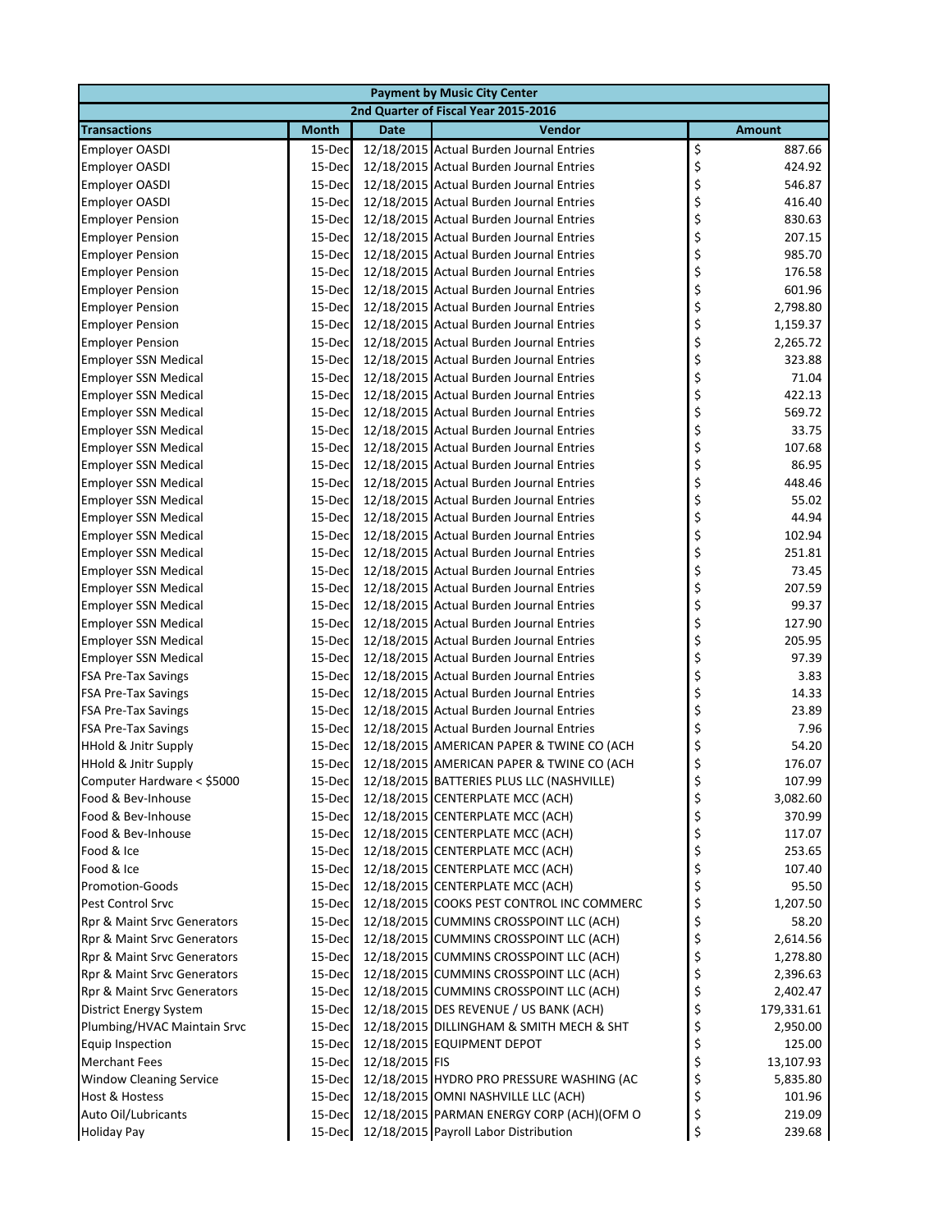| Payment by Music City Center | | | | |
|---|---|---|---|---|
| 2nd Quarter of Fiscal Year 2015-2016 | | | | |
| **Transactions** | **Month** | **Date** | **Vendor** | **Amount** |
| Employer OASDI | 15-Dec | 12/18/2015 | Actual Burden Journal Entries | $ 887.66 |
| Employer OASDI | 15-Dec | 12/18/2015 | Actual Burden Journal Entries | $ 424.92 |
| Employer OASDI | 15-Dec | 12/18/2015 | Actual Burden Journal Entries | $ 546.87 |
| Employer OASDI | 15-Dec | 12/18/2015 | Actual Burden Journal Entries | $ 416.40 |
| Employer Pension | 15-Dec | 12/18/2015 | Actual Burden Journal Entries | $ 830.63 |
| Employer Pension | 15-Dec | 12/18/2015 | Actual Burden Journal Entries | $ 207.15 |
| Employer Pension | 15-Dec | 12/18/2015 | Actual Burden Journal Entries | $ 985.70 |
| Employer Pension | 15-Dec | 12/18/2015 | Actual Burden Journal Entries | $ 176.58 |
| Employer Pension | 15-Dec | 12/18/2015 | Actual Burden Journal Entries | $ 601.96 |
| Employer Pension | 15-Dec | 12/18/2015 | Actual Burden Journal Entries | $ 2,798.80 |
| Employer Pension | 15-Dec | 12/18/2015 | Actual Burden Journal Entries | $ 1,159.37 |
| Employer Pension | 15-Dec | 12/18/2015 | Actual Burden Journal Entries | $ 2,265.72 |
| Employer SSN Medical | 15-Dec | 12/18/2015 | Actual Burden Journal Entries | $ 323.88 |
| Employer SSN Medical | 15-Dec | 12/18/2015 | Actual Burden Journal Entries | $ 71.04 |
| Employer SSN Medical | 15-Dec | 12/18/2015 | Actual Burden Journal Entries | $ 422.13 |
| Employer SSN Medical | 15-Dec | 12/18/2015 | Actual Burden Journal Entries | $ 569.72 |
| Employer SSN Medical | 15-Dec | 12/18/2015 | Actual Burden Journal Entries | $ 33.75 |
| Employer SSN Medical | 15-Dec | 12/18/2015 | Actual Burden Journal Entries | $ 107.68 |
| Employer SSN Medical | 15-Dec | 12/18/2015 | Actual Burden Journal Entries | $ 86.95 |
| Employer SSN Medical | 15-Dec | 12/18/2015 | Actual Burden Journal Entries | $ 448.46 |
| Employer SSN Medical | 15-Dec | 12/18/2015 | Actual Burden Journal Entries | $ 55.02 |
| Employer SSN Medical | 15-Dec | 12/18/2015 | Actual Burden Journal Entries | $ 44.94 |
| Employer SSN Medical | 15-Dec | 12/18/2015 | Actual Burden Journal Entries | $ 102.94 |
| Employer SSN Medical | 15-Dec | 12/18/2015 | Actual Burden Journal Entries | $ 251.81 |
| Employer SSN Medical | 15-Dec | 12/18/2015 | Actual Burden Journal Entries | $ 73.45 |
| Employer SSN Medical | 15-Dec | 12/18/2015 | Actual Burden Journal Entries | $ 207.59 |
| Employer SSN Medical | 15-Dec | 12/18/2015 | Actual Burden Journal Entries | $ 99.37 |
| Employer SSN Medical | 15-Dec | 12/18/2015 | Actual Burden Journal Entries | $ 127.90 |
| Employer SSN Medical | 15-Dec | 12/18/2015 | Actual Burden Journal Entries | $ 205.95 |
| Employer SSN Medical | 15-Dec | 12/18/2015 | Actual Burden Journal Entries | $ 97.39 |
| FSA Pre-Tax Savings | 15-Dec | 12/18/2015 | Actual Burden Journal Entries | $ 3.83 |
| FSA Pre-Tax Savings | 15-Dec | 12/18/2015 | Actual Burden Journal Entries | $ 14.33 |
| FSA Pre-Tax Savings | 15-Dec | 12/18/2015 | Actual Burden Journal Entries | $ 23.89 |
| FSA Pre-Tax Savings | 15-Dec | 12/18/2015 | Actual Burden Journal Entries | $ 7.96 |
| HHold & Jnitr Supply | 15-Dec | 12/18/2015 | AMERICAN PAPER & TWINE CO (ACH | $ 54.20 |
| HHold & Jnitr Supply | 15-Dec | 12/18/2015 | AMERICAN PAPER & TWINE CO (ACH | $ 176.07 |
| Computer Hardware < $5000 | 15-Dec | 12/18/2015 | BATTERIES PLUS LLC (NASHVILLE) | $ 107.99 |
| Food & Bev-Inhouse | 15-Dec | 12/18/2015 | CENTERPLATE MCC (ACH) | $ 3,082.60 |
| Food & Bev-Inhouse | 15-Dec | 12/18/2015 | CENTERPLATE MCC (ACH) | $ 370.99 |
| Food & Bev-Inhouse | 15-Dec | 12/18/2015 | CENTERPLATE MCC (ACH) | $ 117.07 |
| Food & Ice | 15-Dec | 12/18/2015 | CENTERPLATE MCC (ACH) | $ 253.65 |
| Food & Ice | 15-Dec | 12/18/2015 | CENTERPLATE MCC (ACH) | $ 107.40 |
| Promotion-Goods | 15-Dec | 12/18/2015 | CENTERPLATE MCC (ACH) | $ 95.50 |
| Pest Control Srvc | 15-Dec | 12/18/2015 | COOKS PEST CONTROL INC COMMERC | $ 1,207.50 |
| Rpr & Maint Srvc Generators | 15-Dec | 12/18/2015 | CUMMINS CROSSPOINT LLC (ACH) | $ 58.20 |
| Rpr & Maint Srvc Generators | 15-Dec | 12/18/2015 | CUMMINS CROSSPOINT LLC (ACH) | $ 2,614.56 |
| Rpr & Maint Srvc Generators | 15-Dec | 12/18/2015 | CUMMINS CROSSPOINT LLC (ACH) | $ 1,278.80 |
| Rpr & Maint Srvc Generators | 15-Dec | 12/18/2015 | CUMMINS CROSSPOINT LLC (ACH) | $ 2,396.63 |
| Rpr & Maint Srvc Generators | 15-Dec | 12/18/2015 | CUMMINS CROSSPOINT LLC (ACH) | $ 2,402.47 |
| District Energy System | 15-Dec | 12/18/2015 | DES REVENUE / US BANK (ACH) | $ 179,331.61 |
| Plumbing/HVAC Maintain Srvc | 15-Dec | 12/18/2015 | DILLINGHAM & SMITH MECH & SHT | $ 2,950.00 |
| Equip Inspection | 15-Dec | 12/18/2015 | EQUIPMENT DEPOT | $ 125.00 |
| Merchant Fees | 15-Dec | 12/18/2015 | FIS | $ 13,107.93 |
| Window Cleaning Service | 15-Dec | 12/18/2015 | HYDRO PRO PRESSURE WASHING (AC | $ 5,835.80 |
| Host & Hostess | 15-Dec | 12/18/2015 | OMNI NASHVILLE LLC (ACH) | $ 101.96 |
| Auto Oil/Lubricants | 15-Dec | 12/18/2015 | PARMAN ENERGY CORP (ACH)(OFM O | $ 219.09 |
| Holiday Pay | 15-Dec | 12/18/2015 | Payroll Labor Distribution | $ 239.68 |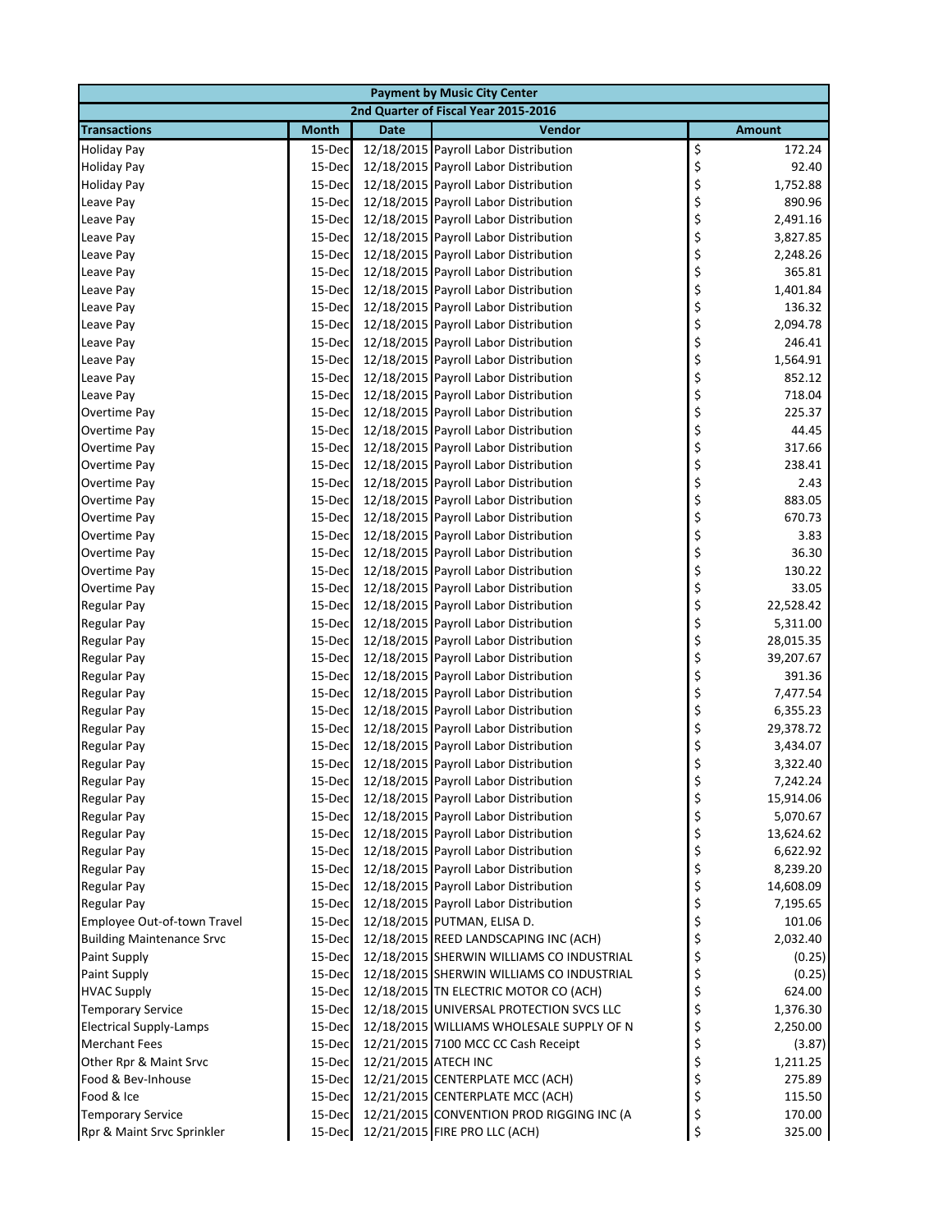| Payment by Music City Center | | | | |
|---|---|---|---|---|
| 2nd Quarter of Fiscal Year 2015-2016 | | | | |
| **Transactions** | **Month** | **Date** | **Vendor** | **Amount** |
| Holiday Pay | 15-Dec | 12/18/2015 | Payroll Labor Distribution | $ 172.24 |
| Holiday Pay | 15-Dec | 12/18/2015 | Payroll Labor Distribution | $ 92.40 |
| Holiday Pay | 15-Dec | 12/18/2015 | Payroll Labor Distribution | $ 1,752.88 |
| Leave Pay | 15-Dec | 12/18/2015 | Payroll Labor Distribution | $ 890.96 |
| Leave Pay | 15-Dec | 12/18/2015 | Payroll Labor Distribution | $ 2,491.16 |
| Leave Pay | 15-Dec | 12/18/2015 | Payroll Labor Distribution | $ 3,827.85 |
| Leave Pay | 15-Dec | 12/18/2015 | Payroll Labor Distribution | $ 2,248.26 |
| Leave Pay | 15-Dec | 12/18/2015 | Payroll Labor Distribution | $ 365.81 |
| Leave Pay | 15-Dec | 12/18/2015 | Payroll Labor Distribution | $ 1,401.84 |
| Leave Pay | 15-Dec | 12/18/2015 | Payroll Labor Distribution | $ 136.32 |
| Leave Pay | 15-Dec | 12/18/2015 | Payroll Labor Distribution | $ 2,094.78 |
| Leave Pay | 15-Dec | 12/18/2015 | Payroll Labor Distribution | $ 246.41 |
| Leave Pay | 15-Dec | 12/18/2015 | Payroll Labor Distribution | $ 1,564.91 |
| Leave Pay | 15-Dec | 12/18/2015 | Payroll Labor Distribution | $ 852.12 |
| Leave Pay | 15-Dec | 12/18/2015 | Payroll Labor Distribution | $ 718.04 |
| Overtime Pay | 15-Dec | 12/18/2015 | Payroll Labor Distribution | $ 225.37 |
| Overtime Pay | 15-Dec | 12/18/2015 | Payroll Labor Distribution | $ 44.45 |
| Overtime Pay | 15-Dec | 12/18/2015 | Payroll Labor Distribution | $ 317.66 |
| Overtime Pay | 15-Dec | 12/18/2015 | Payroll Labor Distribution | $ 238.41 |
| Overtime Pay | 15-Dec | 12/18/2015 | Payroll Labor Distribution | $ 2.43 |
| Overtime Pay | 15-Dec | 12/18/2015 | Payroll Labor Distribution | $ 883.05 |
| Overtime Pay | 15-Dec | 12/18/2015 | Payroll Labor Distribution | $ 670.73 |
| Overtime Pay | 15-Dec | 12/18/2015 | Payroll Labor Distribution | $ 3.83 |
| Overtime Pay | 15-Dec | 12/18/2015 | Payroll Labor Distribution | $ 36.30 |
| Overtime Pay | 15-Dec | 12/18/2015 | Payroll Labor Distribution | $ 130.22 |
| Overtime Pay | 15-Dec | 12/18/2015 | Payroll Labor Distribution | $ 33.05 |
| Regular Pay | 15-Dec | 12/18/2015 | Payroll Labor Distribution | $ 22,528.42 |
| Regular Pay | 15-Dec | 12/18/2015 | Payroll Labor Distribution | $ 5,311.00 |
| Regular Pay | 15-Dec | 12/18/2015 | Payroll Labor Distribution | $ 28,015.35 |
| Regular Pay | 15-Dec | 12/18/2015 | Payroll Labor Distribution | $ 39,207.67 |
| Regular Pay | 15-Dec | 12/18/2015 | Payroll Labor Distribution | $ 391.36 |
| Regular Pay | 15-Dec | 12/18/2015 | Payroll Labor Distribution | $ 7,477.54 |
| Regular Pay | 15-Dec | 12/18/2015 | Payroll Labor Distribution | $ 6,355.23 |
| Regular Pay | 15-Dec | 12/18/2015 | Payroll Labor Distribution | $ 29,378.72 |
| Regular Pay | 15-Dec | 12/18/2015 | Payroll Labor Distribution | $ 3,434.07 |
| Regular Pay | 15-Dec | 12/18/2015 | Payroll Labor Distribution | $ 3,322.40 |
| Regular Pay | 15-Dec | 12/18/2015 | Payroll Labor Distribution | $ 7,242.24 |
| Regular Pay | 15-Dec | 12/18/2015 | Payroll Labor Distribution | $ 15,914.06 |
| Regular Pay | 15-Dec | 12/18/2015 | Payroll Labor Distribution | $ 5,070.67 |
| Regular Pay | 15-Dec | 12/18/2015 | Payroll Labor Distribution | $ 13,624.62 |
| Regular Pay | 15-Dec | 12/18/2015 | Payroll Labor Distribution | $ 6,622.92 |
| Regular Pay | 15-Dec | 12/18/2015 | Payroll Labor Distribution | $ 8,239.20 |
| Regular Pay | 15-Dec | 12/18/2015 | Payroll Labor Distribution | $ 14,608.09 |
| Regular Pay | 15-Dec | 12/18/2015 | Payroll Labor Distribution | $ 7,195.65 |
| Employee Out-of-town Travel | 15-Dec | 12/18/2015 | PUTMAN, ELISA D. | $ 101.06 |
| Building Maintenance Srvc | 15-Dec | 12/18/2015 | REED LANDSCAPING INC (ACH) | $ 2,032.40 |
| Paint Supply | 15-Dec | 12/18/2015 | SHERWIN WILLIAMS CO INDUSTRIAL | $ (0.25) |
| Paint Supply | 15-Dec | 12/18/2015 | SHERWIN WILLIAMS CO INDUSTRIAL | $ (0.25) |
| HVAC Supply | 15-Dec | 12/18/2015 | TN ELECTRIC MOTOR CO (ACH) | $ 624.00 |
| Temporary Service | 15-Dec | 12/18/2015 | UNIVERSAL PROTECTION SVCS LLC | $ 1,376.30 |
| Electrical Supply-Lamps | 15-Dec | 12/18/2015 | WILLIAMS WHOLESALE SUPPLY OF N | $ 2,250.00 |
| Merchant Fees | 15-Dec | 12/21/2015 | 7100 MCC CC Cash Receipt | $ (3.87) |
| Other Rpr & Maint Srvc | 15-Dec | 12/21/2015 | ATECH INC | $ 1,211.25 |
| Food & Bev-Inhouse | 15-Dec | 12/21/2015 | CENTERPLATE MCC (ACH) | $ 275.89 |
| Food & Ice | 15-Dec | 12/21/2015 | CENTERPLATE MCC (ACH) | $ 115.50 |
| Temporary Service | 15-Dec | 12/21/2015 | CONVENTION PROD RIGGING INC (A | $ 170.00 |
| Rpr & Maint Srvc Sprinkler | 15-Dec | 12/21/2015 | FIRE PRO LLC (ACH) | $ 325.00 |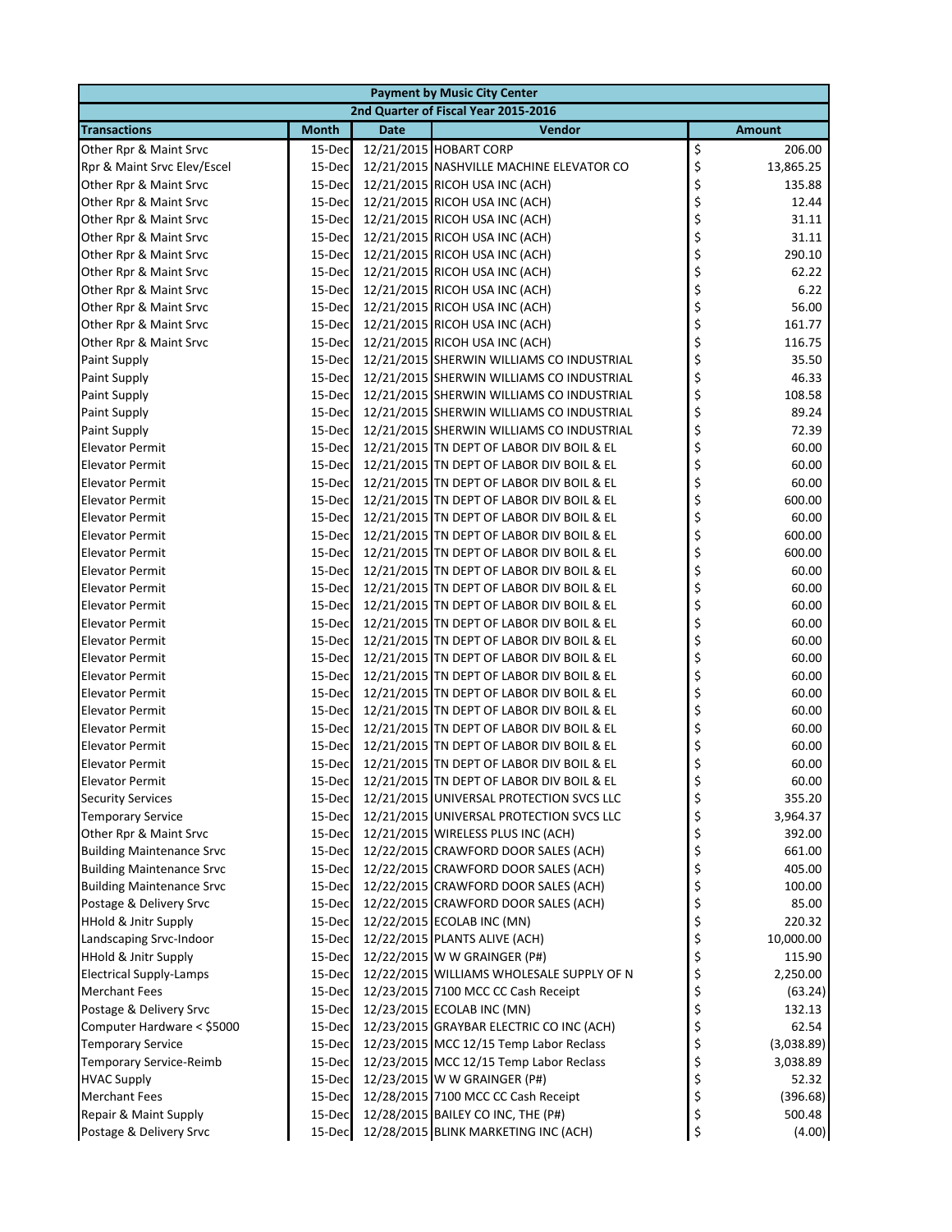| Payment by Music City Center | | | | |
|---|---|---|---|---|
| 2nd Quarter of Fiscal Year 2015-2016 | | | | |
| **Transactions** | **Month** | **Date** | **Vendor** | **Amount** |
| Other Rpr & Maint Srvc | 15-Dec | 12/21/2015 | HOBART CORP | $ 206.00 |
| Rpr & Maint Srvc Elev/Escel | 15-Dec | 12/21/2015 | NASHVILLE MACHINE ELEVATOR CO | $ 13,865.25 |
| Other Rpr & Maint Srvc | 15-Dec | 12/21/2015 | RICOH USA INC (ACH) | $ 135.88 |
| Other Rpr & Maint Srvc | 15-Dec | 12/21/2015 | RICOH USA INC (ACH) | $ 12.44 |
| Other Rpr & Maint Srvc | 15-Dec | 12/21/2015 | RICOH USA INC (ACH) | $ 31.11 |
| Other Rpr & Maint Srvc | 15-Dec | 12/21/2015 | RICOH USA INC (ACH) | $ 31.11 |
| Other Rpr & Maint Srvc | 15-Dec | 12/21/2015 | RICOH USA INC (ACH) | $ 290.10 |
| Other Rpr & Maint Srvc | 15-Dec | 12/21/2015 | RICOH USA INC (ACH) | $ 62.22 |
| Other Rpr & Maint Srvc | 15-Dec | 12/21/2015 | RICOH USA INC (ACH) | $ 6.22 |
| Other Rpr & Maint Srvc | 15-Dec | 12/21/2015 | RICOH USA INC (ACH) | $ 56.00 |
| Other Rpr & Maint Srvc | 15-Dec | 12/21/2015 | RICOH USA INC (ACH) | $ 161.77 |
| Other Rpr & Maint Srvc | 15-Dec | 12/21/2015 | RICOH USA INC (ACH) | $ 116.75 |
| Paint Supply | 15-Dec | 12/21/2015 | SHERWIN WILLIAMS CO INDUSTRIAL | $ 35.50 |
| Paint Supply | 15-Dec | 12/21/2015 | SHERWIN WILLIAMS CO INDUSTRIAL | $ 46.33 |
| Paint Supply | 15-Dec | 12/21/2015 | SHERWIN WILLIAMS CO INDUSTRIAL | $ 108.58 |
| Paint Supply | 15-Dec | 12/21/2015 | SHERWIN WILLIAMS CO INDUSTRIAL | $ 89.24 |
| Paint Supply | 15-Dec | 12/21/2015 | SHERWIN WILLIAMS CO INDUSTRIAL | $ 72.39 |
| Elevator Permit | 15-Dec | 12/21/2015 | TN DEPT OF LABOR DIV BOIL & EL | $ 60.00 |
| Elevator Permit | 15-Dec | 12/21/2015 | TN DEPT OF LABOR DIV BOIL & EL | $ 60.00 |
| Elevator Permit | 15-Dec | 12/21/2015 | TN DEPT OF LABOR DIV BOIL & EL | $ 60.00 |
| Elevator Permit | 15-Dec | 12/21/2015 | TN DEPT OF LABOR DIV BOIL & EL | $ 600.00 |
| Elevator Permit | 15-Dec | 12/21/2015 | TN DEPT OF LABOR DIV BOIL & EL | $ 60.00 |
| Elevator Permit | 15-Dec | 12/21/2015 | TN DEPT OF LABOR DIV BOIL & EL | $ 600.00 |
| Elevator Permit | 15-Dec | 12/21/2015 | TN DEPT OF LABOR DIV BOIL & EL | $ 600.00 |
| Elevator Permit | 15-Dec | 12/21/2015 | TN DEPT OF LABOR DIV BOIL & EL | $ 60.00 |
| Elevator Permit | 15-Dec | 12/21/2015 | TN DEPT OF LABOR DIV BOIL & EL | $ 60.00 |
| Elevator Permit | 15-Dec | 12/21/2015 | TN DEPT OF LABOR DIV BOIL & EL | $ 60.00 |
| Elevator Permit | 15-Dec | 12/21/2015 | TN DEPT OF LABOR DIV BOIL & EL | $ 60.00 |
| Elevator Permit | 15-Dec | 12/21/2015 | TN DEPT OF LABOR DIV BOIL & EL | $ 60.00 |
| Elevator Permit | 15-Dec | 12/21/2015 | TN DEPT OF LABOR DIV BOIL & EL | $ 60.00 |
| Elevator Permit | 15-Dec | 12/21/2015 | TN DEPT OF LABOR DIV BOIL & EL | $ 60.00 |
| Elevator Permit | 15-Dec | 12/21/2015 | TN DEPT OF LABOR DIV BOIL & EL | $ 60.00 |
| Elevator Permit | 15-Dec | 12/21/2015 | TN DEPT OF LABOR DIV BOIL & EL | $ 60.00 |
| Elevator Permit | 15-Dec | 12/21/2015 | TN DEPT OF LABOR DIV BOIL & EL | $ 60.00 |
| Elevator Permit | 15-Dec | 12/21/2015 | TN DEPT OF LABOR DIV BOIL & EL | $ 60.00 |
| Elevator Permit | 15-Dec | 12/21/2015 | TN DEPT OF LABOR DIV BOIL & EL | $ 60.00 |
| Elevator Permit | 15-Dec | 12/21/2015 | TN DEPT OF LABOR DIV BOIL & EL | $ 60.00 |
| Security Services | 15-Dec | 12/21/2015 | UNIVERSAL PROTECTION SVCS LLC | $ 355.20 |
| Temporary Service | 15-Dec | 12/21/2015 | UNIVERSAL PROTECTION SVCS LLC | $ 3,964.37 |
| Other Rpr & Maint Srvc | 15-Dec | 12/21/2015 | WIRELESS PLUS INC (ACH) | $ 392.00 |
| Building Maintenance Srvc | 15-Dec | 12/22/2015 | CRAWFORD DOOR SALES (ACH) | $ 661.00 |
| Building Maintenance Srvc | 15-Dec | 12/22/2015 | CRAWFORD DOOR SALES (ACH) | $ 405.00 |
| Building Maintenance Srvc | 15-Dec | 12/22/2015 | CRAWFORD DOOR SALES (ACH) | $ 100.00 |
| Postage & Delivery Srvc | 15-Dec | 12/22/2015 | CRAWFORD DOOR SALES (ACH) | $ 85.00 |
| HHold & Jnitr Supply | 15-Dec | 12/22/2015 | ECOLAB INC (MN) | $ 220.32 |
| Landscaping Srvc-Indoor | 15-Dec | 12/22/2015 | PLANTS ALIVE (ACH) | $ 10,000.00 |
| HHold & Jnitr Supply | 15-Dec | 12/22/2015 | W W GRAINGER (P#) | $ 115.90 |
| Electrical Supply-Lamps | 15-Dec | 12/22/2015 | WILLIAMS WHOLESALE SUPPLY OF N | $ 2,250.00 |
| Merchant Fees | 15-Dec | 12/23/2015 | 7100 MCC CC Cash Receipt | $ (63.24) |
| Postage & Delivery Srvc | 15-Dec | 12/23/2015 | ECOLAB INC (MN) | $ 132.13 |
| Computer Hardware < $5000 | 15-Dec | 12/23/2015 | GRAYBAR ELECTRIC CO INC (ACH) | $ 62.54 |
| Temporary Service | 15-Dec | 12/23/2015 | MCC 12/15 Temp Labor Reclass | $ (3,038.89) |
| Temporary Service-Reimb | 15-Dec | 12/23/2015 | MCC 12/15 Temp Labor Reclass | $ 3,038.89 |
| HVAC Supply | 15-Dec | 12/23/2015 | W W GRAINGER (P#) | $ 52.32 |
| Merchant Fees | 15-Dec | 12/28/2015 | 7100 MCC CC Cash Receipt | $ (396.68) |
| Repair & Maint Supply | 15-Dec | 12/28/2015 | BAILEY CO INC, THE (P#) | $ 500.48 |
| Postage & Delivery Srvc | 15-Dec | 12/28/2015 | BLINK MARKETING INC (ACH) | $ (4.00) |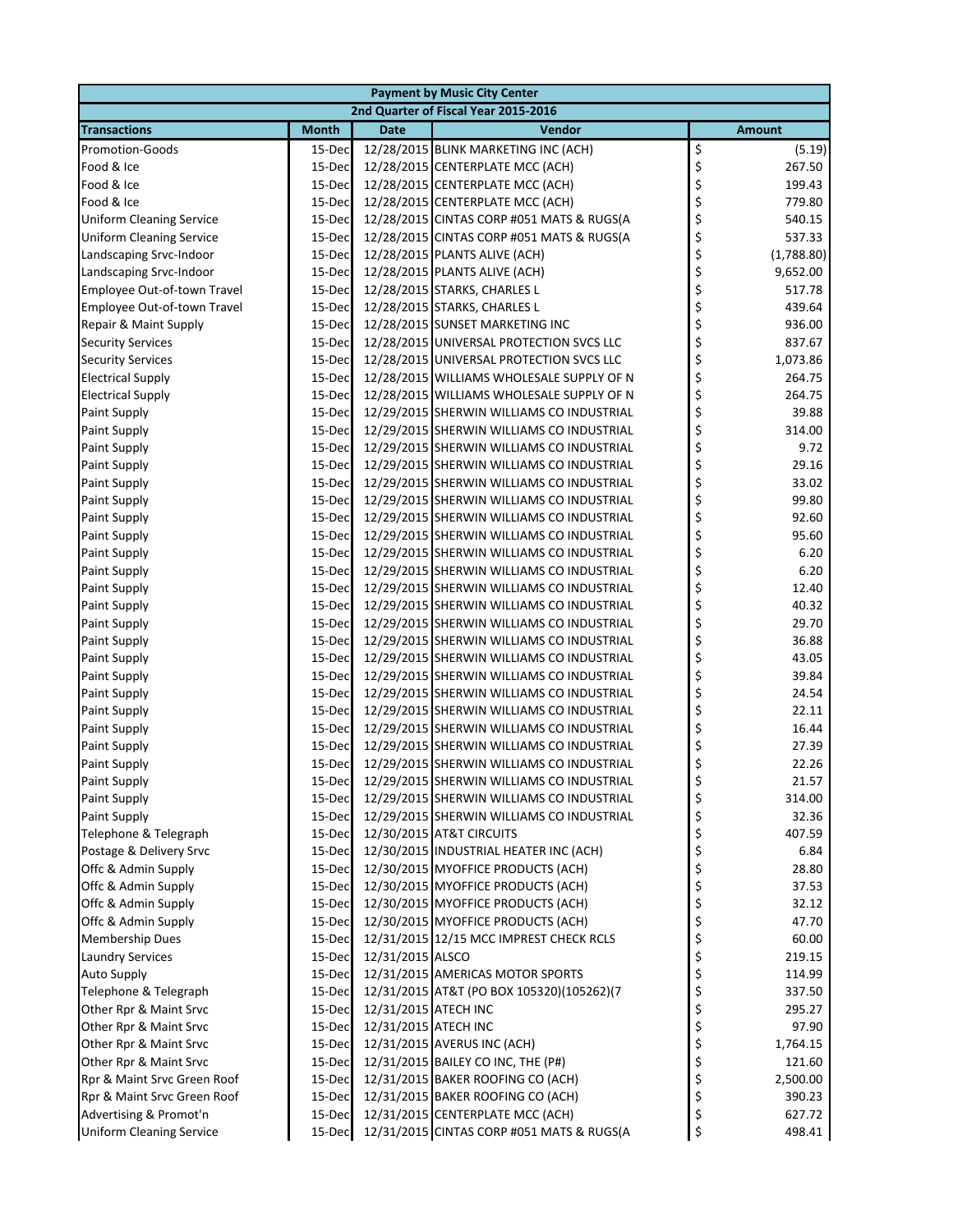| Payment by Music City Center | | | | |
|---|---|---|---|---|
| 2nd Quarter of Fiscal Year 2015-2016 | | | | |
| **Transactions** | **Month** | **Date** | **Vendor** | **Amount** |
| Promotion-Goods | 15-Dec | 12/28/2015 | BLINK MARKETING INC (ACH) | $ (5.19) |
| Food & Ice | 15-Dec | 12/28/2015 | CENTERPLATE MCC (ACH) | $ 267.50 |
| Food & Ice | 15-Dec | 12/28/2015 | CENTERPLATE MCC (ACH) | $ 199.43 |
| Food & Ice | 15-Dec | 12/28/2015 | CENTERPLATE MCC (ACH) | $ 779.80 |
| Uniform Cleaning Service | 15-Dec | 12/28/2015 | CINTAS CORP #051 MATS & RUGS(A | $ 540.15 |
| Uniform Cleaning Service | 15-Dec | 12/28/2015 | CINTAS CORP #051 MATS & RUGS(A | $ 537.33 |
| Landscaping Srvc-Indoor | 15-Dec | 12/28/2015 | PLANTS ALIVE (ACH) | $ (1,788.80) |
| Landscaping Srvc-Indoor | 15-Dec | 12/28/2015 | PLANTS ALIVE (ACH) | $ 9,652.00 |
| Employee Out-of-town Travel | 15-Dec | 12/28/2015 | STARKS, CHARLES L | $ 517.78 |
| Employee Out-of-town Travel | 15-Dec | 12/28/2015 | STARKS, CHARLES L | $ 439.64 |
| Repair & Maint Supply | 15-Dec | 12/28/2015 | SUNSET MARKETING INC | $ 936.00 |
| Security Services | 15-Dec | 12/28/2015 | UNIVERSAL PROTECTION SVCS LLC | $ 837.67 |
| Security Services | 15-Dec | 12/28/2015 | UNIVERSAL PROTECTION SVCS LLC | $ 1,073.86 |
| Electrical Supply | 15-Dec | 12/28/2015 | WILLIAMS WHOLESALE SUPPLY OF N | $ 264.75 |
| Electrical Supply | 15-Dec | 12/28/2015 | WILLIAMS WHOLESALE SUPPLY OF N | $ 264.75 |
| Paint Supply | 15-Dec | 12/29/2015 | SHERWIN WILLIAMS CO INDUSTRIAL | $ 39.88 |
| Paint Supply | 15-Dec | 12/29/2015 | SHERWIN WILLIAMS CO INDUSTRIAL | $ 314.00 |
| Paint Supply | 15-Dec | 12/29/2015 | SHERWIN WILLIAMS CO INDUSTRIAL | $ 9.72 |
| Paint Supply | 15-Dec | 12/29/2015 | SHERWIN WILLIAMS CO INDUSTRIAL | $ 29.16 |
| Paint Supply | 15-Dec | 12/29/2015 | SHERWIN WILLIAMS CO INDUSTRIAL | $ 33.02 |
| Paint Supply | 15-Dec | 12/29/2015 | SHERWIN WILLIAMS CO INDUSTRIAL | $ 99.80 |
| Paint Supply | 15-Dec | 12/29/2015 | SHERWIN WILLIAMS CO INDUSTRIAL | $ 92.60 |
| Paint Supply | 15-Dec | 12/29/2015 | SHERWIN WILLIAMS CO INDUSTRIAL | $ 95.60 |
| Paint Supply | 15-Dec | 12/29/2015 | SHERWIN WILLIAMS CO INDUSTRIAL | $ 6.20 |
| Paint Supply | 15-Dec | 12/29/2015 | SHERWIN WILLIAMS CO INDUSTRIAL | $ 6.20 |
| Paint Supply | 15-Dec | 12/29/2015 | SHERWIN WILLIAMS CO INDUSTRIAL | $ 12.40 |
| Paint Supply | 15-Dec | 12/29/2015 | SHERWIN WILLIAMS CO INDUSTRIAL | $ 40.32 |
| Paint Supply | 15-Dec | 12/29/2015 | SHERWIN WILLIAMS CO INDUSTRIAL | $ 29.70 |
| Paint Supply | 15-Dec | 12/29/2015 | SHERWIN WILLIAMS CO INDUSTRIAL | $ 36.88 |
| Paint Supply | 15-Dec | 12/29/2015 | SHERWIN WILLIAMS CO INDUSTRIAL | $ 43.05 |
| Paint Supply | 15-Dec | 12/29/2015 | SHERWIN WILLIAMS CO INDUSTRIAL | $ 39.84 |
| Paint Supply | 15-Dec | 12/29/2015 | SHERWIN WILLIAMS CO INDUSTRIAL | $ 24.54 |
| Paint Supply | 15-Dec | 12/29/2015 | SHERWIN WILLIAMS CO INDUSTRIAL | $ 22.11 |
| Paint Supply | 15-Dec | 12/29/2015 | SHERWIN WILLIAMS CO INDUSTRIAL | $ 16.44 |
| Paint Supply | 15-Dec | 12/29/2015 | SHERWIN WILLIAMS CO INDUSTRIAL | $ 27.39 |
| Paint Supply | 15-Dec | 12/29/2015 | SHERWIN WILLIAMS CO INDUSTRIAL | $ 22.26 |
| Paint Supply | 15-Dec | 12/29/2015 | SHERWIN WILLIAMS CO INDUSTRIAL | $ 21.57 |
| Paint Supply | 15-Dec | 12/29/2015 | SHERWIN WILLIAMS CO INDUSTRIAL | $ 314.00 |
| Paint Supply | 15-Dec | 12/29/2015 | SHERWIN WILLIAMS CO INDUSTRIAL | $ 32.36 |
| Telephone & Telegraph | 15-Dec | 12/30/2015 | AT&T CIRCUITS | $ 407.59 |
| Postage & Delivery Srvc | 15-Dec | 12/30/2015 | INDUSTRIAL HEATER INC (ACH) | $ 6.84 |
| Offc & Admin Supply | 15-Dec | 12/30/2015 | MYOFFICE PRODUCTS (ACH) | $ 28.80 |
| Offc & Admin Supply | 15-Dec | 12/30/2015 | MYOFFICE PRODUCTS (ACH) | $ 37.53 |
| Offc & Admin Supply | 15-Dec | 12/30/2015 | MYOFFICE PRODUCTS (ACH) | $ 32.12 |
| Offc & Admin Supply | 15-Dec | 12/30/2015 | MYOFFICE PRODUCTS (ACH) | $ 47.70 |
| Membership Dues | 15-Dec | 12/31/2015 | 12/15 MCC IMPREST CHECK RCLS | $ 60.00 |
| Laundry Services | 15-Dec | 12/31/2015 | ALSCO | $ 219.15 |
| Auto Supply | 15-Dec | 12/31/2015 | AMERICAS MOTOR SPORTS | $ 114.99 |
| Telephone & Telegraph | 15-Dec | 12/31/2015 | AT&T (PO BOX 105320)(105262)(7 | $ 337.50 |
| Other Rpr & Maint Srvc | 15-Dec | 12/31/2015 | ATECH INC | $ 295.27 |
| Other Rpr & Maint Srvc | 15-Dec | 12/31/2015 | ATECH INC | $ 97.90 |
| Other Rpr & Maint Srvc | 15-Dec | 12/31/2015 | AVERUS INC (ACH) | $ 1,764.15 |
| Other Rpr & Maint Srvc | 15-Dec | 12/31/2015 | BAILEY CO INC, THE (P#) | $ 121.60 |
| Rpr & Maint Srvc Green Roof | 15-Dec | 12/31/2015 | BAKER ROOFING CO (ACH) | $ 2,500.00 |
| Rpr & Maint Srvc Green Roof | 15-Dec | 12/31/2015 | BAKER ROOFING CO (ACH) | $ 390.23 |
| Advertising & Promot'n | 15-Dec | 12/31/2015 | CENTERPLATE MCC (ACH) | $ 627.72 |
| Uniform Cleaning Service | 15-Dec | 12/31/2015 | CINTAS CORP #051 MATS & RUGS(A | $ 498.41 |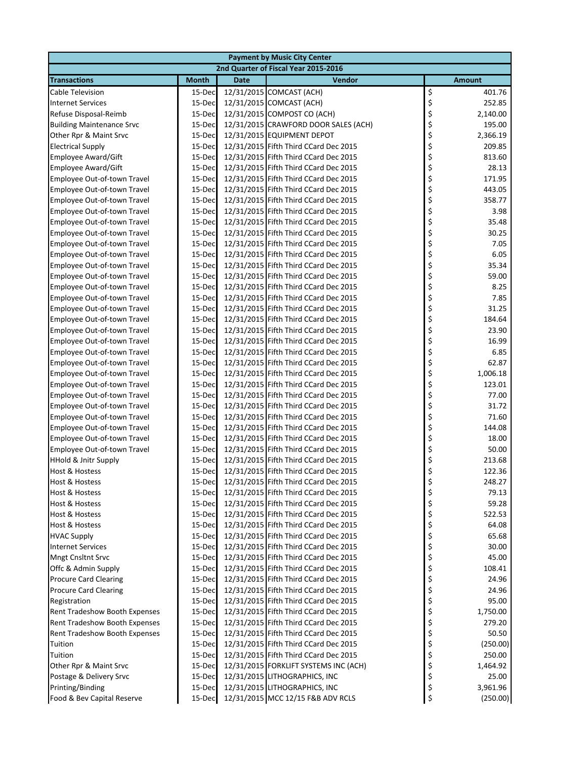| Payment by Music City Center | | | | |
|---|---|---|---|---|
| 2nd Quarter of Fiscal Year 2015-2016 | | | | |
| **Transactions** | **Month** | **Date** | **Vendor** | **Amount** |
| Cable Television | 15-Dec | 12/31/2015 | COMCAST (ACH) | $ 401.76 |
| Internet Services | 15-Dec | 12/31/2015 | COMCAST (ACH) | $ 252.85 |
| Refuse Disposal-Reimb | 15-Dec | 12/31/2015 | COMPOST CO (ACH) | $ 2,140.00 |
| Building Maintenance Srvc | 15-Dec | 12/31/2015 | CRAWFORD DOOR SALES (ACH) | $ 195.00 |
| Other Rpr & Maint Srvc | 15-Dec | 12/31/2015 | EQUIPMENT DEPOT | $ 2,366.19 |
| Electrical Supply | 15-Dec | 12/31/2015 | Fifth Third CCard Dec 2015 | $ 209.85 |
| Employee Award/Gift | 15-Dec | 12/31/2015 | Fifth Third CCard Dec 2015 | $ 813.60 |
| Employee Award/Gift | 15-Dec | 12/31/2015 | Fifth Third CCard Dec 2015 | $ 28.13 |
| Employee Out-of-town Travel | 15-Dec | 12/31/2015 | Fifth Third CCard Dec 2015 | $ 171.95 |
| Employee Out-of-town Travel | 15-Dec | 12/31/2015 | Fifth Third CCard Dec 2015 | $ 443.05 |
| Employee Out-of-town Travel | 15-Dec | 12/31/2015 | Fifth Third CCard Dec 2015 | $ 358.77 |
| Employee Out-of-town Travel | 15-Dec | 12/31/2015 | Fifth Third CCard Dec 2015 | $ 3.98 |
| Employee Out-of-town Travel | 15-Dec | 12/31/2015 | Fifth Third CCard Dec 2015 | $ 35.48 |
| Employee Out-of-town Travel | 15-Dec | 12/31/2015 | Fifth Third CCard Dec 2015 | $ 30.25 |
| Employee Out-of-town Travel | 15-Dec | 12/31/2015 | Fifth Third CCard Dec 2015 | $ 7.05 |
| Employee Out-of-town Travel | 15-Dec | 12/31/2015 | Fifth Third CCard Dec 2015 | $ 6.05 |
| Employee Out-of-town Travel | 15-Dec | 12/31/2015 | Fifth Third CCard Dec 2015 | $ 35.34 |
| Employee Out-of-town Travel | 15-Dec | 12/31/2015 | Fifth Third CCard Dec 2015 | $ 59.00 |
| Employee Out-of-town Travel | 15-Dec | 12/31/2015 | Fifth Third CCard Dec 2015 | $ 8.25 |
| Employee Out-of-town Travel | 15-Dec | 12/31/2015 | Fifth Third CCard Dec 2015 | $ 7.85 |
| Employee Out-of-town Travel | 15-Dec | 12/31/2015 | Fifth Third CCard Dec 2015 | $ 31.25 |
| Employee Out-of-town Travel | 15-Dec | 12/31/2015 | Fifth Third CCard Dec 2015 | $ 184.64 |
| Employee Out-of-town Travel | 15-Dec | 12/31/2015 | Fifth Third CCard Dec 2015 | $ 23.90 |
| Employee Out-of-town Travel | 15-Dec | 12/31/2015 | Fifth Third CCard Dec 2015 | $ 16.99 |
| Employee Out-of-town Travel | 15-Dec | 12/31/2015 | Fifth Third CCard Dec 2015 | $ 6.85 |
| Employee Out-of-town Travel | 15-Dec | 12/31/2015 | Fifth Third CCard Dec 2015 | $ 62.87 |
| Employee Out-of-town Travel | 15-Dec | 12/31/2015 | Fifth Third CCard Dec 2015 | $ 1,006.18 |
| Employee Out-of-town Travel | 15-Dec | 12/31/2015 | Fifth Third CCard Dec 2015 | $ 123.01 |
| Employee Out-of-town Travel | 15-Dec | 12/31/2015 | Fifth Third CCard Dec 2015 | $ 77.00 |
| Employee Out-of-town Travel | 15-Dec | 12/31/2015 | Fifth Third CCard Dec 2015 | $ 31.72 |
| Employee Out-of-town Travel | 15-Dec | 12/31/2015 | Fifth Third CCard Dec 2015 | $ 71.60 |
| Employee Out-of-town Travel | 15-Dec | 12/31/2015 | Fifth Third CCard Dec 2015 | $ 144.08 |
| Employee Out-of-town Travel | 15-Dec | 12/31/2015 | Fifth Third CCard Dec 2015 | $ 18.00 |
| Employee Out-of-town Travel | 15-Dec | 12/31/2015 | Fifth Third CCard Dec 2015 | $ 50.00 |
| HHold & Jnitr Supply | 15-Dec | 12/31/2015 | Fifth Third CCard Dec 2015 | $ 213.68 |
| Host & Hostess | 15-Dec | 12/31/2015 | Fifth Third CCard Dec 2015 | $ 122.36 |
| Host & Hostess | 15-Dec | 12/31/2015 | Fifth Third CCard Dec 2015 | $ 248.27 |
| Host & Hostess | 15-Dec | 12/31/2015 | Fifth Third CCard Dec 2015 | $ 79.13 |
| Host & Hostess | 15-Dec | 12/31/2015 | Fifth Third CCard Dec 2015 | $ 59.28 |
| Host & Hostess | 15-Dec | 12/31/2015 | Fifth Third CCard Dec 2015 | $ 522.53 |
| Host & Hostess | 15-Dec | 12/31/2015 | Fifth Third CCard Dec 2015 | $ 64.08 |
| HVAC Supply | 15-Dec | 12/31/2015 | Fifth Third CCard Dec 2015 | $ 65.68 |
| Internet Services | 15-Dec | 12/31/2015 | Fifth Third CCard Dec 2015 | $ 30.00 |
| Mngt Cnsltnt Srvc | 15-Dec | 12/31/2015 | Fifth Third CCard Dec 2015 | $ 45.00 |
| Offc & Admin Supply | 15-Dec | 12/31/2015 | Fifth Third CCard Dec 2015 | $ 108.41 |
| Procure Card Clearing | 15-Dec | 12/31/2015 | Fifth Third CCard Dec 2015 | $ 24.96 |
| Procure Card Clearing | 15-Dec | 12/31/2015 | Fifth Third CCard Dec 2015 | $ 24.96 |
| Registration | 15-Dec | 12/31/2015 | Fifth Third CCard Dec 2015 | $ 95.00 |
| Rent Tradeshow Booth Expenses | 15-Dec | 12/31/2015 | Fifth Third CCard Dec 2015 | $ 1,750.00 |
| Rent Tradeshow Booth Expenses | 15-Dec | 12/31/2015 | Fifth Third CCard Dec 2015 | $ 279.20 |
| Rent Tradeshow Booth Expenses | 15-Dec | 12/31/2015 | Fifth Third CCard Dec 2015 | $ 50.50 |
| Tuition | 15-Dec | 12/31/2015 | Fifth Third CCard Dec 2015 | $ (250.00) |
| Tuition | 15-Dec | 12/31/2015 | Fifth Third CCard Dec 2015 | $ 250.00 |
| Other Rpr & Maint Srvc | 15-Dec | 12/31/2015 | FORKLIFT SYSTEMS INC (ACH) | $ 1,464.92 |
| Postage & Delivery Srvc | 15-Dec | 12/31/2015 | LITHOGRAPHICS, INC | $ 25.00 |
| Printing/Binding | 15-Dec | 12/31/2015 | LITHOGRAPHICS, INC | $ 3,961.96 |
| Food & Bev Capital Reserve | 15-Dec | 12/31/2015 | MCC 12/15 F&B ADV RCLS | $ (250.00) |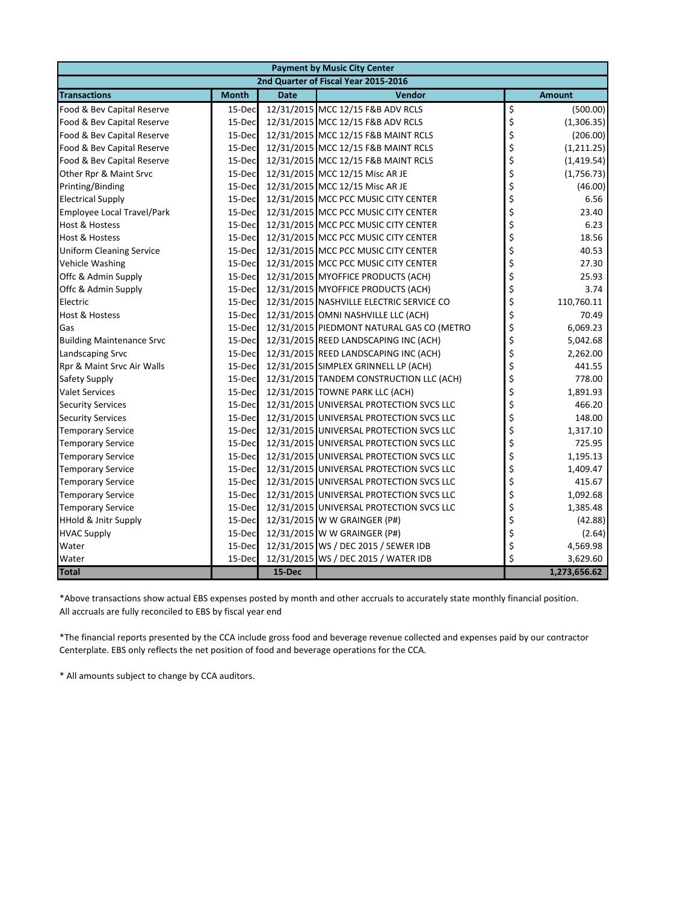| Payment by Music City Center | | | | |
|---|---|---|---|---|
| 2nd Quarter of Fiscal Year 2015-2016 | | | | |
| **Transactions** | **Month** | **Date** | **Vendor** | **Amount** |
| Food & Bev Capital Reserve | 15-Dec | 12/31/2015 | MCC 12/15 F&B ADV RCLS | $ (500.00) |
| Food & Bev Capital Reserve | 15-Dec | 12/31/2015 | MCC 12/15 F&B ADV RCLS | $ (1,306.35) |
| Food & Bev Capital Reserve | 15-Dec | 12/31/2015 | MCC 12/15 F&B MAINT RCLS | $ (206.00) |
| Food & Bev Capital Reserve | 15-Dec | 12/31/2015 | MCC 12/15 F&B MAINT RCLS | $ (1,211.25) |
| Food & Bev Capital Reserve | 15-Dec | 12/31/2015 | MCC 12/15 F&B MAINT RCLS | $ (1,419.54) |
| Other Rpr & Maint Srvc | 15-Dec | 12/31/2015 | MCC 12/15 Misc AR JE | $ (1,756.73) |
| Printing/Binding | 15-Dec | 12/31/2015 | MCC 12/15 Misc AR JE | $ (46.00) |
| Electrical Supply | 15-Dec | 12/31/2015 | MCC PCC MUSIC CITY CENTER | $ 6.56 |
| Employee Local Travel/Park | 15-Dec | 12/31/2015 | MCC PCC MUSIC CITY CENTER | $ 23.40 |
| Host & Hostess | 15-Dec | 12/31/2015 | MCC PCC MUSIC CITY CENTER | $ 6.23 |
| Host & Hostess | 15-Dec | 12/31/2015 | MCC PCC MUSIC CITY CENTER | $ 18.56 |
| Uniform Cleaning Service | 15-Dec | 12/31/2015 | MCC PCC MUSIC CITY CENTER | $ 40.53 |
| Vehicle Washing | 15-Dec | 12/31/2015 | MCC PCC MUSIC CITY CENTER | $ 27.30 |
| Offc & Admin Supply | 15-Dec | 12/31/2015 | MYOFFICE PRODUCTS (ACH) | $ 25.93 |
| Offc & Admin Supply | 15-Dec | 12/31/2015 | MYOFFICE PRODUCTS (ACH) | $ 3.74 |
| Electric | 15-Dec | 12/31/2015 | NASHVILLE ELECTRIC SERVICE CO | $ 110,760.11 |
| Host & Hostess | 15-Dec | 12/31/2015 | OMNI NASHVILLE LLC (ACH) | $ 70.49 |
| Gas | 15-Dec | 12/31/2015 | PIEDMONT NATURAL GAS CO (METRO | $ 6,069.23 |
| Building Maintenance Srvc | 15-Dec | 12/31/2015 | REED LANDSCAPING INC (ACH) | $ 5,042.68 |
| Landscaping Srvc | 15-Dec | 12/31/2015 | REED LANDSCAPING INC (ACH) | $ 2,262.00 |
| Rpr & Maint Srvc Air Walls | 15-Dec | 12/31/2015 | SIMPLEX GRINNELL LP (ACH) | $ 441.55 |
| Safety Supply | 15-Dec | 12/31/2015 | TANDEM CONSTRUCTION LLC (ACH) | $ 778.00 |
| Valet Services | 15-Dec | 12/31/2015 | TOWNE PARK LLC (ACH) | $ 1,891.93 |
| Security Services | 15-Dec | 12/31/2015 | UNIVERSAL PROTECTION SVCS LLC | $ 466.20 |
| Security Services | 15-Dec | 12/31/2015 | UNIVERSAL PROTECTION SVCS LLC | $ 148.00 |
| Temporary Service | 15-Dec | 12/31/2015 | UNIVERSAL PROTECTION SVCS LLC | $ 1,317.10 |
| Temporary Service | 15-Dec | 12/31/2015 | UNIVERSAL PROTECTION SVCS LLC | $ 725.95 |
| Temporary Service | 15-Dec | 12/31/2015 | UNIVERSAL PROTECTION SVCS LLC | $ 1,195.13 |
| Temporary Service | 15-Dec | 12/31/2015 | UNIVERSAL PROTECTION SVCS LLC | $ 1,409.47 |
| Temporary Service | 15-Dec | 12/31/2015 | UNIVERSAL PROTECTION SVCS LLC | $ 415.67 |
| Temporary Service | 15-Dec | 12/31/2015 | UNIVERSAL PROTECTION SVCS LLC | $ 1,092.68 |
| Temporary Service | 15-Dec | 12/31/2015 | UNIVERSAL PROTECTION SVCS LLC | $ 1,385.48 |
| HHold & Jnitr Supply | 15-Dec | 12/31/2015 | W W GRAINGER (P#) | $ (42.88) |
| HVAC Supply | 15-Dec | 12/31/2015 | W W GRAINGER (P#) | $ (2.64) |
| Water | 15-Dec | 12/31/2015 | WS / DEC 2015 / SEWER IDB | $ 4,569.98 |
| Water | 15-Dec | 12/31/2015 | WS / DEC 2015 / WATER IDB | $ 3,629.60 |
| **Total** | | **15-Dec** | | **1,273,656.62** |

*Above transactions show actual EBS expenses posted by month and other accruals to accurately state monthly financial position. All accruals are fully reconciled to EBS by fiscal year end

*The financial reports presented by the CCA include gross food and beverage revenue collected and expenses paid by our contractor Centerplate. EBS only reflects the net position of food and beverage operations for the CCA.

* All amounts subject to change by CCA auditors.